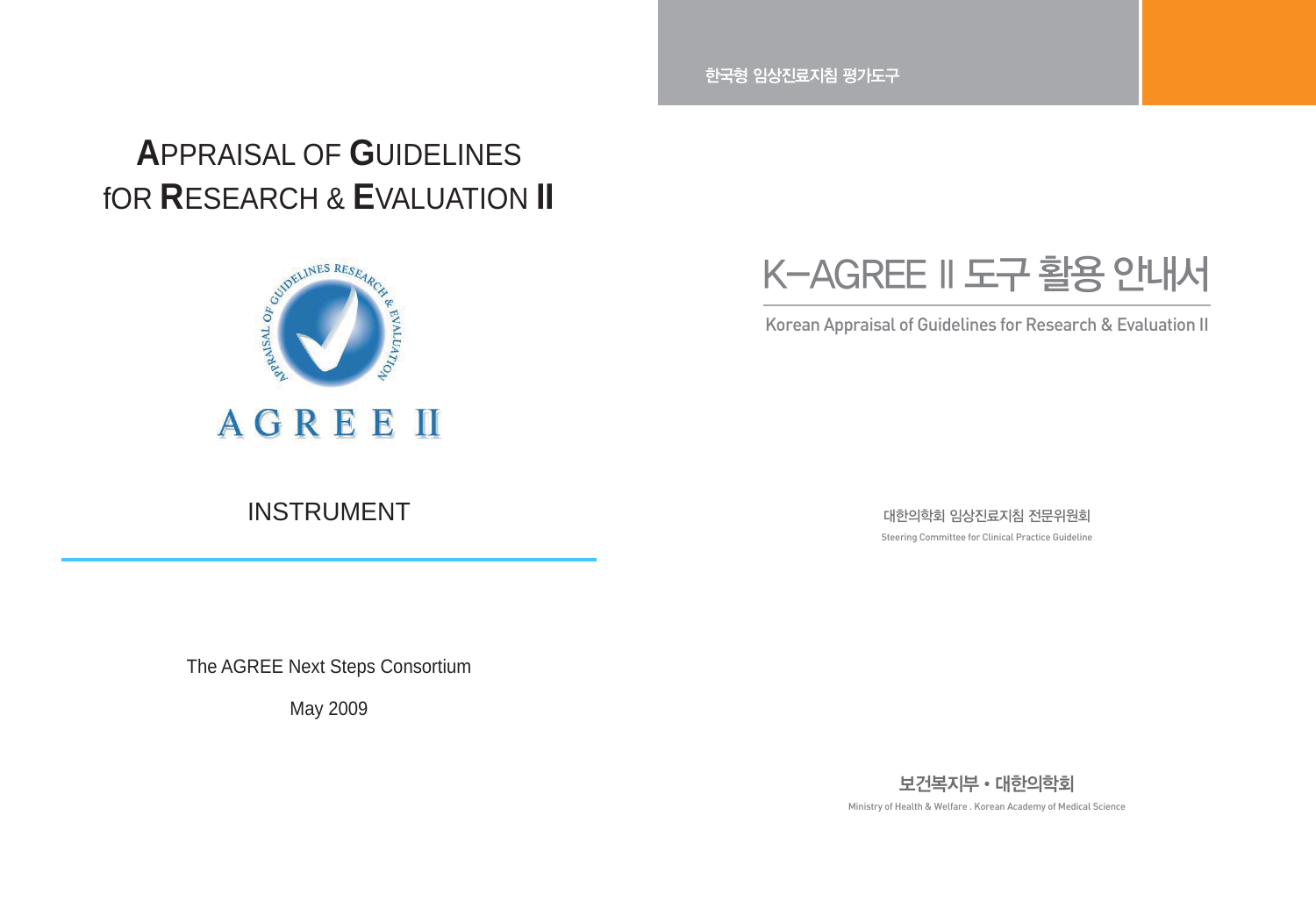# APPRAISAL OF GUIDELINES fOR RESEARCH & EVALUATION II

AGREE II

INSTRUMENT

The AGREE Next Steps Consortium

May 2009

한국형 임상진료지침 평가도구

# K-AGREE II 도구 활용 안내서

Korean Appraisal of Guidelines for Research & Evaluation II

대한의학회 임상진료지침 전문위원회

Steering Committee for Clinical Practice Guideline

보건복지부 • 대한의학회

Ministry of Health & Welfare . Korean Academy of Medical Science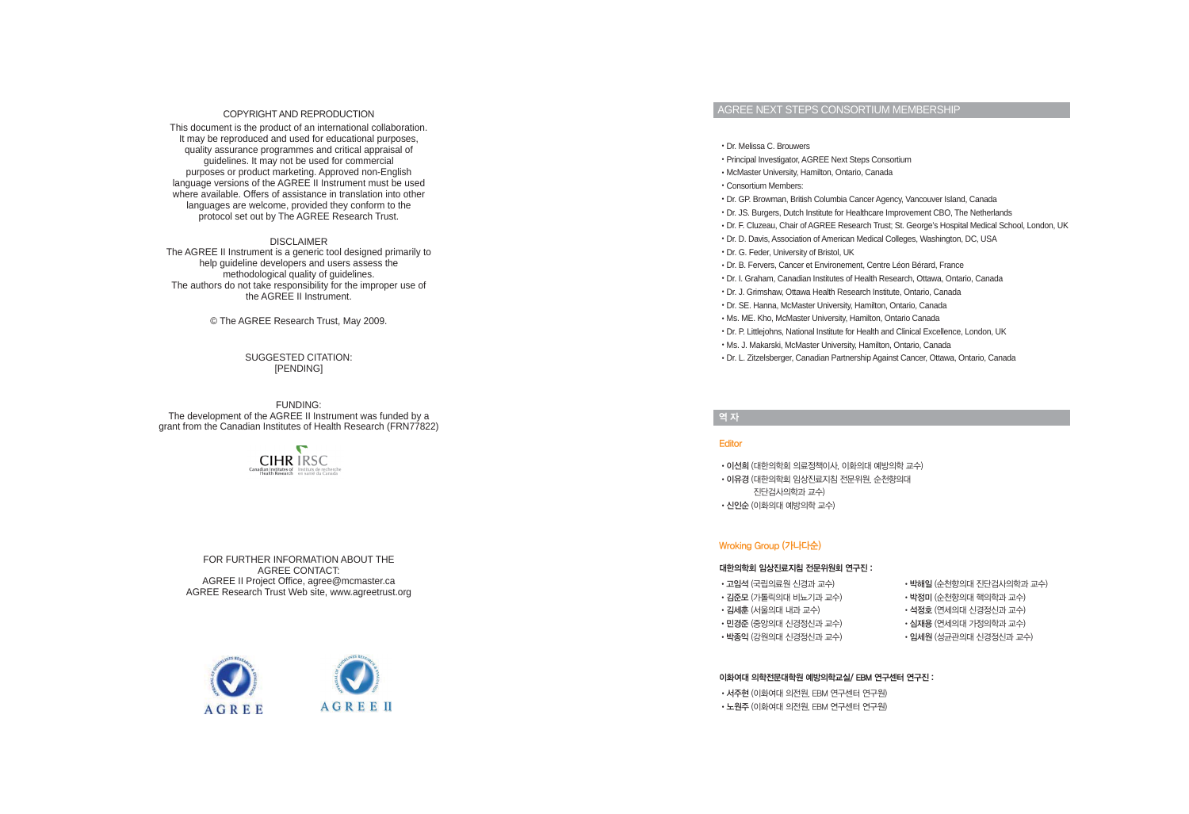## COPYRIGHT AND REPRODUCTION

This document is the product of an international collaboration. It may be reproduced and used for educational purposes, quality assurance programmes and critical appraisal of guidelines. It may not be used for commercial purposes or product marketing. Approved non-English language versions of the AGREE II Instrument must be used where available. Offers of assistance in translation into other languages are welcome, provided they conform to the protocol set out by The AGREE Research Trust.

## DISCLAIMER

The AGREE II Instrument is a generic tool designed primarily to help guideline developers and users assess the methodological quality of guidelines.
The authors do not take responsibility for the improper use of the AGREE II Instrument.

© The AGREE Research Trust, May 2009.

SUGGESTED CITATION:
[PENDING]

FUNDING:
The development of the AGREE II Instrument was funded by a grant from the Canadian Institutes of Health Research (FRN77822)

CIHR IRSC
Canadian Institutes of Health Research / Instituts de recherche en santé du Canada

FOR FURTHER INFORMATION ABOUT THE AGREE CONTACT:
AGREE II Project Office, agree@mcmaster.ca
AGREE Research Trust Web site, www.agreetrust.org

AGREE AGREE II

## AGREE NEXT STEPS CONSORTIUM MEMBERSHIP

- Dr. Melissa C. Brouwers
- Principal Investigator, AGREE Next Steps Consortium
- McMaster University, Hamilton, Ontario, Canada
- Consortium Members:
- Dr. GP. Browman, British Columbia Cancer Agency, Vancouver Island, Canada
- Dr. JS. Burgers, Dutch Institute for Healthcare Improvement CBO, The Netherlands
- Dr. F. Cluzeau, Chair of AGREE Research Trust; St. George's Hospital Medical School, London, UK
- Dr. D. Davis, Association of American Medical Colleges, Washington, DC, USA
- Dr. G. Feder, University of Bristol, UK
- Dr. B. Fervers, Cancer et Environement, Centre Léon Bérard, France
- Dr. I. Graham, Canadian Institutes of Health Research, Ottawa, Ontario, Canada
- Dr. J. Grimshaw, Ottawa Health Research Institute, Ontario, Canada
- Dr. SE. Hanna, McMaster University, Hamilton, Ontario, Canada
- Ms. ME. Kho, McMaster University, Hamilton, Ontario Canada
- Dr. P. Littlejohns, National Institute for Health and Clinical Excellence, London, UK
- Ms. J. Makarski, McMaster University, Hamilton, Ontario, Canada
- Dr. L. Zitzelsberger, Canadian Partnership Against Cancer, Ottawa, Ontario, Canada

## 역 자

### Editor

- **이선희** (대한의학회 의료정책이사, 이화의대 예방의학 교수)
- **이유경** (대한의학회 임상진료지침 전문위원, 순천향의대 진단검사의학과 교수)
- **신인순** (이화의대 예방의학 교수)

### Wroking Group (가나다순)

**대한의학회 임상진료지침 전문위원회 연구진 :**

- **고임석** (국립의료원 신경과 교수)
- **김준모** (가톨릭의대 비뇨기과 교수)
- **김세훈** (서울의대 내과 교수)
- **민경준** (중앙의대 신경정신과 교수)
- **박종익** (강원의대 신경정신과 교수)
- **박해일** (순천향의대 진단검사의학과 교수)
- **박정미** (순천향의대 핵의학과 교수)
- **석정호** (연세의대 신경정신과 교수)
- **심재용** (연세의대 가정의학과 교수)
- **임세원** (성균관의대 신경정신과 교수)

**이화여대 의학전문대학원 예방의학교실/ EBM 연구센터 연구진 :**

- **서주현** (이화여대 의전원, EBM 연구센터 연구원)
- **노원주** (이화여대 의전원, EBM 연구센터 연구원)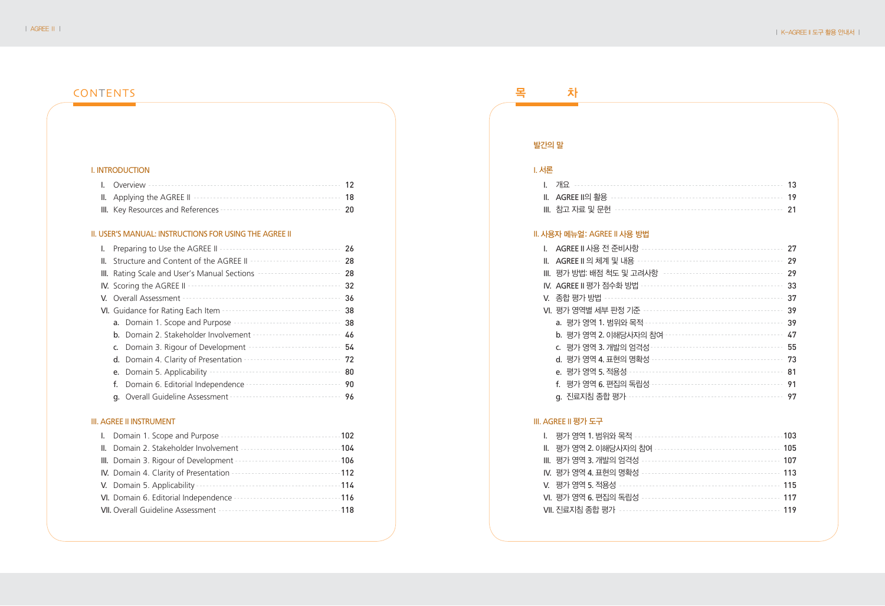## CONTENTS

**I. INTRODUCTION**

- I. Overview 12
- II. Applying the AGREE II 18
- III. Key Resources and References 20

**II. USER'S MANUAL: INSTRUCTIONS FOR USING THE AGREE II**

- I. Preparing to Use the AGREE II 26
- II. Structure and Content of the AGREE II 28
- III. Rating Scale and User's Manual Sections 28
- IV. Scoring the AGREE II 32
- V. Overall Assessment 36
- VI. Guidance for Rating Each Item 38
  - a. Domain 1. Scope and Purpose 38
  - b. Domain 2. Stakeholder Involvement 46
  - c. Domain 3. Rigour of Development 54
  - d. Domain 4. Clarity of Presentation 72
  - e. Domain 5. Applicability 80
  - f. Domain 6. Editorial Independence 90
  - g. Overall Guideline Assessment 96

**III. AGREE II INSTRUMENT**

- I. Domain 1. Scope and Purpose 102
- II. Domain 2. Stakeholder Involvement 104
- III. Domain 3. Rigour of Development 106
- IV. Domain 4. Clarity of Presentation 112
- V. Domain 5. Applicability 114
- VI. Domain 6. Editorial Independence 116
- VII. Overall Guideline Assessment 118

## 목 차

**발간의 말**

**I. 서론**

- I. 개요 13
- II. AGREE II의 활용 19
- III. 참고 자료 및 문헌 21

**II. 사용자 메뉴얼: AGREE II 사용 방법**

- I. AGREE II 사용 전 준비사항 27
- II. AGREE II 의 체계 및 내용 29
- III. 평가 방법: 배점 척도 및 고려사항 29
- IV. AGREE II 평가 점수화 방법 33
- V. 종합 평가 방법 37
- VI. 평가 영역별 세부 판정 기준 39
  - a. 평가 영역 1. 범위와 목적 39
  - b. 평가 영역 2. 이해당사자의 참여 47
  - c. 평가 영역 3. 개발의 엄격성 55
  - d. 평가 영역 4. 표현의 명확성 73
  - e. 평가 영역 5. 적용성 81
  - f. 평가 영역 6. 편집의 독립성 91
  - g. 진료지침 종합 평가 97

**III. AGREE II 평가 도구**

- I. 평가 영역 1. 범위와 목적 103
- II. 평가 영역 2. 이해당사자의 참여 105
- III. 평가 영역 3. 개발의 엄격성 107
- IV. 평가 영역 4. 표현의 명확성 113
- V. 평가 영역 5. 적용성 115
- VI. 평가 영역 6. 편집의 독립성 117
- VII. 진료지침 종합 평가 119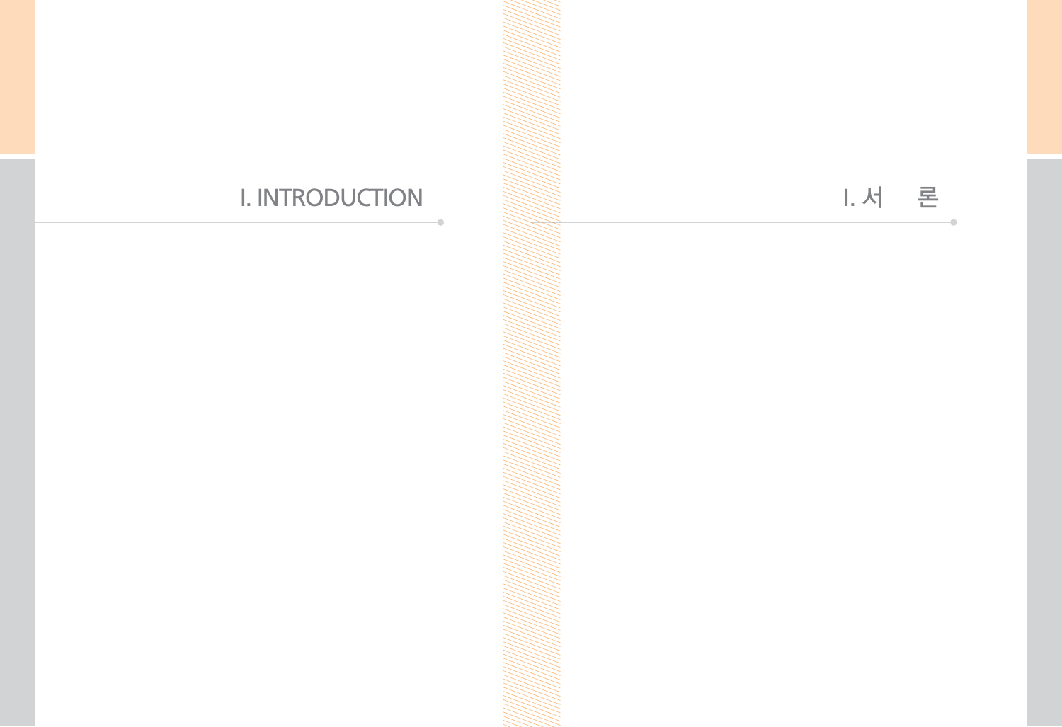# I. INTRODUCTION

# I. 서　　론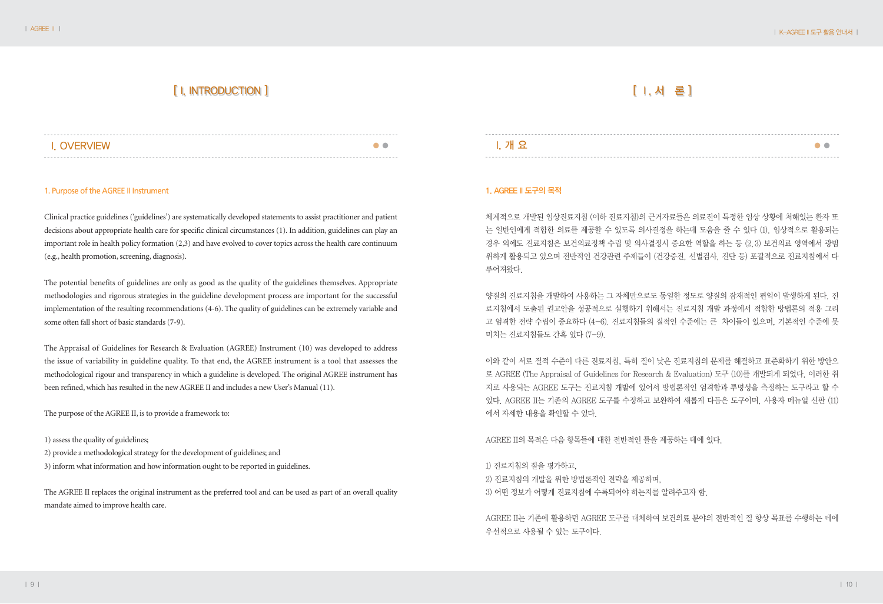# [ I. INTRODUCTION ]

## I. OVERVIEW

### 1. Purpose of the AGREE II Instrument

Clinical practice guidelines ('guidelines') are systematically developed statements to assist practitioner and patient decisions about appropriate health care for specific clinical circumstances (1). In addition, guidelines can play an important role in health policy formation (2,3) and have evolved to cover topics across the health care continuum (e.g., health promotion, screening, diagnosis).

The potential benefits of guidelines are only as good as the quality of the guidelines themselves. Appropriate methodologies and rigorous strategies in the guideline development process are important for the successful implementation of the resulting recommendations (4-6). The quality of guidelines can be extremely variable and some often fall short of basic standards (7-9).

The Appraisal of Guidelines for Research & Evaluation (AGREE) Instrument (10) was developed to address the issue of variability in guideline quality. To that end, the AGREE instrument is a tool that assesses the methodological rigour and transparency in which a guideline is developed. The original AGREE instrument has been refined, which has resulted in the new AGREE II and includes a new User's Manual (11).

The purpose of the AGREE II, is to provide a framework to:

1) assess the quality of guidelines;
2) provide a methodological strategy for the development of guidelines; and
3) inform what information and how information ought to be reported in guidelines.

The AGREE II replaces the original instrument as the preferred tool and can be used as part of an overall quality mandate aimed to improve health care.

# [ I. 서 론 ]

## I. 개 요

### 1. AGREE II 도구의 목적

체계적으로 개발된 임상진료지침 (이하 진료지침)의 근거자료들은 의료진이 특정한 임상 상황에 처해있는 환자 또는 일반인에게 적합한 의료를 제공할 수 있도록 의사결정을 하는데 도움을 줄 수 있다 (1). 임상적으로 활용되는 경우 외에도 진료지침은 보건의료정책 수립 및 의사결정시 중요한 역할을 하는 등 (2, 3) 보건의료 영역에서 광범위하게 활용되고 있으며 전반적인 건강관련 주제들이 (건강증진, 선별검사, 진단 등) 포괄적으로 진료지침에서 다루어져왔다.

양질의 진료지침을 개발하여 사용하는 그 자체만으로도 동일한 정도로 양질의 잠재적인 편익이 발생하게 된다. 진료지침에서 도출된 권고안을 성공적으로 실행하기 위해서는 진료지침 개발 과정에서 적합한 방법론의 적용 그리고 엄격한 전략 수립이 중요하다 (4-6). 진료지침들의 질적인 수준에는 큰 차이들이 있으며, 기본적인 수준에 못 미치는 진료지침들도 간혹 있다 (7-9).

이와 같이 서로 질적 수준이 다른 진료지침, 특히 질이 낮은 진료지침의 문제를 해결하고 표준화하기 위한 방안으로 AGREE (The Appraisal of Guidelines for Research & Evaluation) 도구 (10)를 개발하게 되었다. 이러한 취지로 사용되는 AGREE 도구는 진료지침 개발에 있어서 방법론적인 엄격함과 투명성을 측정하는 도구라고 할 수 있다. AGREE II는 기존의 AGREE 도구를 수정하고 보완하여 새롭게 다듬은 도구이며, 사용자 메뉴얼 신판 (11)에서 자세한 내용을 확인할 수 있다.

AGREE II의 목적은 다음 항목들에 대한 전반적인 틀을 제공하는 데에 있다.

1) 진료지침의 질을 평가하고,
2) 진료지침의 개발을 위한 방법론적인 전략을 제공하며,
3) 어떤 정보가 어떻게 진료지침에 수록되어야 하는지를 알려주고자 함.

AGREE II는 기존에 활용하던 AGREE 도구를 대체하여 보건의료 분야의 전반적인 질 향상 목표를 수행하는 데에 우선적으로 사용될 수 있는 도구이다.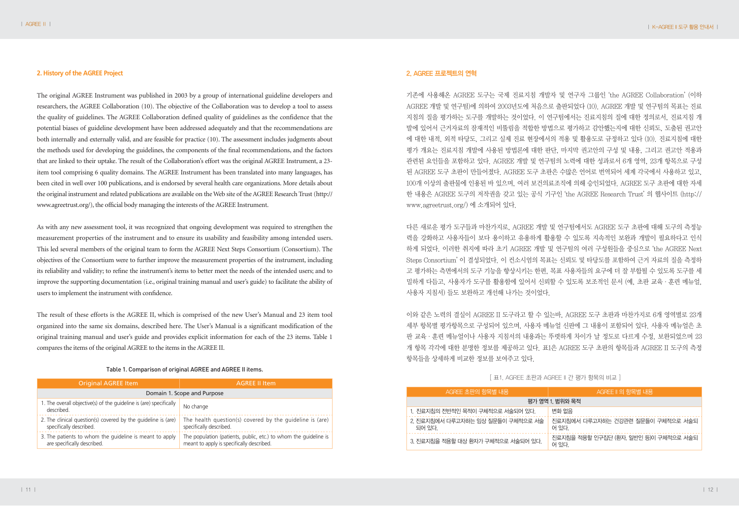## 2. History of the AGREE Project

The original AGREE Instrument was published in 2003 by a group of international guideline developers and researchers, the AGREE Collaboration (10). The objective of the Collaboration was to develop a tool to assess the quality of guidelines. The AGREE Collaboration defined quality of guidelines as the confidence that the potential biases of guideline development have been addressed adequately and that the recommendations are both internally and externally valid, and are feasible for practice (10). The assessment includes judgments about the methods used for developing the guidelines, the components of the final recommendations, and the factors that are linked to their uptake. The result of the Collaboration's effort was the original AGREE Instrument, a 23-item tool comprising 6 quality domains. The AGREE Instrument has been translated into many languages, has been cited in well over 100 publications, and is endorsed by several health care organizations. More details about the original instrument and related publications are available on the Web site of the AGREE Research Trust (http://www.agreetrust.org/), the official body managing the interests of the AGREE Instrument.

As with any new assessment tool, it was recognized that ongoing development was required to strengthen the measurement properties of the instrument and to ensure its usability and feasibility among intended users. This led several members of the original team to form the AGREE Next Steps Consortium (Consortium). The objectives of the Consortium were to further improve the measurement properties of the instrument, including its reliability and validity; to refine the instrument's items to better meet the needs of the intended users; and to improve the supporting documentation (i.e., original training manual and user's guide) to facilitate the ability of users to implement the instrument with confidence.

The result of these efforts is the AGREE II, which is comprised of the new User's Manual and 23 item tool organized into the same six domains, described here. The User's Manual is a significant modification of the original training manual and user's guide and provides explicit information for each of the 23 items. Table 1 compares the items of the original AGREE to the items in the AGREE II.

Table 1. Comparison of original AGREE and AGREE II items.

| Original AGREE Item | AGREE II Item |
|---|---|
| Domain 1. Scope and Purpose | |
| 1. The overall objective(s) of the guideline is (are) specifically described. | No change |
| 2. The clinical question(s) covered by the guideline is (are) specifically described. | The health question(s) covered by the guideline is (are) specifically described. |
| 3. The patients to whom the guideline is meant to apply are specifically described. | The population (patients, public, etc.) to whom the guideline is meant to apply is specifically described. |

## 2. AGREE 프로젝트의 연혁

기존에 사용해온 AGREE 도구는 국제 진료지침 개발자 및 연구자 그룹인 'the AGREE Collaboration' (이하 AGREE 개발 및 연구팀)에 의하여 2003년도에 처음으로 출판되었다 (10). AGREE 개발 및 연구팀의 목표는 진료지침의 질을 평가하는 도구를 개발하는 것이었다. 이 연구팀에서는 진료지침의 질에 대한 정의로서, 진료지침 개발에 있어서 근거자료의 잠재적인 비뚤림을 적합한 방법으로 평가하고 감안했는지에 대한 신뢰도, 도출된 권고안에 대한 내적, 외적 타당도, 그리고 실제 진료 현장에서의 적용 및 활용도로 규정하고 있다 (10). 진료지침에 대한 평가 개요는 진료지침 개발에 사용된 방법론에 대한 판단, 마지막 권고안의 구성 및 내용, 그리고 권고안 적용과 관련된 요인들을 포함하고 있다. AGREE 개발 및 연구팀의 노력에 대한 성과로서 6개 영역, 23개 항목으로 구성된 AGREE 도구 초판이 만들어졌다. AGREE 도구 초판은 수많은 언어로 번역되어 세계 각국에서 사용하고 있고, 100개 이상의 출판물에 인용된 바 있으며, 여러 보건의료조직에 의해 승인되었다. AGREE 도구 초판에 대한 자세한 내용은 AGREE 도구의 저작권을 갖고 있는 공식 기구인 'the AGREE Research Trust' 의 웹사이트 (http://www.agreetrust.org/) 에 소개되어 있다.

다른 새로운 평가 도구들과 마찬가지로, AGREE 개발 및 연구팀에서도 AGREE 도구 초판에 대해 도구의 측정능력을 강화하고 사용자들이 보다 용이하고 유용하게 활용할 수 있도록 지속적인 보완과 개발이 필요하다고 인식하게 되었다. 이러한 취지에 따라 초기 AGREE 개발 및 연구팀의 여러 구성원들을 중심으로 'the AGREE Next Steps Consortium' 이 결성되었다. 이 컨소시엄의 목표는 신뢰도 및 타당도를 포함하여 근거 자료의 질을 측정하고 평가하는 측면에서의 도구 기능을 향상시키는 한편, 목표 사용자들의 요구에 더 잘 부합될 수 있도록 도구를 세밀하게 다듬고, 사용자가 도구를 활용함에 있어서 신뢰할 수 있도록 보조적인 문서 (예, 초판 교육 · 훈련 메뉴얼, 사용자 지침서) 들도 보완하고 개선해 나가는 것이었다.

이와 같은 노력의 결실이 AGREE II 도구라고 할 수 있는바, AGREE 도구 초판과 마찬가지로 6개 영역별로 23개 세부 항목별 평가항목으로 구성되어 있으며, 사용자 메뉴얼 신판에 그 내용이 포함되어 있다. 사용자 메뉴얼은 초판 교육 · 훈련 메뉴얼이나 사용자 지침서의 내용과는 뚜렷하게 차이가 날 정도로 다르게 수정, 보완되었으며 23개 항목 각각에 대한 분명한 정보를 제공하고 있다. 표1은 AGREE 도구 초판의 항목들과 AGREE II 도구의 측정 항목들을 상세하게 비교한 정보를 보여주고 있다.

[ 표1. AGREE 초판과 AGREE Ⅱ 간 평가 항목의 비교 ]

| AGREE 초판의 항목별 내용 | AGREE Ⅱ 의 항목별 내용 |
|---|---|
| 평가 영역 1. 범위와 목적 | |
| 1. 진료지침의 전반적인 목적이 구체적으로 서술되어 있다. | 변화 없음 |
| 2. 진료지침에서 다루고자하는 임상 질문들이 구체적으로 서술되어 있다. | 진료지침에서 다루고자하는 건강관련 질문들이 구체적으로 서술되어 있다. |
| 3. 진료지침을 적용할 대상 환자가 구체적으로 서술되어 있다. | 진료지침을 적용할 인구집단 (환자, 일반인 등)이 구체적으로 서술되어 있다. |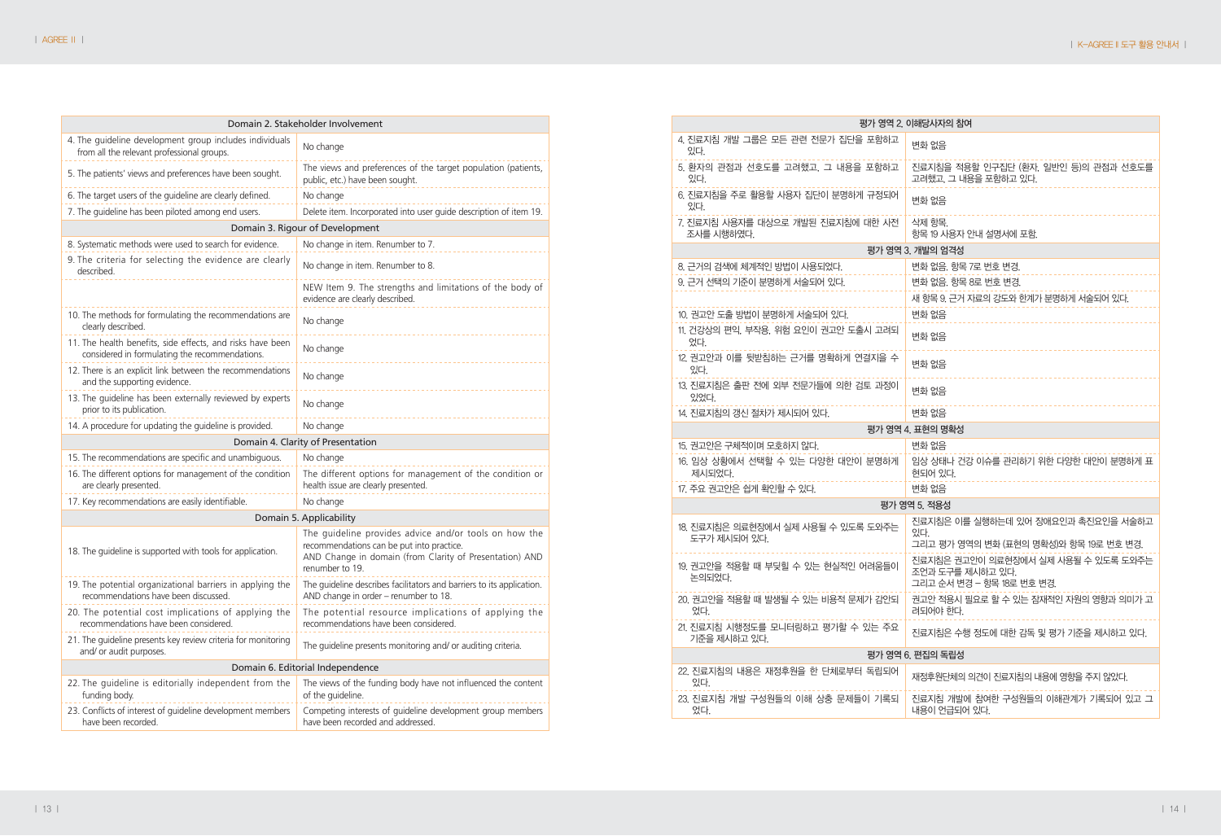| Domain 2. Stakeholder Involvement | |
|---|---|
| 4. The guideline development group includes individuals from all the relevant professional groups. | No change |
| 5. The patients' views and preferences have been sought. | The views and preferences of the target population (patients, public, etc.) have been sought. |
| 6. The target users of the guideline are clearly defined. | No change |
| 7. The guideline has been piloted among end users. | Delete item. Incorporated into user guide description of item 19. |
| **Domain 3. Rigour of Development** | |
| 8. Systematic methods were used to search for evidence. | No change in item. Renumber to 7. |
| 9. The criteria for selecting the evidence are clearly described. | No change in item. Renumber to 8. |
| | NEW Item 9. The strengths and limitations of the body of evidence are clearly described. |
| 10. The methods for formulating the recommendations are clearly described. | No change |
| 11. The health benefits, side effects, and risks have been considered in formulating the recommendations. | No change |
| 12. There is an explicit link between the recommendations and the supporting evidence. | No change |
| 13. The guideline has been externally reviewed by experts prior to its publication. | No change |
| 14. A procedure for updating the guideline is provided. | No change |
| **Domain 4. Clarity of Presentation** | |
| 15. The recommendations are specific and unambiguous. | No change |
| 16. The different options for management of the condition are clearly presented. | The different options for management of the condition or health issue are clearly presented. |
| 17. Key recommendations are easily identifiable. | No change |
| **Domain 5. Applicability** | |
| 18. The guideline is supported with tools for application. | The guideline provides advice and/or tools on how the recommendations can be put into practice. AND Change in domain (from Clarity of Presentation) AND renumber to 19. |
| 19. The potential organizational barriers in applying the recommendations have been discussed. | The guideline describes facilitators and barriers to its application. AND change in order – renumber to 18. |
| 20. The potential cost implications of applying the recommendations have been considered. | The potential resource implications of applying the recommendations have been considered. |
| 21. The guideline presents key review criteria for monitoring and/ or audit purposes. | The guideline presents monitoring and/ or auditing criteria. |
| **Domain 6. Editorial Independence** | |
| 22. The guideline is editorially independent from the funding body. | The views of the funding body have not influenced the content of the guideline. |
| 23. Conflicts of interest of guideline development members have been recorded. | Competing interests of guideline development group members have been recorded and addressed. |

| 평가 영역 2. 이해당사자의 참여 | |
|---|---|
| 4. 진료지침 개발 그룹은 모든 관련 전문가 집단을 포함하고 있다. | 변화 없음 |
| 5. 환자의 관점과 선호도를 고려했고, 그 내용을 포함하고 있다. | 진료지침을 적용할 인구집단 (환자, 일반인 등)의 관점과 선호도를 고려했고, 그 내용을 포함하고 있다. |
| 6. 진료지침을 주로 활용할 사용자 집단이 분명하게 규정되어 있다. | 변화 없음 |
| 7. 진료지침 사용자를 대상으로 개발된 진료지침에 대한 사전 조사를 시행하였다. | 삭제 항목. 항목 19 사용자 안내 설명서에 포함. |
| **평가 영역 3. 개발의 엄격성** | |
| 8. 근거의 검색에 체계적인 방법이 사용되었다. | 변화 없음. 항목 7로 번호 변경. |
| 9. 근거 선택의 기준이 분명하게 서술되어 있다. | 변화 없음. 항목 8로 번호 변경. |
| | 새 항목 9. 근거 자료의 강도와 한계가 분명하게 서술되어 있다. |
| 10. 권고안 도출 방법이 분명하게 서술되어 있다. | 변화 없음 |
| 11. 건강상의 편익, 부작용, 위험 요인이 권고안 도출시 고려되었다. | 변화 없음 |
| 12. 권고안과 이를 뒷받침하는 근거를 명확하게 연결지을 수 있다. | 변화 없음 |
| 13. 진료지침은 출판 전에 외부 전문가들에 의한 검토 과정이 있었다. | 변화 없음 |
| 14. 진료지침의 갱신 절차가 제시되어 있다. | 변화 없음 |
| **평가 영역 4. 표현의 명확성** | |
| 15. 권고안은 구체적이며 모호하지 않다. | 변화 없음 |
| 16. 임상 상황에서 선택할 수 있는 다양한 대안이 분명하게 제시되었다. | 임상 상태나 건강 이슈를 관리하기 위한 다양한 대안이 분명하게 표현되어 있다. |
| 17. 주요 권고안은 쉽게 확인할 수 있다. | 변화 없음 |
| **평가 영역 5. 적용성** | |
| 18. 진료지침은 의료현장에서 실제 사용될 수 있도록 도와주는 도구가 제시되어 있다. | 진료지침은 이를 실행하는데 있어 장애요인과 촉진요인을 서술하고 있다. 그리고 평가 영역의 변화 (표현의 명확성)와 항목 19로 번호 변경. |
| 19. 권고안을 적용할 때 부딪힐 수 있는 현실적인 어려움들이 논의되었다. | 진료지침은 권고안이 의료현장에서 실제 사용될 수 있도록 도와주는 조언과 도구를 제시하고 있다. 그리고 순서 변경 – 항목 18로 번호 변경. |
| 20. 권고안을 적용할 때 발생될 수 있는 비용적 문제가 감안되었다. | 권고안 적용시 필요로 할 수 있는 잠재적인 자원의 영향과 의미가 고려되어야 한다. |
| 21. 진료지침 시행정도를 모니터링하고 평가할 수 있는 주요 기준을 제시하고 있다. | 진료지침은 수행 정도에 대한 감독 및 평가 기준을 제시하고 있다. |
| **평가 영역 6. 편집의 독립성** | |
| 22. 진료지침의 내용은 재정후원을 한 단체로부터 독립되어 있다. | 재정후원단체의 의견이 진료지침의 내용에 영향을 주지 않았다. |
| 23. 진료지침 개발 구성원들의 이해 상충 문제들이 기록되었다. | 진료지침 개발에 참여한 구성원들의 이해관계가 기록되어 있고 그 내용이 언급되어 있다. |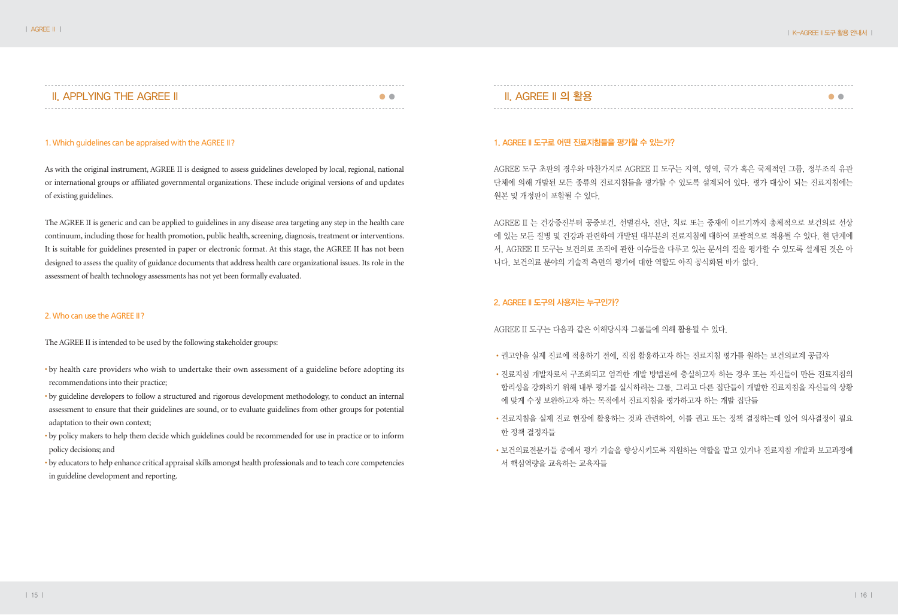## II. APPLYING THE AGREE II

### 1. Which guidelines can be appraised with the AGREE II?

As with the original instrument, AGREE II is designed to assess guidelines developed by local, regional, national or international groups or affiliated governmental organizations. These include original versions of and updates of existing guidelines.

The AGREE II is generic and can be applied to guidelines in any disease area targeting any step in the health care continuum, including those for health promotion, public health, screening, diagnosis, treatment or interventions. It is suitable for guidelines presented in paper or electronic format. At this stage, the AGREE II has not been designed to assess the quality of guidance documents that address health care organizational issues. Its role in the assessment of health technology assessments has not yet been formally evaluated.

### 2. Who can use the AGREE II?

The AGREE II is intended to be used by the following stakeholder groups:

- by health care providers who wish to undertake their own assessment of a guideline before adopting its recommendations into their practice;
- by guideline developers to follow a structured and rigorous development methodology, to conduct an internal assessment to ensure that their guidelines are sound, or to evaluate guidelines from other groups for potential adaptation to their own context;
- by policy makers to help them decide which guidelines could be recommended for use in practice or to inform policy decisions; and
- by educators to help enhance critical appraisal skills amongst health professionals and to teach core competencies in guideline development and reporting.

## II. AGREE II 의 활용

### 1. AGREE II 도구로 어떤 진료지침들을 평가할 수 있는가?

AGREE 도구 초판의 경우와 마찬가지로 AGREE II 도구는 지역, 영역, 국가 혹은 국제적인 그룹, 정부조직 유관 단체에 의해 개발된 모든 종류의 진료지침들을 평가할 수 있도록 설계되어 있다. 평가 대상이 되는 진료지침에는 원본 및 개정판이 포함될 수 있다.

AGREE II 는 건강증진부터 공중보건, 선별검사, 진단, 치료 또는 중재에 이르기까지 총체적으로 보건의료 선상에 있는 모든 질병 및 건강과 관련하여 개발된 대부분의 진료지침에 대하여 포괄적으로 적용될 수 있다. 현 단계에서, AGREE II 도구는 보건의료 조직에 관한 이슈들을 다루고 있는 문서의 질을 평가할 수 있도록 설계된 것은 아니다. 보건의료 분야의 기술적 측면의 평가에 대한 역할도 아직 공식화된 바가 없다.

### 2. AGREE II 도구의 사용자는 누구인가?

AGREE II 도구는 다음과 같은 이해당사자 그룹들에 의해 활용될 수 있다.

- 권고안을 실제 진료에 적용하기 전에, 직접 활용하고자 하는 진료지침 평가를 원하는 보건의료계 공급자
- 진료지침 개발자로서 구조화되고 엄격한 개발 방법론에 충실하고자 하는 경우 또는 자신들이 만든 진료지침의 합리성을 강화하기 위해 내부 평가를 실시하려는 그룹, 그리고 다른 집단들이 개발한 진료지침을 자신들의 상황에 맞게 수정 보완하고자 하는 목적에서 진료지침을 평가하고자 하는 개발 집단들
- 진료지침을 실제 진료 현장에 활용하는 것과 관련하여, 이를 권고 또는 정책 결정하는데 있어 의사결정이 필요한 정책 결정자들
- 보건의료전문가들 중에서 평가 기술을 향상시키도록 지원하는 역할을 맡고 있거나 진료지침 개발과 보고과정에서 핵심역량을 교육하는 교육자들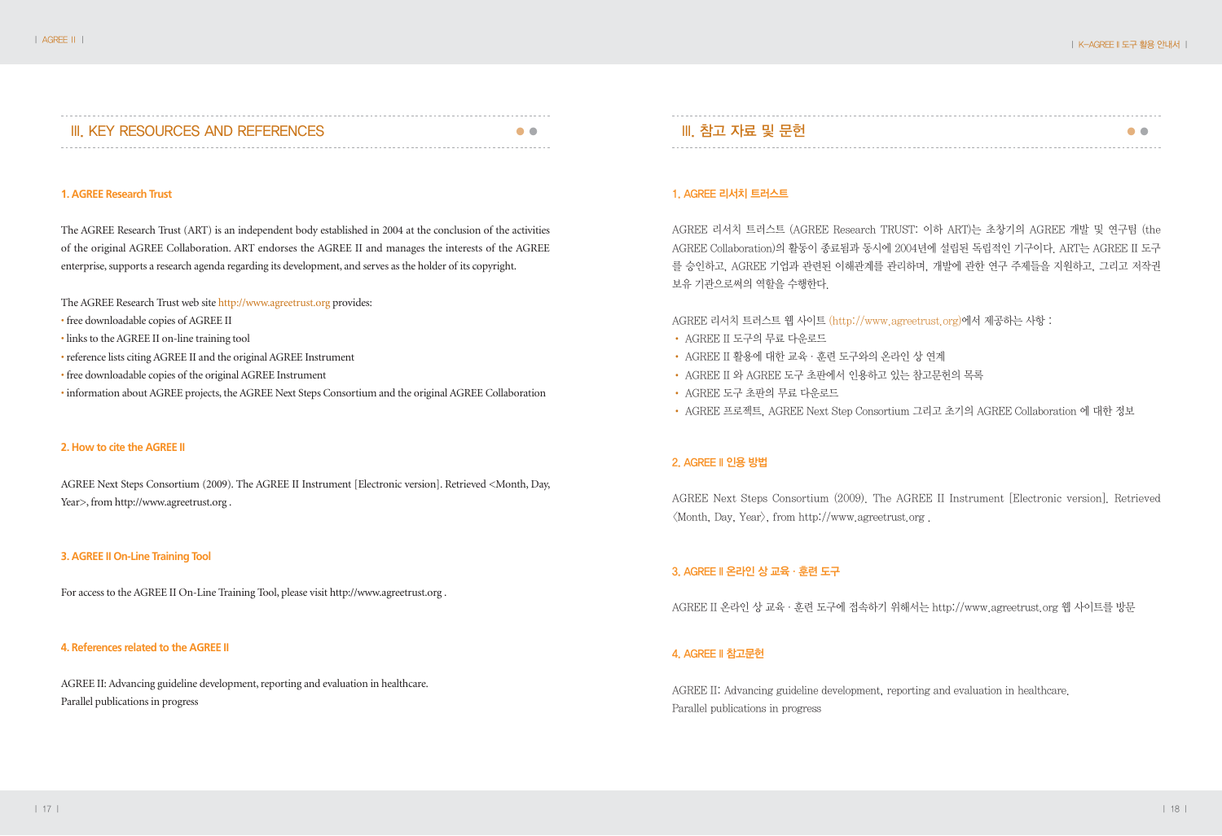## III. KEY RESOURCES AND REFERENCES

### 1. AGREE Research Trust

The AGREE Research Trust (ART) is an independent body established in 2004 at the conclusion of the activities of the original AGREE Collaboration. ART endorses the AGREE II and manages the interests of the AGREE enterprise, supports a research agenda regarding its development, and serves as the holder of its copyright.

The AGREE Research Trust web site http://www.agreetrust.org provides:

- free downloadable copies of AGREE II
- links to the AGREE II on-line training tool
- reference lists citing AGREE II and the original AGREE Instrument
- free downloadable copies of the original AGREE Instrument
- information about AGREE projects, the AGREE Next Steps Consortium and the original AGREE Collaboration

### 2. How to cite the AGREE II

AGREE Next Steps Consortium (2009). The AGREE II Instrument [Electronic version]. Retrieved <Month, Day, Year>, from http://www.agreetrust.org .

### 3. AGREE II On-Line Training Tool

For access to the AGREE II On-Line Training Tool, please visit http://www.agreetrust.org .

### 4. References related to the AGREE II

AGREE II: Advancing guideline development, reporting and evaluation in healthcare.
Parallel publications in progress

## III. 참고 자료 및 문헌

### 1. AGREE 리서치 트러스트

AGREE 리서치 트러스트 (AGREE Research TRUST: 이하 ART)는 초창기의 AGREE 개발 및 연구팀 (the AGREE Collaboration)의 활동이 종료됨과 동시에 2004년에 설립된 독립적인 기구이다. ART는 AGREE II 도구를 승인하고, AGREE 기업과 관련된 이해관계를 관리하며, 개발에 관한 연구 주제들을 지원하고, 그리고 저작권 보유 기관으로써의 역할을 수행한다.

AGREE 리서치 트러스트 웹 사이트 (http://www.agreetrust.org)에서 제공하는 사항 :

- AGREE II 도구의 무료 다운로드
- AGREE II 활용에 대한 교육 · 훈련 도구와의 온라인 상 연계
- AGREE II 와 AGREE 도구 초판에서 인용하고 있는 참고문헌의 목록
- AGREE 도구 초판의 무료 다운로드
- AGREE 프로젝트, AGREE Next Step Consortium 그리고 초기의 AGREE Collaboration 에 대한 정보

### 2. AGREE II 인용 방법

AGREE Next Steps Consortium (2009). The AGREE II Instrument [Electronic version]. Retrieved 〈Month, Day, Year〉, from http://www.agreetrust.org .

### 3. AGREE II 온라인 상 교육 · 훈련 도구

AGREE II 온라인 상 교육 · 훈련 도구에 접속하기 위해서는 http://www.agreetrust.org 웹 사이트를 방문

### 4. AGREE II 참고문헌

AGREE II: Advancing guideline development, reporting and evaluation in healthcare.
Parallel publications in progress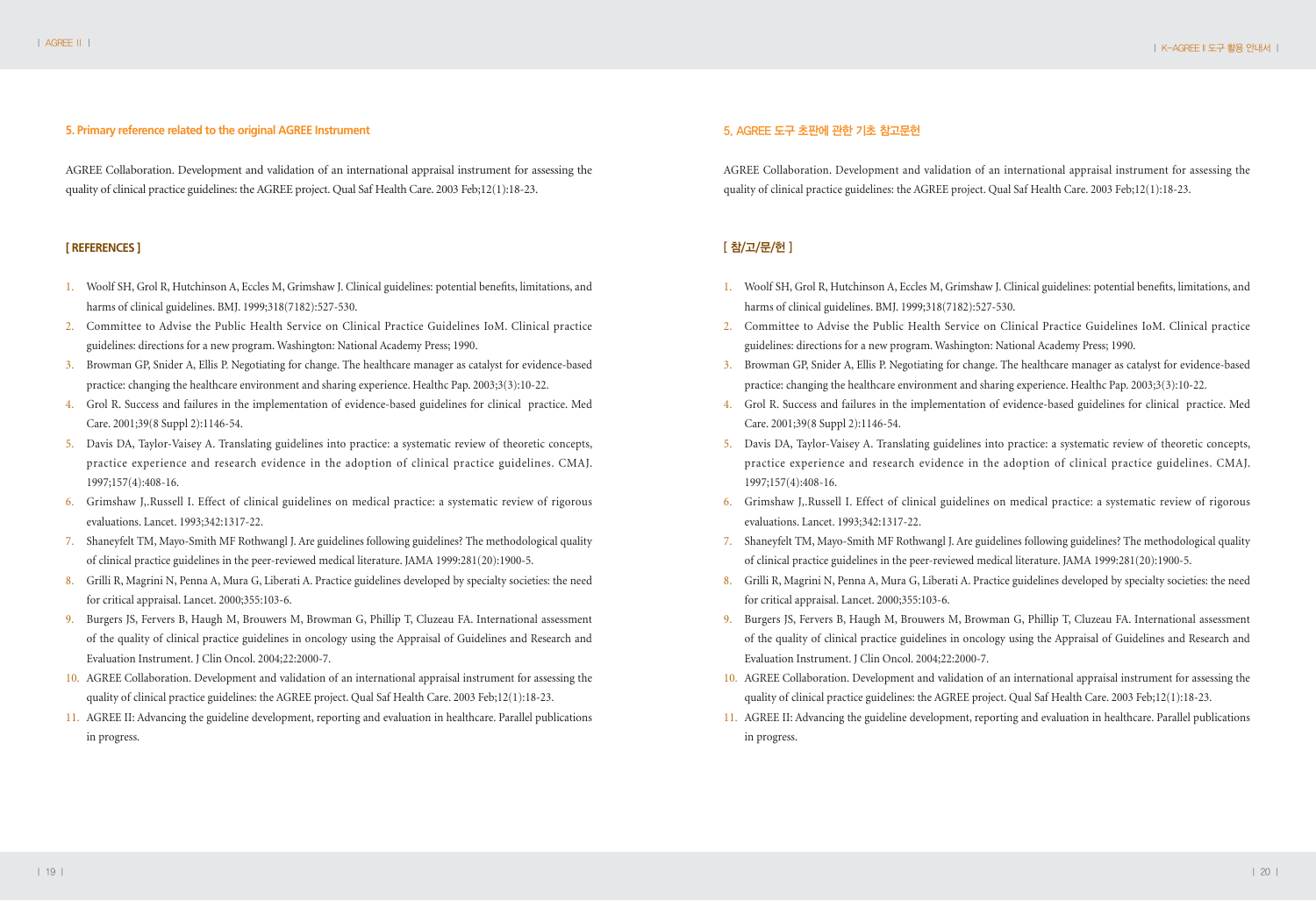### 5. Primary reference related to the original AGREE Instrument

AGREE Collaboration. Development and validation of an international appraisal instrument for assessing the quality of clinical practice guidelines: the AGREE project. Qual Saf Health Care. 2003 Feb;12(1):18-23.

### [ REFERENCES ]

1. Woolf SH, Grol R, Hutchinson A, Eccles M, Grimshaw J. Clinical guidelines: potential benefits, limitations, and harms of clinical guidelines. BMJ. 1999;318(7182):527-530.
2. Committee to Advise the Public Health Service on Clinical Practice Guidelines IoM. Clinical practice guidelines: directions for a new program. Washington: National Academy Press; 1990.
3. Browman GP, Snider A, Ellis P. Negotiating for change. The healthcare manager as catalyst for evidence-based practice: changing the healthcare environment and sharing experience. Healthc Pap. 2003;3(3):10-22.
4. Grol R. Success and failures in the implementation of evidence-based guidelines for clinical practice. Med Care. 2001;39(8 Suppl 2):1146-54.
5. Davis DA, Taylor-Vaisey A. Translating guidelines into practice: a systematic review of theoretic concepts, practice experience and research evidence in the adoption of clinical practice guidelines. CMAJ. 1997;157(4):408-16.
6. Grimshaw J,.Russell I. Effect of clinical guidelines on medical practice: a systematic review of rigorous evaluations. Lancet. 1993;342:1317-22.
7. Shaneyfelt TM, Mayo-Smith MF Rothwangl J. Are guidelines following guidelines? The methodological quality of clinical practice guidelines in the peer-reviewed medical literature. JAMA 1999:281(20):1900-5.
8. Grilli R, Magrini N, Penna A, Mura G, Liberati A. Practice guidelines developed by specialty societies: the need for critical appraisal. Lancet. 2000;355:103-6.
9. Burgers JS, Fervers B, Haugh M, Brouwers M, Browman G, Phillip T, Cluzeau FA. International assessment of the quality of clinical practice guidelines in oncology using the Appraisal of Guidelines and Research and Evaluation Instrument. J Clin Oncol. 2004;22:2000-7.
10. AGREE Collaboration. Development and validation of an international appraisal instrument for assessing the quality of clinical practice guidelines: the AGREE project. Qual Saf Health Care. 2003 Feb;12(1):18-23.
11. AGREE II: Advancing the guideline development, reporting and evaluation in healthcare. Parallel publications in progress.

### 5. AGREE 도구 초판에 관한 기초 참고문헌

AGREE Collaboration. Development and validation of an international appraisal instrument for assessing the quality of clinical practice guidelines: the AGREE project. Qual Saf Health Care. 2003 Feb;12(1):18-23.

### [ 참/고/문/헌 ]

1. Woolf SH, Grol R, Hutchinson A, Eccles M, Grimshaw J. Clinical guidelines: potential benefits, limitations, and harms of clinical guidelines. BMJ. 1999;318(7182):527-530.
2. Committee to Advise the Public Health Service on Clinical Practice Guidelines IoM. Clinical practice guidelines: directions for a new program. Washington: National Academy Press; 1990.
3. Browman GP, Snider A, Ellis P. Negotiating for change. The healthcare manager as catalyst for evidence-based practice: changing the healthcare environment and sharing experience. Healthc Pap. 2003;3(3):10-22.
4. Grol R. Success and failures in the implementation of evidence-based guidelines for clinical practice. Med Care. 2001;39(8 Suppl 2):1146-54.
5. Davis DA, Taylor-Vaisey A. Translating guidelines into practice: a systematic review of theoretic concepts, practice experience and research evidence in the adoption of clinical practice guidelines. CMAJ. 1997;157(4):408-16.
6. Grimshaw J,.Russell I. Effect of clinical guidelines on medical practice: a systematic review of rigorous evaluations. Lancet. 1993;342:1317-22.
7. Shaneyfelt TM, Mayo-Smith MF Rothwangl J. Are guidelines following guidelines? The methodological quality of clinical practice guidelines in the peer-reviewed medical literature. JAMA 1999:281(20):1900-5.
8. Grilli R, Magrini N, Penna A, Mura G, Liberati A. Practice guidelines developed by specialty societies: the need for critical appraisal. Lancet. 2000;355:103-6.
9. Burgers JS, Fervers B, Haugh M, Brouwers M, Browman G, Phillip T, Cluzeau FA. International assessment of the quality of clinical practice guidelines in oncology using the Appraisal of Guidelines and Research and Evaluation Instrument. J Clin Oncol. 2004;22:2000-7.
10. AGREE Collaboration. Development and validation of an international appraisal instrument for assessing the quality of clinical practice guidelines: the AGREE project. Qual Saf Health Care. 2003 Feb;12(1):18-23.
11. AGREE II: Advancing the guideline development, reporting and evaluation in healthcare. Parallel publications in progress.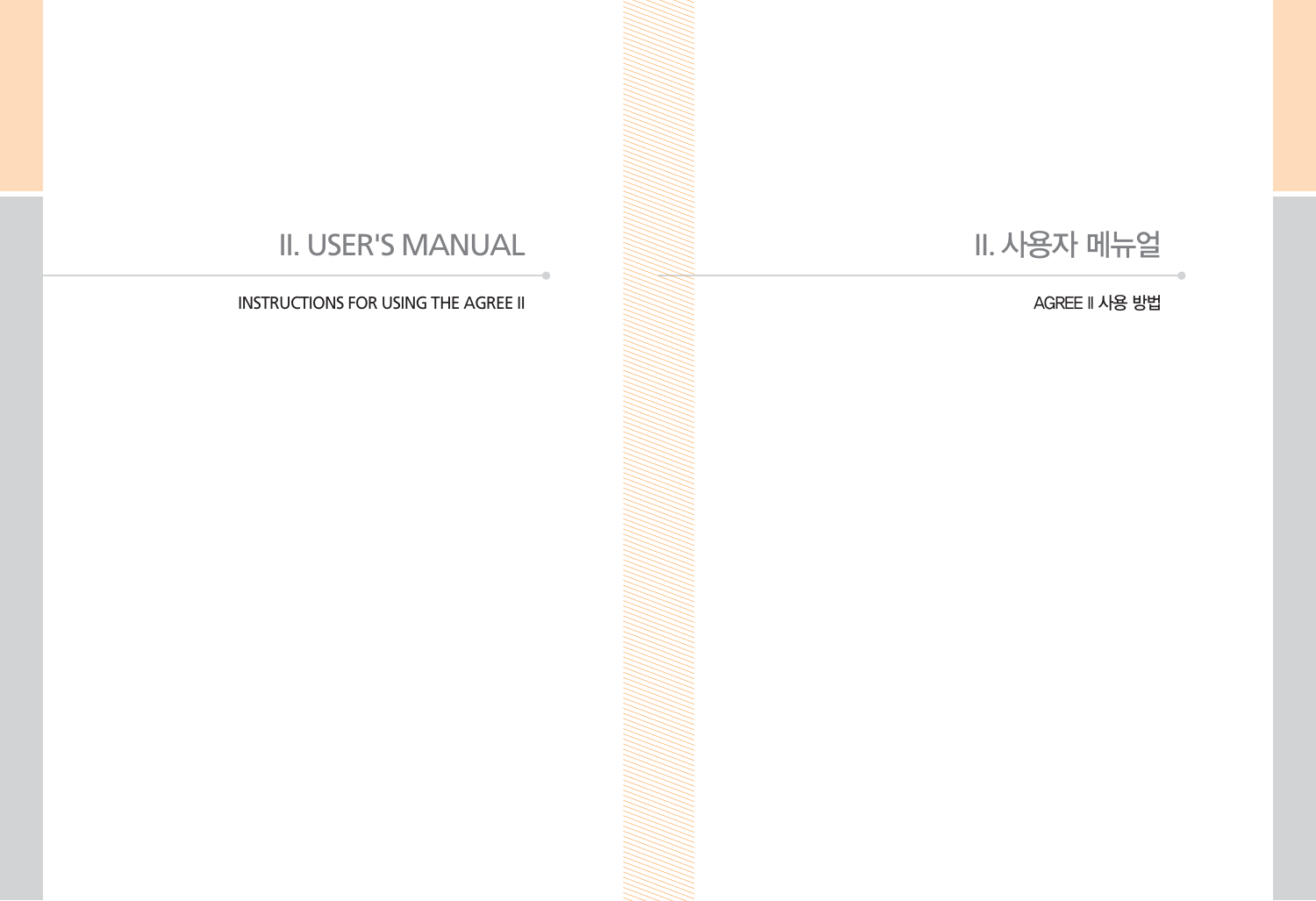# II. USER'S MANUAL

INSTRUCTIONS FOR USING THE AGREE II

# II. 사용자 메뉴얼

AGREE II 사용 방법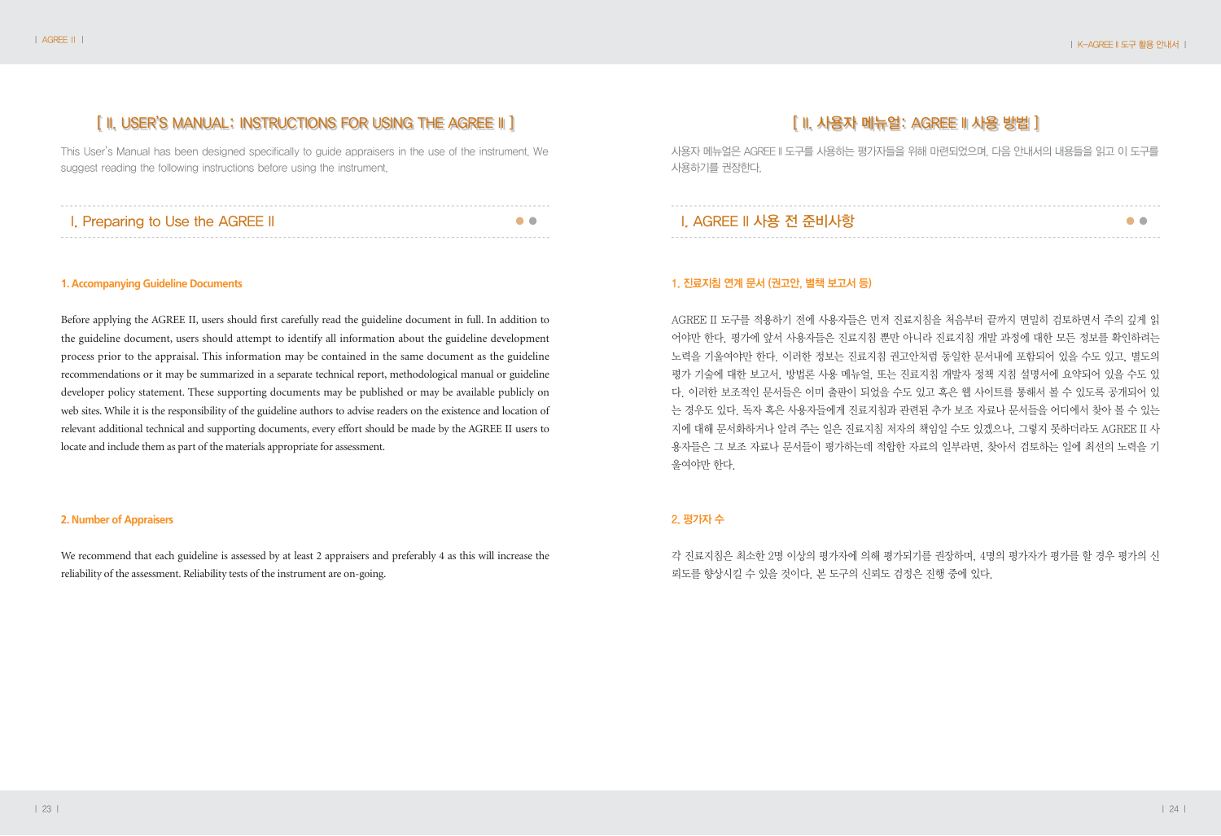# [ II. USER'S MANUAL: INSTRUCTIONS FOR USING THE AGREE II ]

This User's Manual has been designed specifically to guide appraisers in the use of the instrument. We suggest reading the following instructions before using the instrument.

## I. Preparing to Use the AGREE II

### 1. Accompanying Guideline Documents

Before applying the AGREE II, users should first carefully read the guideline document in full. In addition to the guideline document, users should attempt to identify all information about the guideline development process prior to the appraisal. This information may be contained in the same document as the guideline recommendations or it may be summarized in a separate technical report, methodological manual or guideline developer policy statement. These supporting documents may be published or may be available publicly on web sites. While it is the responsibility of the guideline authors to advise readers on the existence and location of relevant additional technical and supporting documents, every effort should be made by the AGREE II users to locate and include them as part of the materials appropriate for assessment.

### 2. Number of Appraisers

We recommend that each guideline is assessed by at least 2 appraisers and preferably 4 as this will increase the reliability of the assessment. Reliability tests of the instrument are on-going.

# [ II. 사용자 메뉴얼: AGREE II 사용 방법 ]

사용자 메뉴얼은 AGREE II 도구를 사용하는 평가자들을 위해 마련되었으며, 다음 안내서의 내용들을 읽고 이 도구를 사용하기를 권장한다.

## I. AGREE II 사용 전 준비사항

### 1. 진료지침 연계 문서 (권고안, 별책 보고서 등)

AGREE II 도구를 적용하기 전에 사용자들은 먼저 진료지침을 처음부터 끝까지 면밀히 검토하면서 주의 깊게 읽어야만 한다. 평가에 앞서 사용자들은 진료지침 뿐만 아니라 진료지침 개발 과정에 대한 모든 정보를 확인하려는 노력을 기울여야만 한다. 이러한 정보는 진료지침 권고안처럼 동일한 문서내에 포함되어 있을 수도 있고, 별도의 평가 기술에 대한 보고서, 방법론 사용 메뉴얼, 또는 진료지침 개발자 정책 지침 설명서에 요약되어 있을 수도 있다. 이러한 보조적인 문서들은 이미 출판이 되었을 수도 있고 혹은 웹 사이트를 통해서 볼 수 있도록 공개되어 있는 경우도 있다. 독자 혹은 사용자들에게 진료지침과 관련된 추가 보조 자료나 문서들을 어디에서 찾아 볼 수 있는지에 대해 문서화하거나 알려 주는 일은 진료지침 저자의 책임일 수도 있겠으나, 그렇지 못하더라도 AGREE II 사용자들은 그 보조 자료나 문서들이 평가하는데 적합한 자료의 일부라면, 찾아서 검토하는 일에 최선의 노력을 기울여야만 한다.

### 2. 평가자 수

각 진료지침은 최소한 2명 이상의 평가자에 의해 평가되기를 권장하며, 4명의 평가자가 평가를 할 경우 평가의 신뢰도를 향상시킬 수 있을 것이다. 본 도구의 신뢰도 검정은 진행 중에 있다.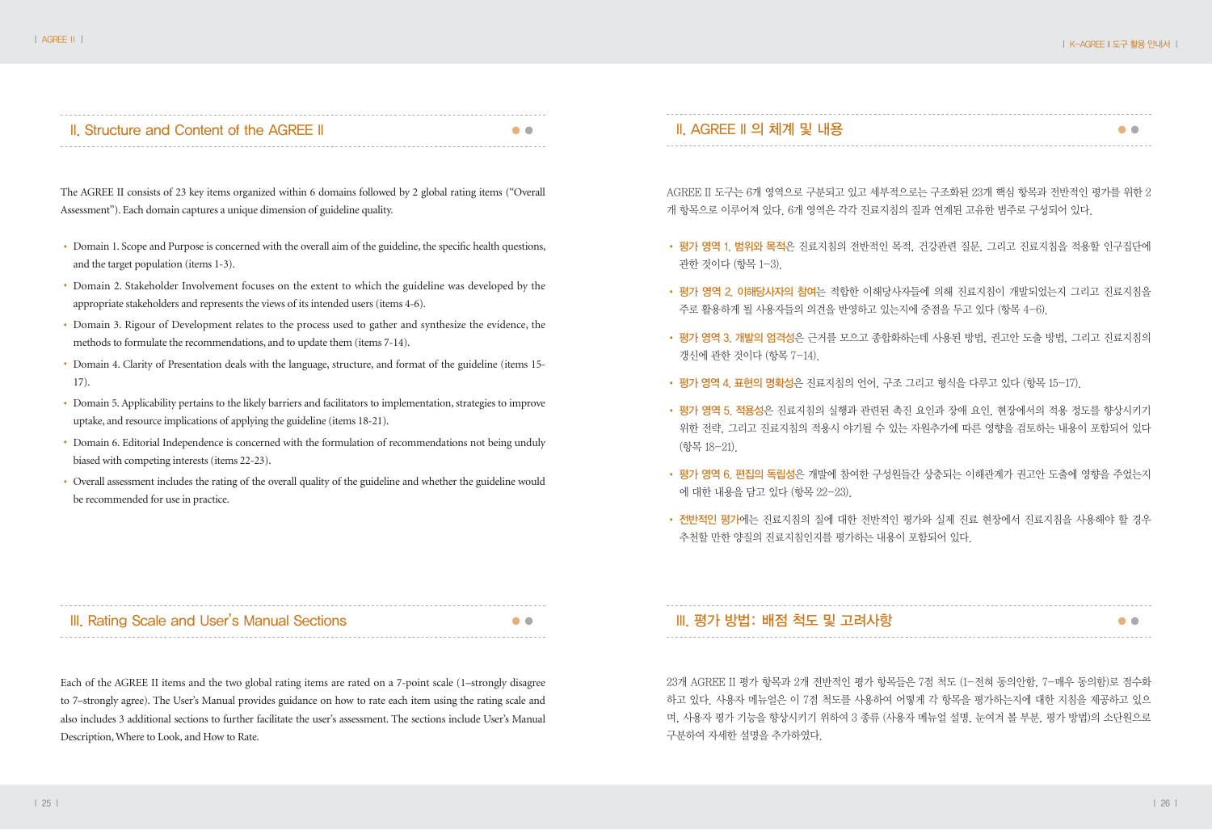## II. Structure and Content of the AGREE II

The AGREE II consists of 23 key items organized within 6 domains followed by 2 global rating items ("Overall Assessment"). Each domain captures a unique dimension of guideline quality.

- Domain 1. Scope and Purpose is concerned with the overall aim of the guideline, the specific health questions, and the target population (items 1-3).
- Domain 2. Stakeholder Involvement focuses on the extent to which the guideline was developed by the appropriate stakeholders and represents the views of its intended users (items 4-6).
- Domain 3. Rigour of Development relates to the process used to gather and synthesize the evidence, the methods to formulate the recommendations, and to update them (items 7-14).
- Domain 4. Clarity of Presentation deals with the language, structure, and format of the guideline (items 15-17).
- Domain 5. Applicability pertains to the likely barriers and facilitators to implementation, strategies to improve uptake, and resource implications of applying the guideline (items 18-21).
- Domain 6. Editorial Independence is concerned with the formulation of recommendations not being unduly biased with competing interests (items 22-23).
- Overall assessment includes the rating of the overall quality of the guideline and whether the guideline would be recommended for use in practice.

## III. Rating Scale and User's Manual Sections

Each of the AGREE II items and the two global rating items are rated on a 7-point scale (1–strongly disagree to 7–strongly agree). The User's Manual provides guidance on how to rate each item using the rating scale and also includes 3 additional sections to further facilitate the user's assessment. The sections include User's Manual Description, Where to Look, and How to Rate.

## II. AGREE II 의 체계 및 내용

AGREE II 도구는 6개 영역으로 구분되고 있고 세부적으로는 구조화된 23개 핵심 항목과 전반적인 평가를 위한 2개 항목으로 이루어져 있다. 6개 영역은 각각 진료지침의 질과 연계된 고유한 범주로 구성되어 있다.

- **평가 영역 1. 범위와 목적**은 진료지침의 전반적인 목적, 건강관련 질문, 그리고 진료지침을 적용할 인구집단에 관한 것이다 (항목 1–3).
- **평가 영역 2. 이해당사자의 참여**는 적합한 이해당사자들에 의해 진료지침이 개발되었는지 그리고 진료지침을 주로 활용하게 될 사용자들의 의견을 반영하고 있는지에 중점을 두고 있다 (항목 4–6).
- **평가 영역 3. 개발의 엄격성**은 근거를 모으고 종합화하는데 사용된 방법, 권고안 도출 방법, 그리고 진료지침의 갱신에 관한 것이다 (항목 7–14).
- **평가 영역 4. 표현의 명확성**은 진료지침의 언어, 구조 그리고 형식을 다루고 있다 (항목 15–17).
- **평가 영역 5. 적용성**은 진료지침의 실행과 관련된 촉진 요인과 장애 요인, 현장에서의 적용 정도를 향상시키기 위한 전략, 그리고 진료지침의 적용시 야기될 수 있는 자원추가에 따른 영향을 검토하는 내용이 포함되어 있다 (항목 18–21).
- **평가 영역 6. 편집의 독립성**은 개발에 참여한 구성원들간 상충되는 이해관계가 권고안 도출에 영향을 주었는지에 대한 내용을 담고 있다 (항목 22–23).
- **전반적인 평가**에는 진료지침의 질에 대한 전반적인 평가와 실제 진료 현장에서 진료지침을 사용해야 할 경우 추천할 만한 양질의 진료지침인지를 평가하는 내용이 포함되어 있다.

## III. 평가 방법: 배점 척도 및 고려사항

23개 AGREE II 평가 항목들과 2개 전반적인 평가 항목들은 7점 척도 (1–전혀 동의안함, 7–매우 동의함)로 점수화하고 있다. 사용자 메뉴얼은 이 7점 척도를 사용하여 어떻게 각 항목을 평가하는지에 대한 지침을 제공하고 있으며, 사용자 평가 기능을 향상시키기 위하여 3 종류 (사용자 메뉴얼 설명, 눈여겨 볼 부분, 평가 방법)의 소단원으로 구분하여 자세한 설명을 추가하였다.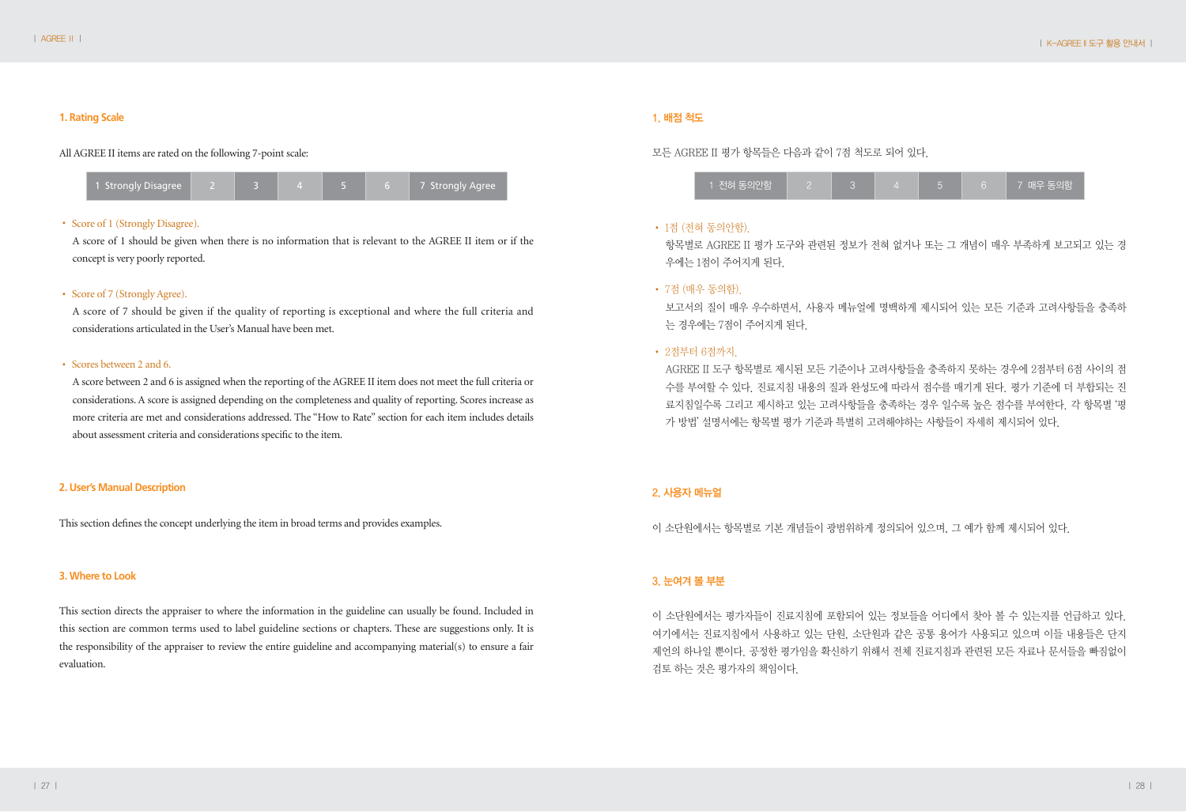### 1. Rating Scale

All AGREE II items are rated on the following 7-point scale:

| 1 Strongly Disagree | 2 | 3 | 4 | 5 | 6 | 7 Strongly Agree |
|---|---|---|---|---|---|---|

- Score of 1 (Strongly Disagree).
  A score of 1 should be given when there is no information that is relevant to the AGREE II item or if the concept is very poorly reported.

- Score of 7 (Strongly Agree).
  A score of 7 should be given if the quality of reporting is exceptional and where the full criteria and considerations articulated in the User's Manual have been met.

- Scores between 2 and 6.
  A score between 2 and 6 is assigned when the reporting of the AGREE II item does not meet the full criteria or considerations. A score is assigned depending on the completeness and quality of reporting. Scores increase as more criteria are met and considerations addressed. The "How to Rate" section for each item includes details about assessment criteria and considerations specific to the item.

### 2. User's Manual Description

This section defines the concept underlying the item in broad terms and provides examples.

### 3. Where to Look

This section directs the appraiser to where the information in the guideline can usually be found. Included in this section are common terms used to label guideline sections or chapters. These are suggestions only. It is the responsibility of the appraiser to review the entire guideline and accompanying material(s) to ensure a fair evaluation.

### 1. 배점 척도

모든 AGREE II 평가 항목들은 다음과 같이 7점 척도로 되어 있다.

| 1 전혀 동의안함 | 2 | 3 | 4 | 5 | 6 | 7 매우 동의함 |
|---|---|---|---|---|---|---|

- 1점 (전혀 동의안함).
  항목별로 AGREE II 평가 도구와 관련된 정보가 전혀 없거나 또는 그 개념이 매우 부족하게 보고되고 있는 경우에는 1점이 주어지게 된다.

- 7점 (매우 동의함).
  보고서의 질이 매우 우수하면서, 사용자 메뉴얼에 명백하게 제시되어 있는 모든 기준과 고려사항들을 충족하는 경우에는 7점이 주어지게 된다.

- 2점부터 6점까지.
  AGREE II 도구 항목별로 제시된 모든 기준이나 고려사항들을 충족하지 못하는 경우에 2점부터 6점 사이의 점수를 부여할 수 있다. 진료지침 내용의 질과 완성도에 따라서 점수를 매기게 된다. 평가 기준에 더 부합되는 진료지침일수록 그리고 제시하고 있는 고려사항들을 충족하는 경우 일수록 높은 점수를 부여한다. 각 항목별 '평가 방법' 설명서에는 항목별 평가 기준과 특별히 고려해야하는 사항들이 자세히 제시되어 있다.

### 2. 사용자 메뉴얼

이 소단원에서는 항목별로 기본 개념들이 광범위하게 정의되어 있으며, 그 예가 함께 제시되어 있다.

### 3. 눈여겨 볼 부분

이 소단원에서는 평가자들이 진료지침에 포함되어 있는 정보들을 어디에서 찾아 볼 수 있는지를 언급하고 있다. 여기에서는 진료지침에서 사용하고 있는 단원, 소단원과 같은 공통 용어가 사용되고 있으며 이들 내용들은 단지 제언의 하나일 뿐이다. 공정한 평가임을 확신하기 위해서 전체 진료지침과 관련된 모든 자료나 문서들을 빠짐없이 검토 하는 것은 평가자의 책임이다.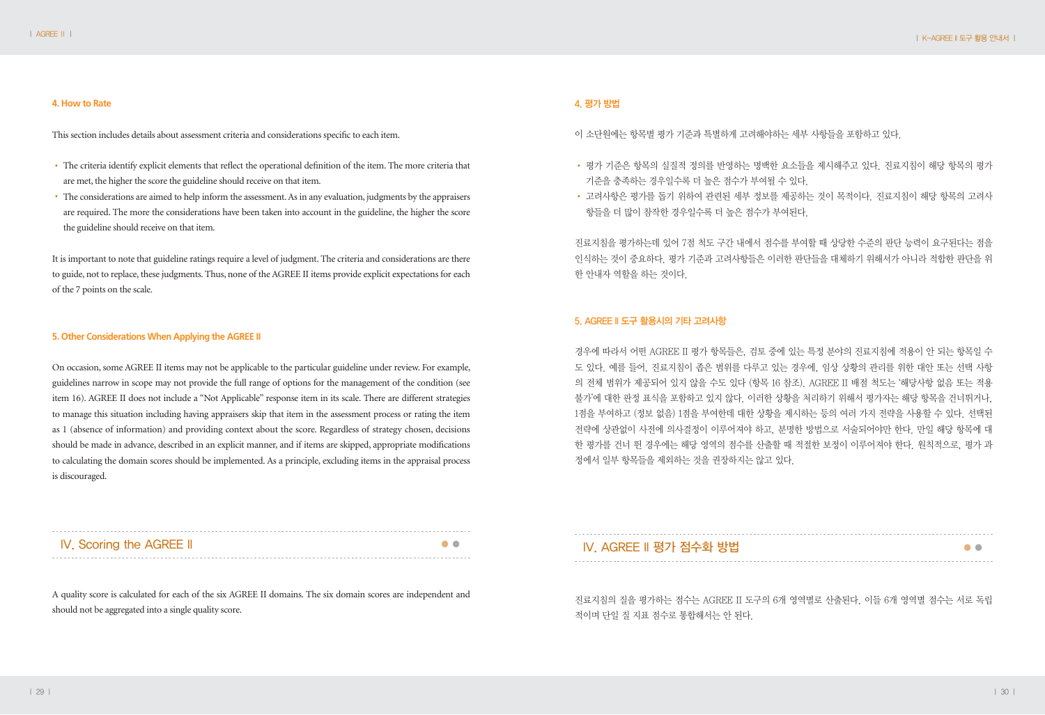### 4. How to Rate

This section includes details about assessment criteria and considerations specific to each item.

- The criteria identify explicit elements that reflect the operational definition of the item. The more criteria that are met, the higher the score the guideline should receive on that item.
- The considerations are aimed to help inform the assessment. As in any evaluation, judgments by the appraisers are required. The more the considerations have been taken into account in the guideline, the higher the score the guideline should receive on that item.

It is important to note that guideline ratings require a level of judgment. The criteria and considerations are there to guide, not to replace, these judgments. Thus, none of the AGREE II items provide explicit expectations for each of the 7 points on the scale.

### 5. Other Considerations When Applying the AGREE II

On occasion, some AGREE II items may not be applicable to the particular guideline under review. For example, guidelines narrow in scope may not provide the full range of options for the management of the condition (see item 16). AGREE II does not include a "Not Applicable" response item in its scale. There are different strategies to manage this situation including having appraisers skip that item in the assessment process or rating the item as 1 (absence of information) and providing context about the score. Regardless of strategy chosen, decisions should be made in advance, described in an explicit manner, and if items are skipped, appropriate modifications to calculating the domain scores should be implemented. As a principle, excluding items in the appraisal process is discouraged.

## IV. Scoring the AGREE II

A quality score is calculated for each of the six AGREE II domains. The six domain scores are independent and should not be aggregated into a single quality score.

### 4. 평가 방법

이 소단원에는 항목별 평가 기준과 특별하게 고려해야하는 세부 사항들을 포함하고 있다.

- 평가 기준은 항목의 실질적 정의를 반영하는 명백한 요소들을 제시해주고 있다. 진료지침이 해당 항목의 평가 기준을 충족하는 경우일수록 더 높은 점수가 부여될 수 있다.
- 고려사항은 평가를 돕기 위하여 관련된 세부 정보를 제공하는 것이 목적이다. 진료지침이 해당 항목의 고려사항들을 더 많이 참작한 경우일수록 더 높은 점수가 부여된다.

진료지침을 평가하는데 있어 7점 척도 구간 내에서 점수를 부여할 때 상당한 수준의 판단 능력이 요구된다는 점을 인식하는 것이 중요하다. 평가 기준과 고려사항들은 이러한 판단들을 대체하기 위해서가 아니라 적합한 판단을 위한 안내자 역할을 하는 것이다.

### 5. AGREE Ⅱ 도구 활용시의 기타 고려사항

경우에 따라서 어떤 AGREE II 평가 항목들은, 검토 중에 있는 특정 분야의 진료지침에 적용이 안 되는 항목일 수도 있다. 예를 들어, 진료지침이 좁은 범위를 다루고 있는 경우에, 임상 상황의 관리를 위한 대안 또는 선택 사항의 전체 범위가 제공되어 있지 않을 수도 있다 (항목 16 참조). AGREE II 배점 척도는 '해당사항 없음 또는 적용 불가'에 대한 판정 표식을 포함하고 있지 않다. 이러한 상황을 처리하기 위해서 평가자는 해당 항목을 건너뛰거나, 1점을 부여하고 (정보 없음) 1점을 부여한데 대한 상황을 제시하는 등의 여러 가지 전략을 사용할 수 있다. 선택된 전략에 상관없이 사전에 의사결정이 이루어져야 하고, 분명한 방법으로 서술되어야만 한다. 만일 해당 항목에 대한 평가를 건너 뛴 경우에는 해당 영역의 점수를 산출할 때 적절한 보정이 이루어져야 한다. 원칙적으로, 평가 과정에서 일부 항목들을 제외하는 것을 권장하지는 않고 있다.

## IV. AGREE Ⅱ 평가 점수화 방법

진료지침의 질을 평가하는 점수는 AGREE II 도구의 6개 영역별로 산출된다. 이들 6개 영역별 점수는 서로 독립적이며 단일 질 지표 점수로 통합해서는 안 된다.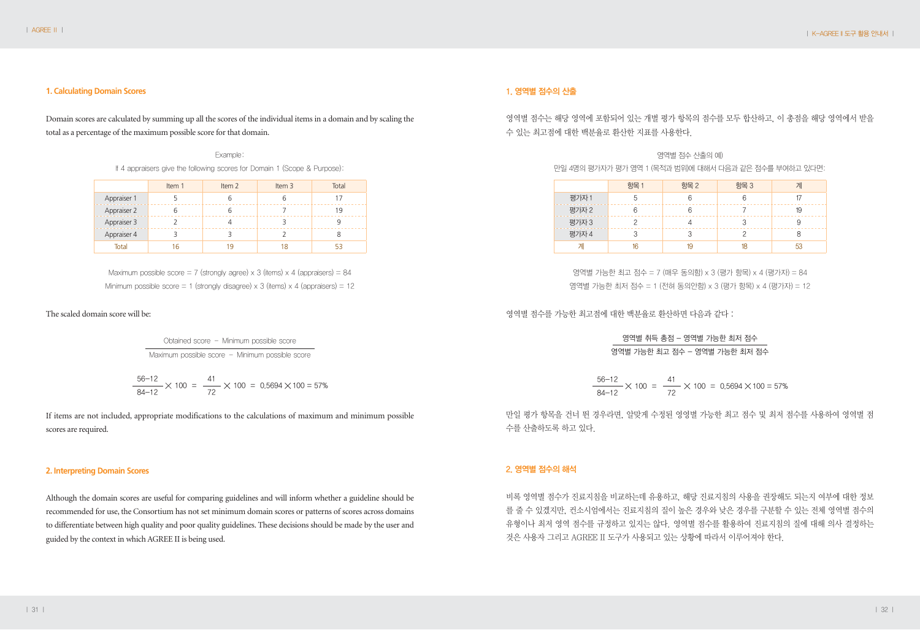## 1. Calculating Domain Scores

Domain scores are calculated by summing up all the scores of the individual items in a domain and by scaling the total as a percentage of the maximum possible score for that domain.

Example:

If 4 appraisers give the following scores for Domain 1 (Scope & Purpose):

| | Item 1 | Item 2 | Item 3 | Total |
|---|---|---|---|---|
| Appraiser 1 | 5 | 6 | 6 | 17 |
| Appraiser 2 | 6 | 6 | 7 | 19 |
| Appraiser 3 | 2 | 4 | 3 | 9 |
| Appraiser 4 | 3 | 3 | 2 | 8 |
| Total | 16 | 19 | 18 | 53 |

Maximum possible score = 7 (strongly agree) x 3 (items) x 4 (appraisers) = 84

Minimum possible score = 1 (strongly disagree) x 3 (items) x 4 (appraisers) = 12

The scaled domain score will be:

$$\frac{\text{Obtained score} - \text{Minimum possible score}}{\text{Maximum possible score} - \text{Minimum possible score}}$$

$$\frac{56-12}{84-12} \times 100 = \frac{41}{72} \times 100 = 0.5694 \times 100 = 57\%$$

If items are not included, appropriate modifications to the calculations of maximum and minimum possible scores are required.

## 2. Interpreting Domain Scores

Although the domain scores are useful for comparing guidelines and will inform whether a guideline should be recommended for use, the Consortium has not set minimum domain scores or patterns of scores across domains to differentiate between high quality and poor quality guidelines. These decisions should be made by the user and guided by the context in which AGREE II is being used.

## 1. 영역별 점수의 산출

영역별 점수는 해당 영역에 포함되어 있는 개별 평가 항목의 점수를 모두 합산하고, 이 총점을 해당 영역에서 받을 수 있는 최고점에 대한 백분율로 환산한 지표를 사용한다.

영역별 점수 산출의 예)

만일 4명의 평가자가 평가 영역 1 (목적과 범위)에 대해서 다음과 같은 점수를 부여하고 있다면:

| | 항목 1 | 항목 2 | 항목 3 | 계 |
|---|---|---|---|---|
| 평가자 1 | 5 | 6 | 6 | 17 |
| 평가자 2 | 6 | 6 | 7 | 19 |
| 평가자 3 | 2 | 4 | 3 | 9 |
| 평가자 4 | 3 | 3 | 2 | 8 |
| 계 | 16 | 19 | 18 | 53 |

영역별 가능한 최고 점수 = 7 (매우 동의함) x 3 (평가 항목) x 4 (평가자) = 84

영역별 가능한 최저 점수 = 1 (전혀 동의안함) x 3 (평가 항목) x 4 (평가자) = 12

영역별 점수를 가능한 최고점에 대한 백분율로 환산하면 다음과 같다 :

$$\frac{\text{영역별 취득 총점} - \text{영역별 가능한 최저 점수}}{\text{영역별 가능한 최고 점수} - \text{영역별 가능한 최저 점수}}$$

$$\frac{56-12}{84-12} \times 100 = \frac{41}{72} \times 100 = 0.5694 \times 100 = 57\%$$

만일 평가 항목을 건너 뛴 경우라면, 알맞게 수정된 영영별 가능한 최고 점수 및 최저 점수를 사용하여 영역별 점수를 산출하도록 하고 있다.

## 2. 영역별 점수의 해석

비록 영역별 점수가 진료지침을 비교하는데 유용하고, 해당 진료지침의 사용을 권장해도 되는지 여부에 대한 정보를 줄 수 있겠지만, 컨소시엄에서는 진료지침의 질이 높은 경우와 낮은 경우를 구분할 수 있는 전체 영역별 점수의 유형이나 최저 영역 점수를 규정하고 있지는 않다. 영역별 점수를 활용하여 진료지침의 질에 대해 의사 결정하는 것은 사용자 그리고 AGREE II 도구가 사용되고 있는 상황에 따라서 이루어져야 한다.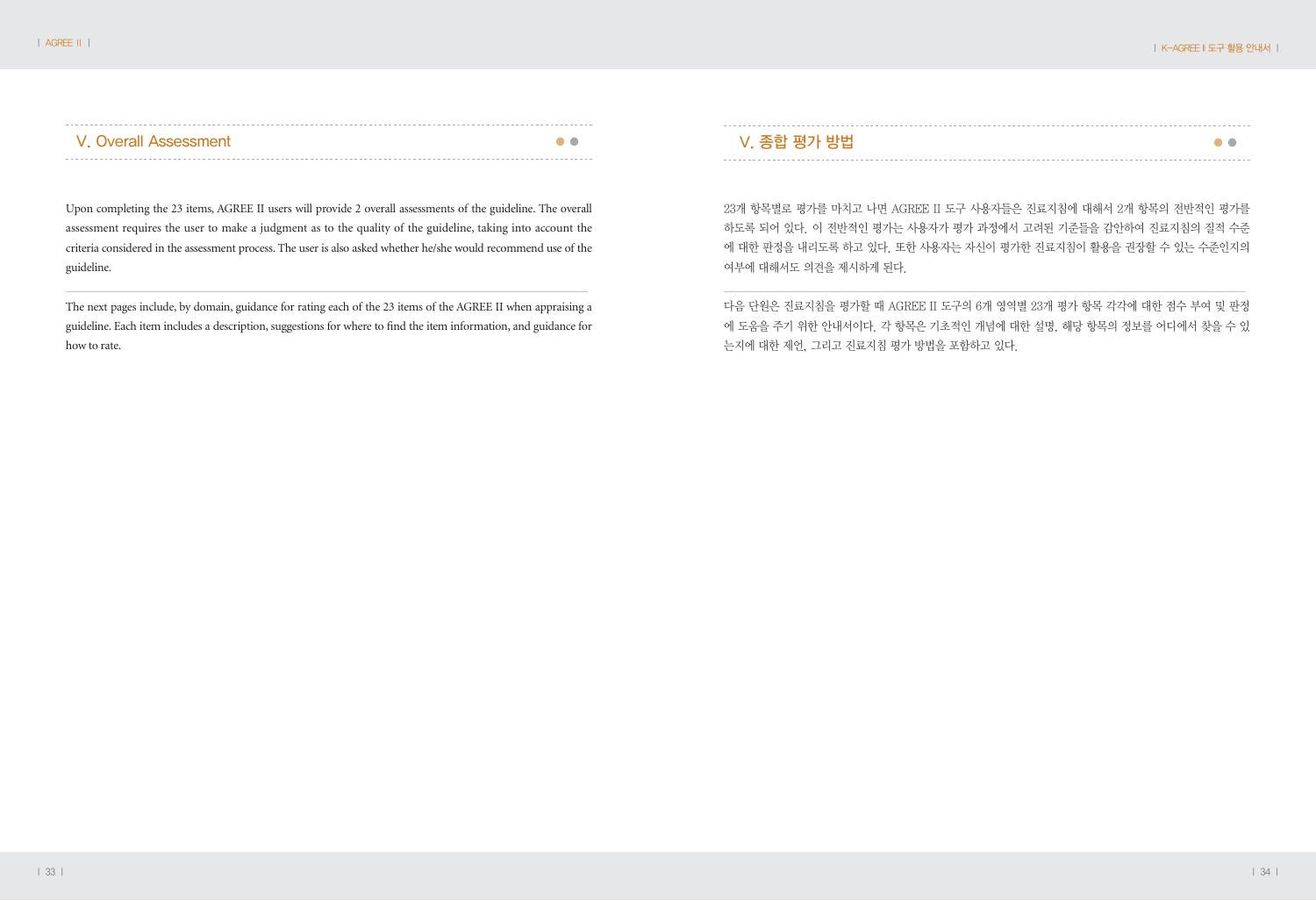## V. Overall Assessment

Upon completing the 23 items, AGREE II users will provide 2 overall assessments of the guideline. The overall assessment requires the user to make a judgment as to the quality of the guideline, taking into account the criteria considered in the assessment process. The user is also asked whether he/she would recommend use of the guideline.

---

The next pages include, by domain, guidance for rating each of the 23 items of the AGREE II when appraising a guideline. Each item includes a description, suggestions for where to find the item information, and guidance for how to rate.

## V. 종합 평가 방법

23개 항목별로 평가를 마치고 나면 AGREE II 도구 사용자들은 진료지침에 대해서 2개 항목의 전반적인 평가를 하도록 되어 있다. 이 전반적인 평가는 사용자가 평가 과정에서 고려된 기준들을 감안하여 진료지침의 질적 수준에 대한 판정을 내리도록 하고 있다. 또한 사용자는 자신이 평가한 진료지침이 활용을 권장할 수 있는 수준인지의 여부에 대해서도 의견을 제시하게 된다.

---

다음 단원은 진료지침을 평가할 때 AGREE II 도구의 6개 영역별 23개 평가 항목 각각에 대한 점수 부여 및 판정에 도움을 주기 위한 안내서이다. 각 항목은 기초적인 개념에 대한 설명, 해당 항목의 정보를 어디에서 찾을 수 있는지에 대한 제언, 그리고 진료지침 평가 방법을 포함하고 있다.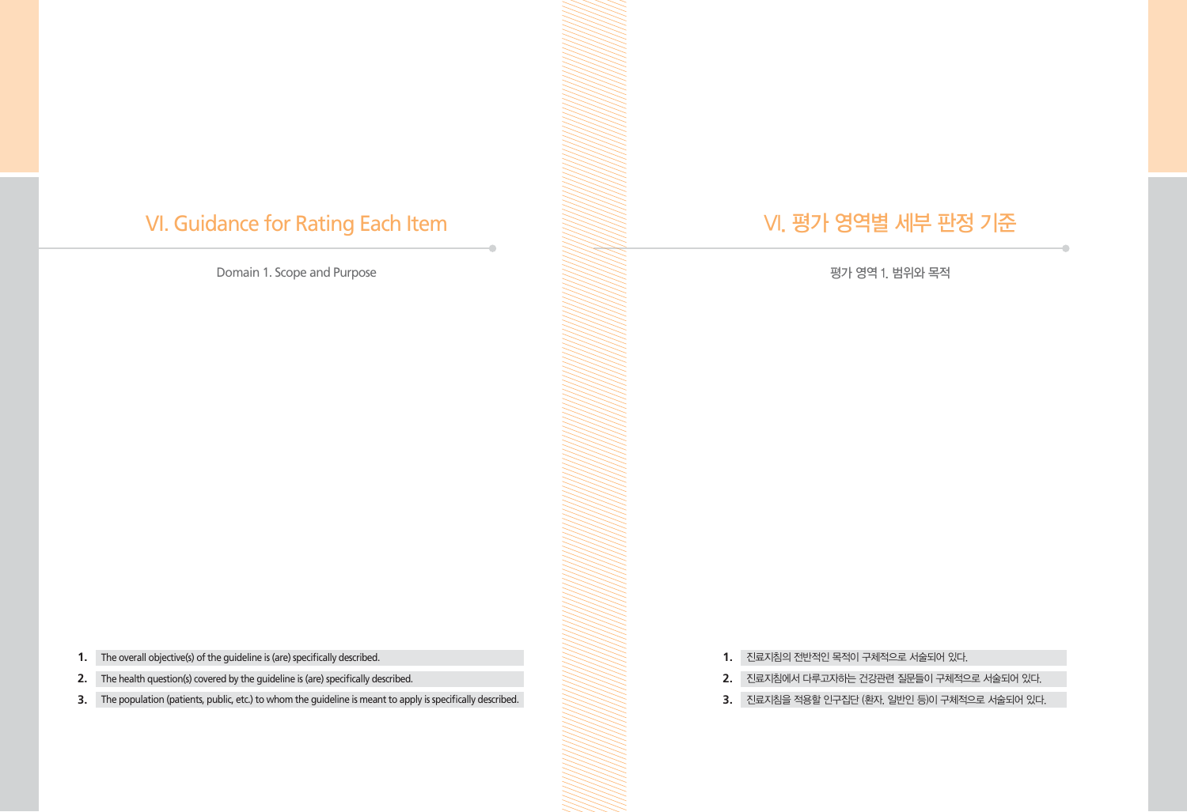# VI. Guidance for Rating Each Item

Domain 1. Scope and Purpose

1. The overall objective(s) of the guideline is (are) specifically described.
2. The health question(s) covered by the guideline is (are) specifically described.
3. The population (patients, public, etc.) to whom the guideline is meant to apply is specifically described.

# VI. 평가 영역별 세부 판정 기준

평가 영역 1. 범위와 목적

1. 진료지침의 전반적인 목적이 구체적으로 서술되어 있다.
2. 진료지침에서 다루고자하는 건강관련 질문들이 구체적으로 서술되어 있다.
3. 진료지침을 적용할 인구집단 (환자, 일반인 등)이 구체적으로 서술되어 있다.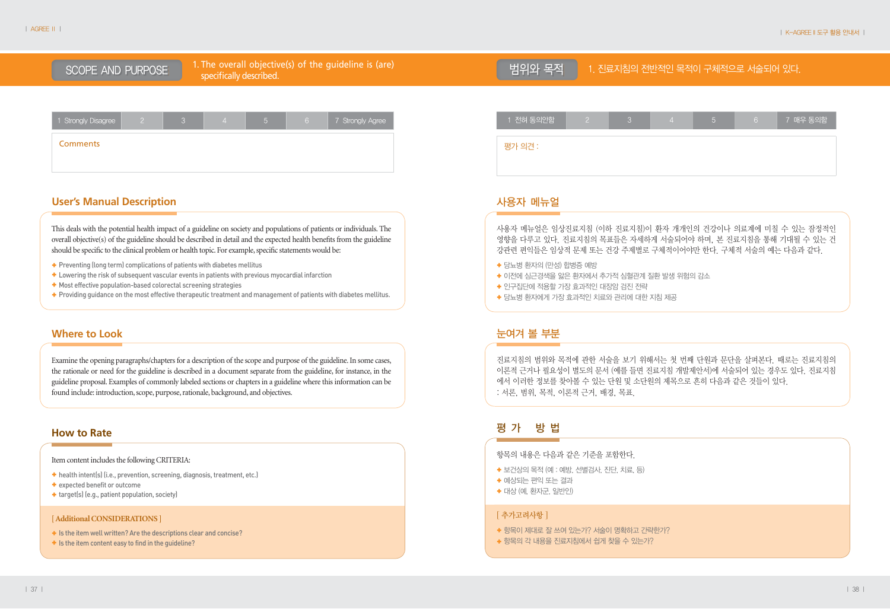## SCOPE AND PURPOSE

1. The overall objective(s) of the guideline is (are) specifically described.

| 1 Strongly Disagree | 2 | 3 | 4 | 5 | 6 | 7 Strongly Agree |
|---|---|---|---|---|---|---|

Comments

### User's Manual Description

This deals with the potential health impact of a guideline on society and populations of patients or individuals. The overall objective(s) of the guideline should be described in detail and the expected health benefits from the guideline should be specific to the clinical problem or health topic. For example, specific statements would be:

- Preventing (long term) complications of patients with diabetes mellitus
- Lowering the risk of subsequent vascular events in patients with previous myocardial infarction
- Most effective population-based colorectal screening strategies
- Providing guidance on the most effective therapeutic treatment and management of patients with diabetes mellitus.

### Where to Look

Examine the opening paragraphs/chapters for a description of the scope and purpose of the guideline. In some cases, the rationale or need for the guideline is described in a document separate from the guideline, for instance, in the guideline proposal. Examples of commonly labeled sections or chapters in a guideline where this information can be found include: introduction, scope, purpose, rationale, background, and objectives.

### How to Rate

Item content includes the following CRITERIA:

- health intent(s) (i.e., prevention, screening, diagnosis, treatment, etc.)
- expected benefit or outcome
- target(s) (e.g., patient population, society)

**[ Additional CONSIDERATIONS ]**

- Is the item well written? Are the descriptions clear and concise?
- Is the item content easy to find in the guideline?

## 범위와 목적

1. 진료지침의 전반적인 목적이 구체적으로 서술되어 있다.

| 1 전혀 동의안함 | 2 | 3 | 4 | 5 | 6 | 7 매우 동의함 |
|---|---|---|---|---|---|---|

평가 의견 :

### 사용자 메뉴얼

사용자 메뉴얼은 임상진료지침 (이하 진료지침)이 환자 개개인의 건강이나 의료계에 미칠 수 있는 잠정적인 영향을 다루고 있다. 진료지침의 목표들은 자세하게 서술되어야 하며, 본 진료지침을 통해 기대될 수 있는 건강관련 편익들은 임상적 문제 또는 건강 주제별로 구체적이어야만 한다. 구체적 서술의 예는 다음과 같다.

- 당뇨병 환자의 (만성) 합병증 예방
- 이전에 심근경색을 앓은 환자에서 추가적 심혈관계 질환 발생 위험의 감소
- 인구집단에 적용할 가장 효과적인 대장암 검진 전략
- 당뇨병 환자에게 가장 효과적인 치료와 관리에 대한 지침 제공

### 눈여겨 볼 부분

진료지침의 범위와 목적에 관한 서술을 보기 위해서는 첫 번째 단원과 문단을 살펴본다. 때로는 진료지침의 이론적 근거나 필요성이 별도의 문서 (예를 들면 진료지침 개발제안서)에 서술되어 있는 경우도 있다. 진료지침에서 이러한 정보를 찾아볼 수 있는 단원 및 소단원의 제목으로 흔히 다음과 같은 것들이 있다.
: 서론, 범위, 목적, 이론적 근거, 배경, 목표.

### 평 가 방 법

항목의 내용은 다음과 같은 기준을 포함한다.

- 보건상의 목적 (예 : 예방, 선별검사, 진단, 치료, 등)
- 예상되는 편익 또는 결과
- 대상 (예, 환자군, 일반인)

**[ 추가고려사항 ]**

- 항목이 제대로 잘 쓰여 있는가? 서술이 명확하고 간략한가?
- 항목의 각 내용을 진료지침에서 쉽게 찾을 수 있는가?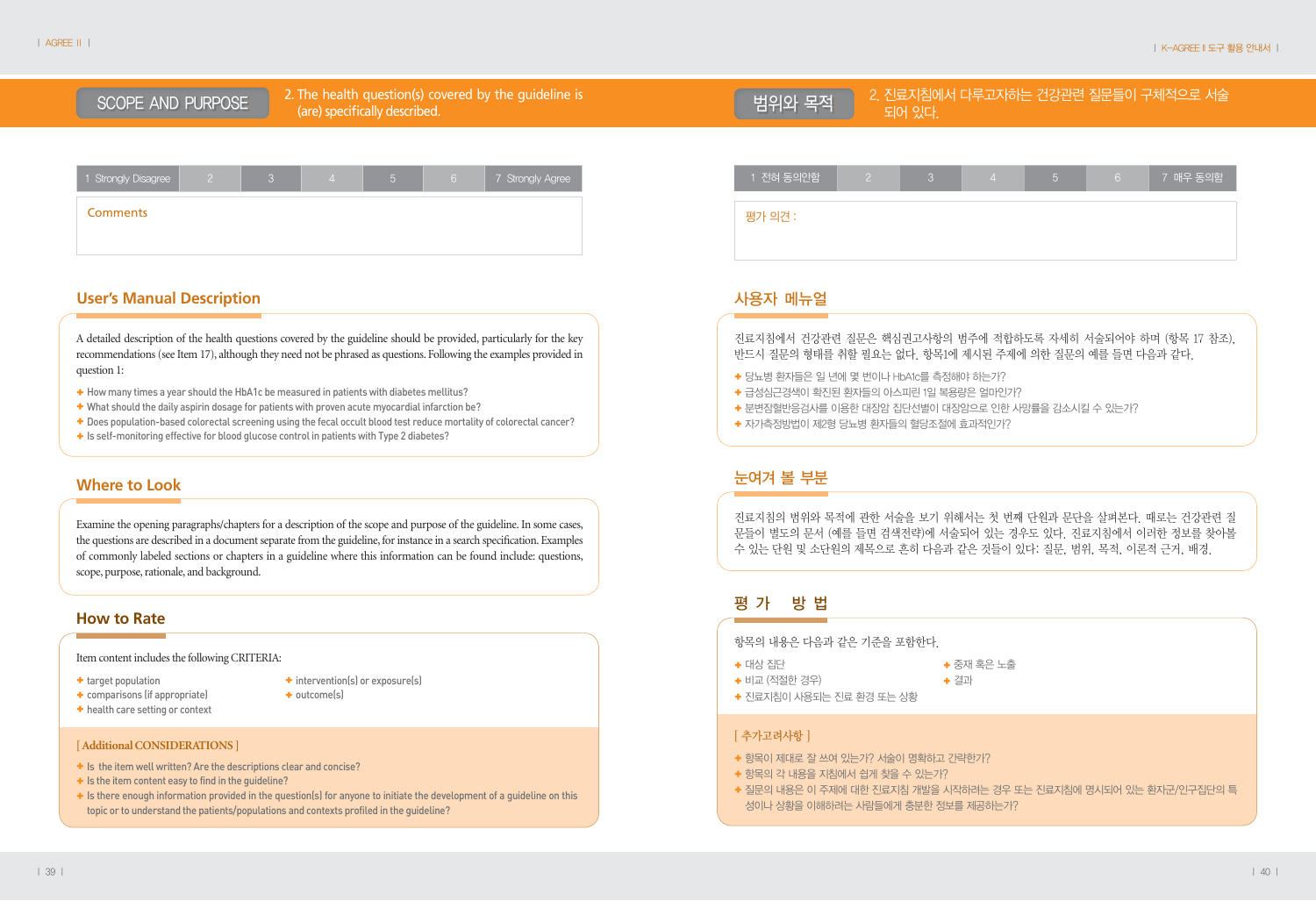## SCOPE AND PURPOSE

2. The health question(s) covered by the guideline is (are) specifically described.

| 1 Strongly Disagree | 2 | 3 | 4 | 5 | 6 | 7 Strongly Agree |
|---|---|---|---|---|---|---|

Comments

### User's Manual Description

A detailed description of the health questions covered by the guideline should be provided, particularly for the key recommendations (see Item 17), although they need not be phrased as questions. Following the examples provided in question 1:

- How many times a year should the HbA1c be measured in patients with diabetes mellitus?
- What should the daily aspirin dosage for patients with proven acute myocardial infarction be?
- Does population-based colorectal screening using the fecal occult blood test reduce mortality of colorectal cancer?
- Is self-monitoring effective for blood glucose control in patients with Type 2 diabetes?

### Where to Look

Examine the opening paragraphs/chapters for a description of the scope and purpose of the guideline. In some cases, the questions are described in a document separate from the guideline, for instance in a search specification. Examples of commonly labeled sections or chapters in a guideline where this information can be found include: questions, scope, purpose, rationale, and background.

### How to Rate

Item content includes the following CRITERIA:

- target population
- comparisons (if appropriate)
- health care setting or context
- intervention(s) or exposure(s)
- outcome(s)

**[ Additional CONSIDERATIONS ]**

- Is the item well written? Are the descriptions clear and concise?
- Is the item content easy to find in the guideline?
- Is there enough information provided in the question(s) for anyone to initiate the development of a guideline on this topic or to understand the patients/populations and contexts profiled in the guideline?

## 범위와 목적

2. 진료지침에서 다루고자하는 건강관련 질문들이 구체적으로 서술되어 있다.

| 1 전혀 동의안함 | 2 | 3 | 4 | 5 | 6 | 7 매우 동의함 |
|---|---|---|---|---|---|---|

평가 의견 :

### 사용자 메뉴얼

진료지침에서 건강관련 질문은 핵심권고사항의 범주에 적합하도록 자세히 서술되어야 하며 (항목 17 참조), 반드시 질문의 형태를 취할 필요는 없다. 항목1에 제시된 주제에 의한 질문의 예를 들면 다음과 같다.

- 당뇨병 환자들은 일 년에 몇 번이나 HbA1c를 측정해야 하는가?
- 급성심근경색이 확진된 환자들의 아스피린 1일 복용량은 얼마인가?
- 분변잠혈반응검사를 이용한 대장암 집단선별이 대장암으로 인한 사망률을 감소시킬 수 있는가?
- 자가측정방법이 제2형 당뇨병 환자들의 혈당조절에 효과적인가?

### 눈여겨 볼 부분

진료지침의 범위와 목적에 관한 서술을 보기 위해서는 첫 번째 단원과 문단을 살펴본다. 때로는 건강관련 질문들이 별도의 문서 (예를 들면 검색전략)에 서술되어 있는 경우도 있다. 진료지침에서 이러한 정보를 찾아볼 수 있는 단원 및 소단원의 제목으로 흔히 다음과 같은 것들이 있다: 질문, 범위, 목적, 이론적 근거, 배경.

### 평가 방법

항목의 내용은 다음과 같은 기준을 포함한다.

- 대상 집단
- 비교 (적절한 경우)
- 진료지침이 사용되는 진료 환경 또는 상황
- 중재 혹은 노출
- 결과

**[ 추가고려사항 ]**

- 항목이 제대로 잘 쓰여 있는가? 서술이 명확하고 간략한가?
- 항목의 각 내용을 지침에서 쉽게 찾을 수 있는가?
- 질문의 내용은 이 주제에 대한 진료지침 개발을 시작하려는 경우 또는 진료지침에 명시되어 있는 환자군/인구집단의 특성이나 상황을 이해하려는 사람들에게 충분한 정보를 제공하는가?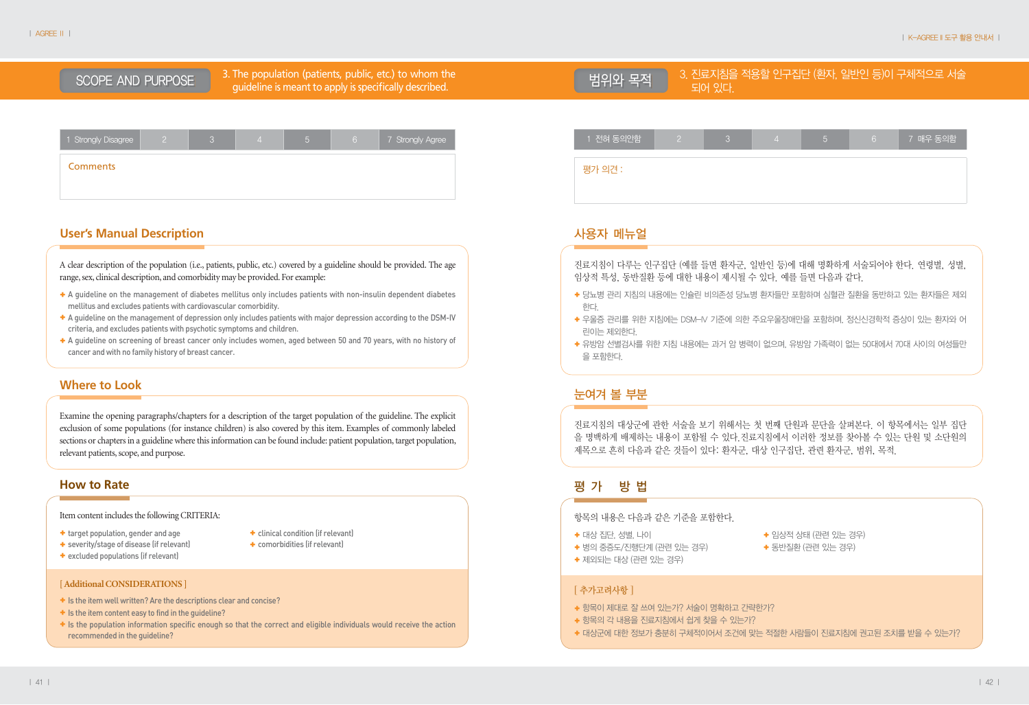## SCOPE AND PURPOSE

3. The population (patients, public, etc.) to whom the guideline is meant to apply is specifically described.

| 1 Strongly Disagree | 2 | 3 | 4 | 5 | 6 | 7 Strongly Agree |
|---|---|---|---|---|---|---|

Comments

### User's Manual Description

A clear description of the population (i.e., patients, public, etc.) covered by a guideline should be provided. The age range, sex, clinical description, and comorbidity may be provided. For example:

- A guideline on the management of diabetes mellitus only includes patients with non-insulin dependent diabetes mellitus and excludes patients with cardiovascular comorbidity.
- A guideline on the management of depression only includes patients with major depression according to the DSM-IV criteria, and excludes patients with psychotic symptoms and children.
- A guideline on screening of breast cancer only includes women, aged between 50 and 70 years, with no history of cancer and with no family history of breast cancer.

### Where to Look

Examine the opening paragraphs/chapters for a description of the target population of the guideline. The explicit exclusion of some populations (for instance children) is also covered by this item. Examples of commonly labeled sections or chapters in a guideline where this information can be found include: patient population, target population, relevant patients, scope, and purpose.

### How to Rate

Item content includes the following CRITERIA:

- target population, gender and age
- severity/stage of disease (if relevant)
- excluded populations (if relevant)
- clinical condition (if relevant)
- comorbidities (if relevant)

[ Additional CONSIDERATIONS ]

- Is the item well written? Are the descriptions clear and concise?
- Is the item content easy to find in the guideline?
- Is the population information specific enough so that the correct and eligible individuals would receive the action recommended in the guideline?

## 범위와 목적

3. 진료지침을 적용할 인구집단 (환자, 일반인 등)이 구체적으로 서술되어 있다.

| 1 전혀 동의안함 | 2 | 3 | 4 | 5 | 6 | 7 매우 동의함 |
|---|---|---|---|---|---|---|

평가 의견 :

### 사용자 메뉴얼

진료지침이 다루는 인구집단 (예를 들면 환자군, 일반인 등)에 대해 명확하게 서술되어야 한다. 연령별, 성별, 임상적 특성, 동반질환 등에 대한 내용이 제시될 수 있다. 예를 들면 다음과 같다.

- 당뇨병 관리 지침의 내용에는 인슐린 비의존성 당뇨병 환자들만 포함하며 심혈관 질환을 동반하고 있는 환자들은 제외한다.
- 우울증 관리를 위한 지침에는 DSM-IV 기준에 의한 주요우울장애만을 포함하며, 정신신경학적 증상이 있는 환자와 어린이는 제외한다.
- 유방암 선별검사를 위한 지침 내용에는 과거 암 병력이 없으며, 유방암 가족력이 없는 50대에서 70대 사이의 여성들만을 포함한다.

### 눈여겨 볼 부분

진료지침의 대상군에 관한 서술을 보기 위해서는 첫 번째 단원과 문단을 살펴본다. 이 항목에서는 일부 집단을 명백하게 배제하는 내용이 포함될 수 있다. 진료지침에서 이러한 정보를 찾아볼 수 있는 단원 및 소단원의 제목으로 흔히 다음과 같은 것들이 있다: 환자군, 대상 인구집단, 관련 환자군, 범위, 목적.

### 평 가 방 법

항목의 내용은 다음과 같은 기준을 포함한다.

- 대상 집단, 성별, 나이
- 병의 중증도/진행단계 (관련 있는 경우)
- 제외되는 대상 (관련 있는 경우)
- 임상적 상태 (관련 있는 경우)
- 동반질환 (관련 있는 경우)

[ 추가고려사항 ]

- 항목이 제대로 잘 쓰여 있는가? 서술이 명확하고 간략한가?
- 항목의 각 내용을 진료지침에서 쉽게 찾을 수 있는가?
- 대상군에 대한 정보가 충분히 구체적이어서 조건에 맞는 적절한 사람들이 진료지침에 권고된 조치를 받을 수 있는가?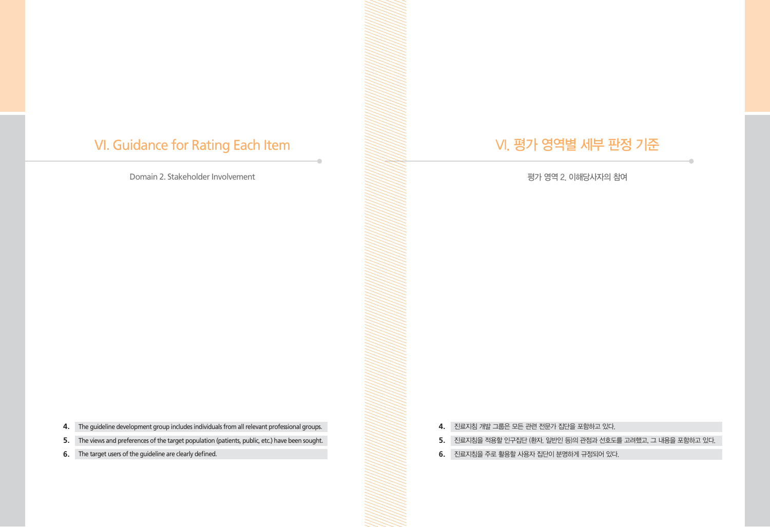# VI. Guidance for Rating Each Item

Domain 2. Stakeholder Involvement

4. The guideline development group includes individuals from all relevant professional groups.
5. The views and preferences of the target population (patients, public, etc.) have been sought.
6. The target users of the guideline are clearly defined.

# VI. 평가 영역별 세부 판정 기준

평가 영역 2. 이해당사자의 참여

4. 진료지침 개발 그룹은 모든 관련 전문가 집단을 포함하고 있다.
5. 진료지침을 적용할 인구집단 (환자, 일반인 등)의 관점과 선호도를 고려했고, 그 내용을 포함하고 있다.
6. 진료지침을 주로 활용할 사용자 집단이 분명하게 규정되어 있다.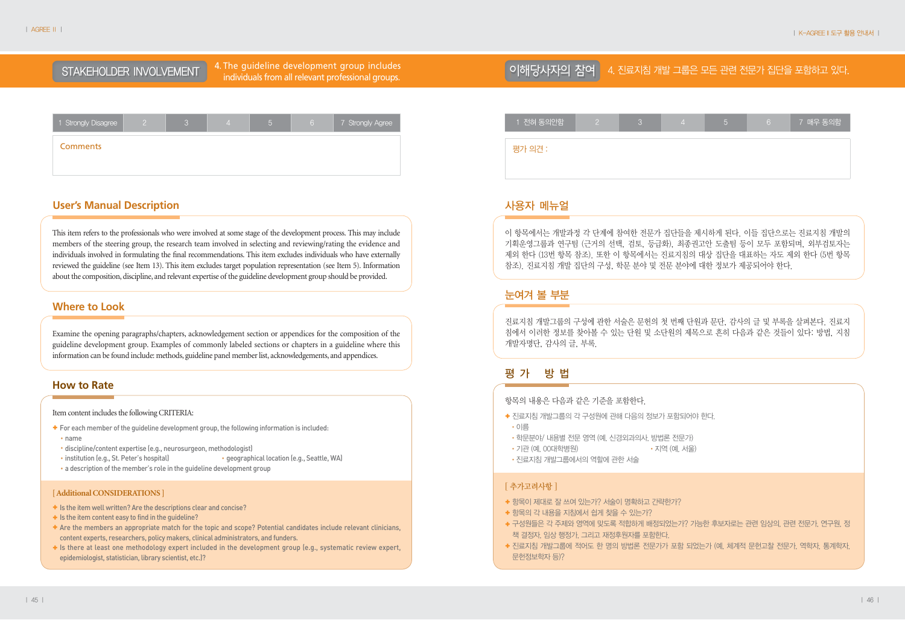## STAKEHOLDER INVOLVEMENT

4. The guideline development group includes individuals from all relevant professional groups.

| 1 Strongly Disagree | 2 | 3 | 4 | 5 | 6 | 7 Strongly Agree |
|---|---|---|---|---|---|---|

Comments

### User's Manual Description

This item refers to the professionals who were involved at some stage of the development process. This may include members of the steering group, the research team involved in selecting and reviewing/rating the evidence and individuals involved in formulating the final recommendations. This item excludes individuals who have externally reviewed the guideline (see Item 13). This item excludes target population representation (see Item 5). Information about the composition, discipline, and relevant expertise of the guideline development group should be provided.

### Where to Look

Examine the opening paragraphs/chapters, acknowledgement section or appendices for the composition of the guideline development group. Examples of commonly labeled sections or chapters in a guideline where this information can be found include: methods, guideline panel member list, acknowledgements, and appendices.

### How to Rate

Item content includes the following CRITERIA:

- For each member of the guideline development group, the following information is included:
  - name
  - discipline/content expertise (e.g., neurosurgeon, methodologist)
  - institution (e.g., St. Peter's hospital)
  - geographical location (e.g., Seattle, WA)
  - a description of the member's role in the guideline development group

[ Additional CONSIDERATIONS ]

- Is the item well written? Are the descriptions clear and concise?
- Is the item content easy to find in the guideline?
- Are the members an appropriate match for the topic and scope? Potential candidates include relevant clinicians, content experts, researchers, policy makers, clinical administrators, and funders.
- Is there at least one methodology expert included in the development group (e.g., systematic review expert, epidemiologist, statistician, library scientist, etc.)?

## 이해당사자의 참여

4. 진료지침 개발 그룹은 모든 관련 전문가 집단을 포함하고 있다.

| 1 전혀 동의안함 | 2 | 3 | 4 | 5 | 6 | 7 매우 동의함 |
|---|---|---|---|---|---|---|

평가 의견 :

### 사용자 메뉴얼

이 항목에서는 개발과정 각 단계에 참여한 전문가 집단들을 제시하게 된다. 이들 집단으로는 진료지침 개발의 기획운영그룹과 연구팀 (근거의 선택, 검토, 등급화), 최종권고안 도출팀 등이 모두 포함되며, 외부검토자는 제외 한다 (13번 항목 참조). 또한 이 항목에서는 진료지침의 대상 집단을 대표하는 자도 제외 한다 (5번 항목 참조). 진료지침 개발 집단의 구성, 학문 분야 및 전문 분야에 대한 정보가 제공되어야 한다.

### 눈여겨 볼 부분

진료지침 개발그룹의 구성에 관한 서술은 문헌의 첫 번째 단원과 문단, 감사의 글 및 부록을 살펴본다. 진료지침에서 이러한 정보를 찾아볼 수 있는 단원 및 소단원의 제목으로 흔히 다음과 같은 것들이 있다: 방법, 지침개발자명단, 감사의 글, 부록.

### 평 가 방 법

항목의 내용은 다음과 같은 기준을 포함한다.

- 진료지침 개발그룹의 각 구성원에 관해 다음의 정보가 포함되어야 한다.
  - 이름
  - 학문분야/ 내용별 전문 영역 (예, 신경외과의사, 방법론 전문가)
  - 기관 (예, OO대학병원)
  - 지역 (예, 서울)
  - 진료지침 개발그룹에서의 역할에 관한 서술

[ 추가고려사항 ]

- 항목이 제대로 잘 쓰여 있는가? 서술이 명확하고 간략한가?
- 항목의 각 내용을 지침에서 쉽게 찾을 수 있는가?
- 구성원들은 각 주제와 영역에 맞도록 적합하게 배정되었는가? 가능한 후보자로는 관련 임상의, 관련 전문가, 연구원, 정책 결정자, 임상 행정가, 그리고 재정후원자를 포함한다.
- 진료지침 개발그룹에 적어도 한 명의 방법론 전문가가 포함 되었는가 (예, 체계적 문헌고찰 전문가, 역학자, 통계학자, 문헌정보학자 등)?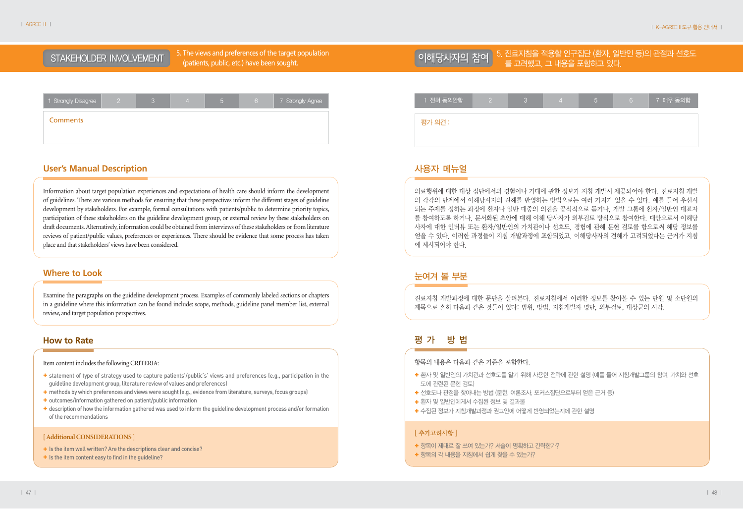## STAKEHOLDER INVOLVEMENT

5. The views and preferences of the target population (patients, public, etc.) have been sought.

| 1 Strongly Disagree | 2 | 3 | 4 | 5 | 6 | 7 Strongly Agree |
|---|---|---|---|---|---|---|

Comments

### User's Manual Description

Information about target population experiences and expectations of health care should inform the development of guidelines. There are various methods for ensuring that these perspectives inform the different stages of guideline development by stakeholders. For example, formal consultations with patients/public to determine priority topics, participation of these stakeholders on the guideline development group, or external review by these stakeholders on draft documents. Alternatively, information could be obtained from interviews of these stakeholders or from literature reviews of patient/public values, preferences or experiences. There should be evidence that some process has taken place and that stakeholders' views have been considered.

### Where to Look

Examine the paragraphs on the guideline development process. Examples of commonly labeled sections or chapters in a guideline where this information can be found include: scope, methods, guideline panel member list, external review, and target population perspectives.

### How to Rate

Item content includes the following CRITERIA:

- statement of type of strategy used to capture patients'/public's' views and preferences (e.g., participation in the guideline development group, literature review of values and preferences)
- methods by which preferences and views were sought (e.g., evidence from literature, surveys, focus groups)
- outcomes/information gathered on patient/public information
- description of how the information gathered was used to inform the guideline development process and/or formation of the recommendations

[ Additional CONSIDERATIONS ]

- Is the item well written? Are the descriptions clear and concise?
- Is the item content easy to find in the guideline?

## 이해당사자의 참여

5. 진료지침을 적용할 인구집단 (환자, 일반인 등)의 관점과 선호도를 고려했고, 그 내용을 포함하고 있다.

| 1 전혀 동의안함 | 2 | 3 | 4 | 5 | 6 | 7 매우 동의함 |
|---|---|---|---|---|---|---|

평가 의견 :

### 사용자 메뉴얼

의료행위에 대한 대상 집단에서의 경험이나 기대에 관한 정보가 지침 개발시 제공되어야 한다. 진료지침 개발의 각각의 단계에서 이해당사자의 견해를 반영하는 방법으로는 여러 가지가 있을 수 있다. 예를 들어 우선시되는 주제를 정하는 과정에 환자나 일반 대중의 의견을 공식적으로 듣거나, 개발 그룹에 환자/일반인 대표자를 참여하도록 하거나, 문서화된 초안에 대해 이해 당사자가 외부검토 방식으로 참여한다. 대안으로서 이해당사자에 대한 인터뷰 또는 환자/일반인의 가치관이나 선호도, 경험에 관해 문헌 검토를 함으로써 해당 정보를 얻을 수 있다. 이러한 과정들이 지침 개발과정에 포함되었고, 이해당사자의 견해가 고려되었다는 근거가 지침에 제시되어야 한다.

### 눈여겨 볼 부분

진료지침 개발과정에 대한 문단을 살펴본다. 진료지침에서 이러한 정보를 찾아볼 수 있는 단원 및 소단원의 제목으로 흔히 다음과 같은 것들이 있다: 범위, 방법, 지침개발자 명단, 외부검토, 대상군의 시각.

### 평가 방법

항목의 내용은 다음과 같은 기준을 포함한다.

- 환자 및 일반인의 가치관과 선호도를 알기 위해 사용한 전략에 관한 설명 (예를 들어 지침개발그룹의 참여, 가치와 선호도에 관련된 문헌 검토)
- 선호도나 관점을 찾아내는 방법 (문헌, 여론조사, 포커스집단으로부터 얻은 근거 등)
- 환자 및 일반인에게서 수집된 정보 및 결과물
- 수집된 정보가 지침개발과정과 권고안에 어떻게 반영되었는지에 관한 설명

[ 추가고려사항 ]

- 항목이 제대로 잘 쓰여 있는가? 서술이 명확하고 간략한가?
- 항목의 각 내용을 지침에서 쉽게 찾을 수 있는가?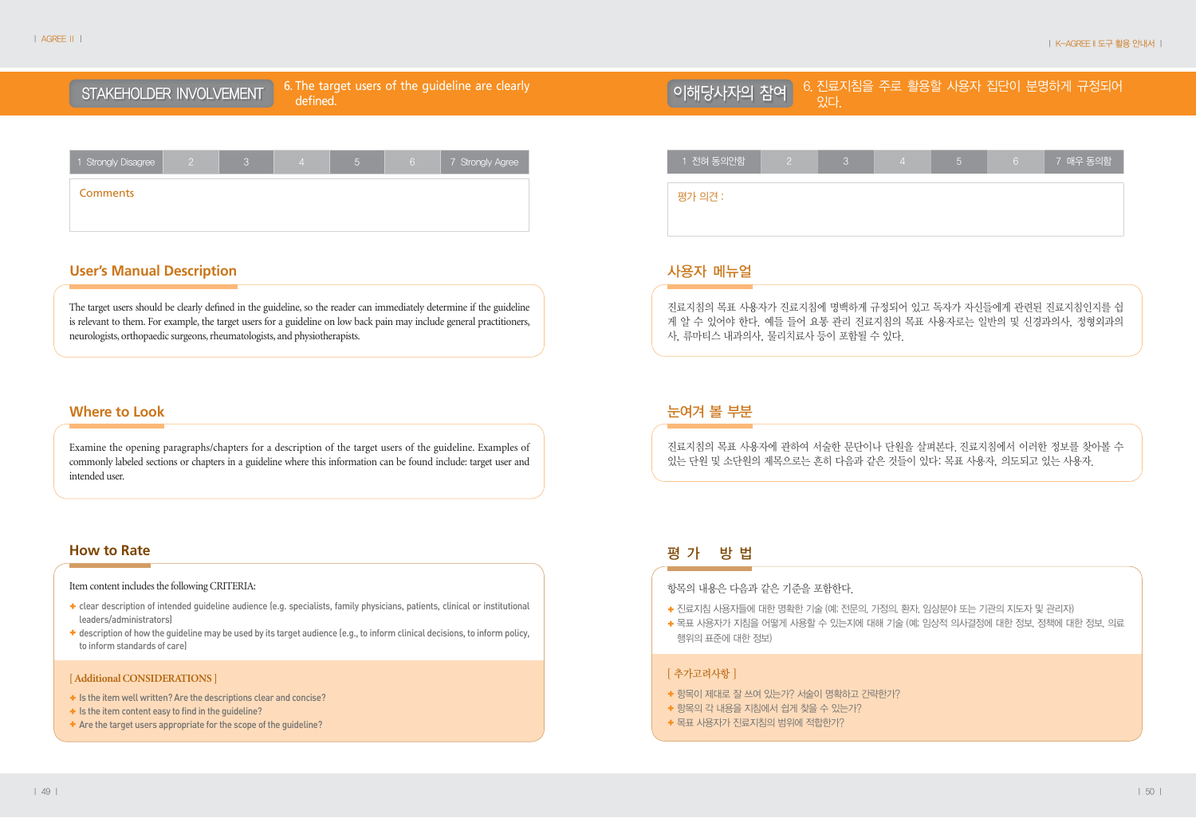## STAKEHOLDER INVOLVEMENT

6. The target users of the guideline are clearly defined.

| 1 Strongly Disagree | 2 | 3 | 4 | 5 | 6 | 7 Strongly Agree |
|---|---|---|---|---|---|---|

Comments

### User's Manual Description

The target users should be clearly defined in the guideline, so the reader can immediately determine if the guideline is relevant to them. For example, the target users for a guideline on low back pain may include general practitioners, neurologists, orthopaedic surgeons, rheumatologists, and physiotherapists.

### Where to Look

Examine the opening paragraphs/chapters for a description of the target users of the guideline. Examples of commonly labeled sections or chapters in a guideline where this information can be found include: target user and intended user.

### How to Rate

Item content includes the following CRITERIA:

- clear description of intended guideline audience (e.g. specialists, family physicians, patients, clinical or institutional leaders/administrators)
- description of how the guideline may be used by its target audience (e.g., to inform clinical decisions, to inform policy, to inform standards of care)

**[ Additional CONSIDERATIONS ]**

- Is the item well written? Are the descriptions clear and concise?
- Is the item content easy to find in the guideline?
- Are the target users appropriate for the scope of the guideline?

## 이해당사자의 참여

6. 진료지침을 주로 활용할 사용자 집단이 분명하게 규정되어 있다.

| 1 전혀 동의안함 | 2 | 3 | 4 | 5 | 6 | 7 매우 동의함 |
|---|---|---|---|---|---|---|

평가 의견 :

### 사용자 메뉴얼

진료지침의 목표 사용자가 진료지침에 명백하게 규정되어 있고 독자가 자신들에게 관련된 진료지침인지를 쉽게 알 수 있어야 한다. 예를 들어 요통 관리 진료지침의 목표 사용자로는 일반의 및 신경과의사, 정형외과의사, 류마티스 내과의사, 물리치료사 등이 포함될 수 있다.

### 눈여겨 볼 부분

진료지침의 목표 사용자에 관하여 서술한 문단이나 단원을 살펴본다. 진료지침에서 이러한 정보를 찾아볼 수 있는 단원 및 소단원의 제목으로는 흔히 다음과 같은 것들이 있다: 목표 사용자, 의도되고 있는 사용자.

### 평가 방법

항목의 내용은 다음과 같은 기준을 포함한다.

- 진료지침 사용자들에 대한 명확한 기술 (예: 전문의, 가정의, 환자, 임상분야 또는 기관의 지도자 및 관리자)
- 목표 사용자가 지침을 어떻게 사용할 수 있는지에 대해 기술 (예: 임상적 의사결정에 대한 정보, 정책에 대한 정보, 의료행위의 표준에 대한 정보)

**[ 추가고려사항 ]**

- 항목이 제대로 잘 쓰여 있는가? 서술이 명확하고 간략한가?
- 항목의 각 내용을 지침에서 쉽게 찾을 수 있는가?
- 목표 사용자가 진료지침의 범위에 적합한가?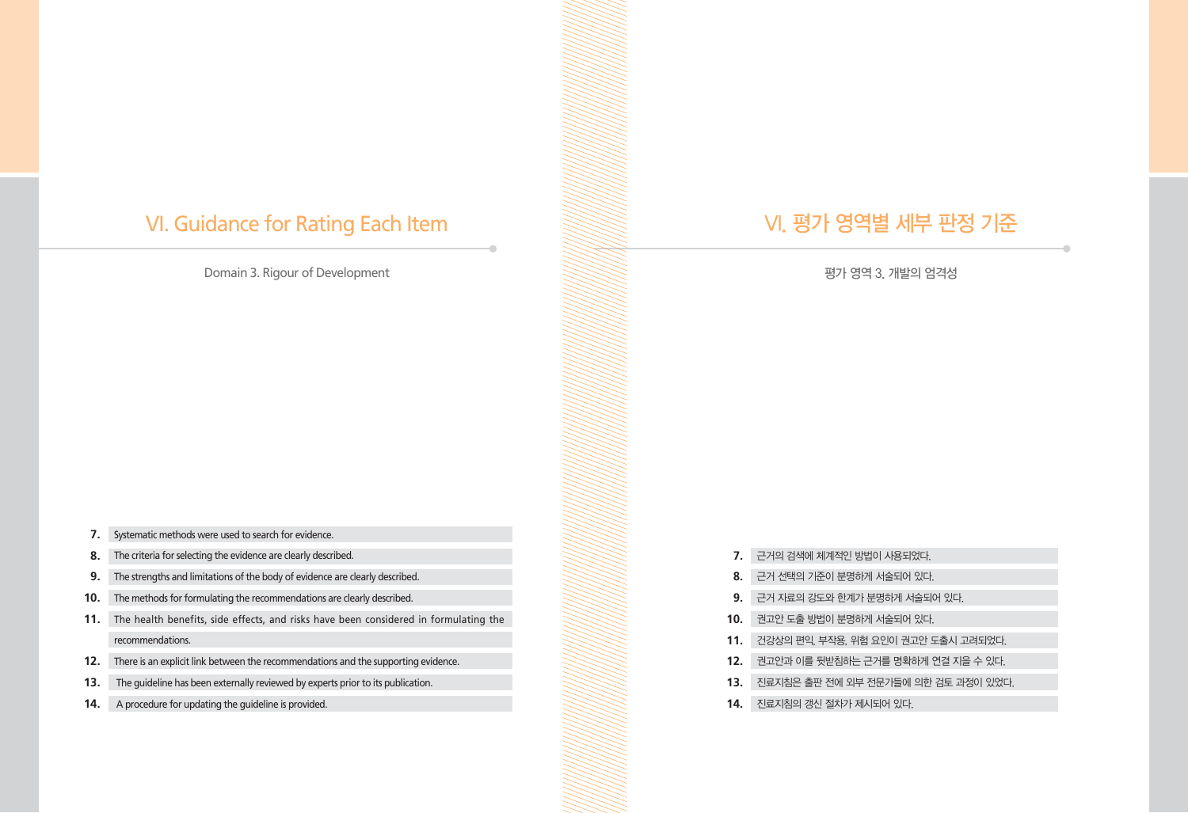# VI. Guidance for Rating Each Item

Domain 3. Rigour of Development

**7.** Systematic methods were used to search for evidence.

**8.** The criteria for selecting the evidence are clearly described.

**9.** The strengths and limitations of the body of evidence are clearly described.

**10.** The methods for formulating the recommendations are clearly described.

**11.** The health benefits, side effects, and risks have been considered in formulating the recommendations.

**12.** There is an explicit link between the recommendations and the supporting evidence.

**13.** The guideline has been externally reviewed by experts prior to its publication.

**14.** A procedure for updating the guideline is provided.

# VI. 평가 영역별 세부 판정 기준

평가 영역 3. 개발의 엄격성

**7.** 근거의 검색에 체계적인 방법이 사용되었다.

**8.** 근거 선택의 기준이 분명하게 서술되어 있다.

**9.** 근거 자료의 강도와 한계가 분명하게 서술되어 있다.

**10.** 권고안 도출 방법이 분명하게 서술되어 있다.

**11.** 건강상의 편익, 부작용, 위험 요인이 권고안 도출시 고려되었다.

**12.** 권고안과 이를 뒷받침하는 근거를 명확하게 연결 지을 수 있다.

**13.** 진료지침은 출판 전에 외부 전문가들에 의한 검토 과정이 있었다.

**14.** 진료지침의 갱신 절차가 제시되어 있다.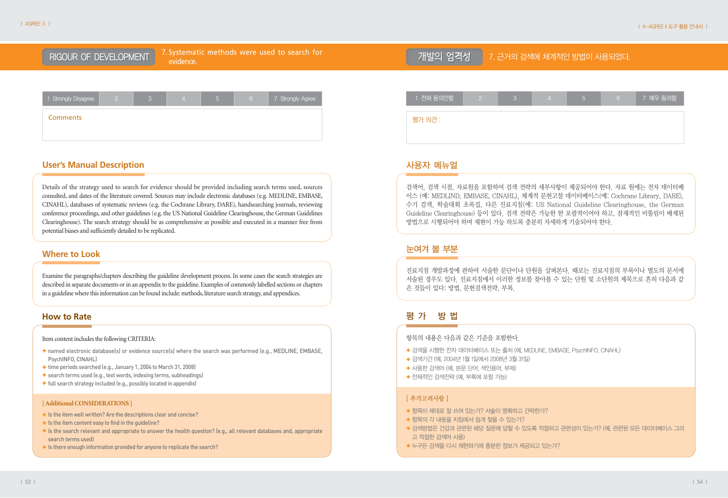## RIGOUR OF DEVELOPMENT

7. Systematic methods were used to search for evidence.

| 1 Strongly Disagree | 2 | 3 | 4 | 5 | 6 | 7 Strongly Agree |
|---|---|---|---|---|---|---|

Comments

### User's Manual Description

Details of the strategy used to search for evidence should be provided including search terms used, sources consulted, and dates of the literature covered. Sources may include electronic databases (e.g. MEDLINE, EMBASE, CINAHL), databases of systematic reviews (e.g. the Cochrane Library, DARE), handsearching journals, reviewing conference proceedings, and other guidelines (e.g. the US National Guideline Clearinghouse, the German Guidelines Clearinghouse). The search strategy should be as comprehensive as possible and executed in a manner free from potential biases and sufficiently detailed to be replicated.

### Where to Look

Examine the paragraphs/chapters describing the guideline development process. In some cases the search strategies are described in separate documents or in an appendix to the guideline. Examples of commonly labelled sections or chapters in a guideline where this information can be found include: methods, literature search strategy, and appendices.

### How to Rate

Item content includes the following CRITERIA:

- named electronic database(s) or evidence source(s) where the search was performed (e.g., MEDLINE, EMBASE, PsychINFO, CINAHL)
- time periods searched (e.g., January 1, 2004 to March 31, 2008)
- search terms used (e.g., text words, indexing terms, subheadings)
- full search strategy included (e.g., possibly located in appendix)

[ Additional CONSIDERATIONS ]

- Is the item well written? Are the descriptions clear and concise?
- Is the item content easy to find in the guideline?
- Is the search relevant and appropriate to answer the health question? (e.g., all relevant databases and, appropriate search terms used)
- Is there enough information provided for anyone to replicate the search?

## 개발의 엄격성

7. 근거의 검색에 체계적인 방법이 사용되었다.

| 1 전혀 동의안함 | 2 | 3 | 4 | 5 | 6 | 7 매우 동의함 |
|---|---|---|---|---|---|---|

평가 의견 :

### 사용자 메뉴얼

검색어, 검색 시점, 자료원을 포함하여 검색 전략의 세부사항이 제공되어야 한다. 자료 원에는 전자 데이터베이스 (예: MEDLIND, EMBASE, CINAHL), 체계적 문헌고찰 데이터베이스(예: Cochrane Library, DARE), 수기 검색, 학술대회 초록집, 다른 진료지침(예: US National Guideline Clearinghouse, the German Guideline Clearinghouse) 등이 있다. 검색 전략은 가능한 한 포괄적이어야 하고, 잠재적인 비뚤림이 배제된 방법으로 시행되어야 하며 재현이 가능 하도록 충분히 자세하게 기술되어야 한다.

### 눈여겨 볼 부분

진료지침 개발과정에 관하여 서술한 문단이나 단원을 살펴본다. 때로는 진료지침의 부록이나 별도의 문서에 서술된 경우도 있다. 진료지침에서 이러한 정보를 찾아볼 수 있는 단원 및 소단원의 제목으로 흔히 다음과 같은 것들이 있다: 방법, 문헌검색전략, 부록.

### 평 가 방 법

항목의 내용은 다음과 같은 기준을 포함한다.

- 검색을 시행한 전자 데이터베이스 또는 출처 (예, MEDLINE, EMBASE, PsychINFO, CINAHL)
- 검색기간 (예, 2004년 1월 1일에서 2008년 3월 31일)
- 사용한 검색어 (예, 본문 단어, 색인용어, 부제)
- 전체적인 검색전략 (예, 부록에 포함 가능)

[ 추가고려사항 ]

- 항목이 제대로 잘 쓰여 있는가? 서술이 명확하고 간략한가?
- 항목의 각 내용을 지침에서 쉽게 찾을 수 있는가?
- 검색방법은 건강과 관련된 해당 질문에 답할 수 있도록 적절하고 관련성이 있는가? (예, 관련된 모든 데이터베이스 그리고 적절한 검색어 사용)
- 누구든 검색을 다시 재현하기에 충분한 정보가 제공되고 있는가?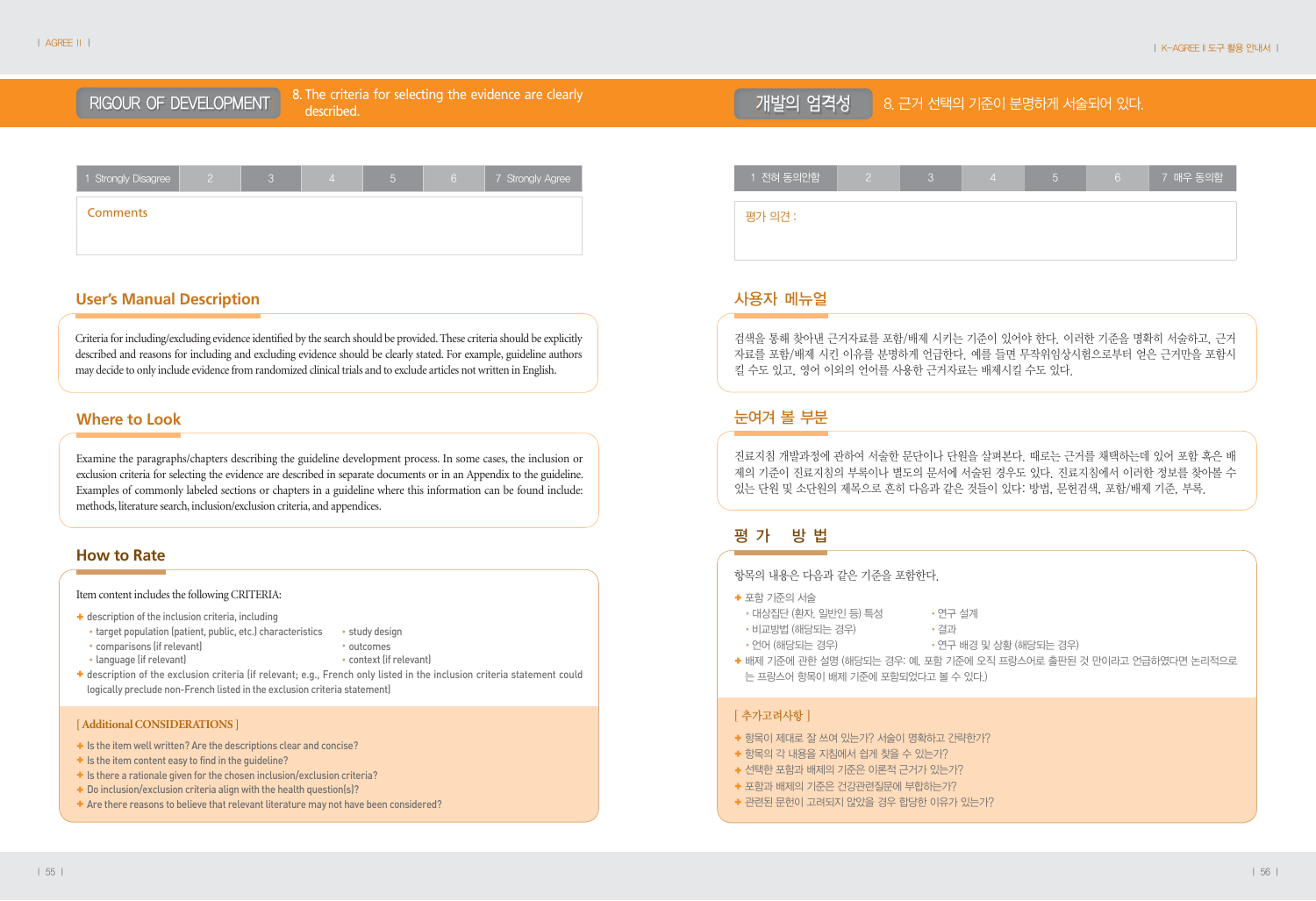## RIGOUR OF DEVELOPMENT

8. The criteria for selecting the evidence are clearly described.

| 1 Strongly Disagree | 2 | 3 | 4 | 5 | 6 | 7 Strongly Agree |
|---|---|---|---|---|---|---|

Comments

### User's Manual Description

Criteria for including/excluding evidence identified by the search should be provided. These criteria should be explicitly described and reasons for including and excluding evidence should be clearly stated. For example, guideline authors may decide to only include evidence from randomized clinical trials and to exclude articles not written in English.

### Where to Look

Examine the paragraphs/chapters describing the guideline development process. In some cases, the inclusion or exclusion criteria for selecting the evidence are described in separate documents or in an Appendix to the guideline. Examples of commonly labeled sections or chapters in a guideline where this information can be found include: methods, literature search, inclusion/exclusion criteria, and appendices.

### How to Rate

Item content includes the following CRITERIA:

- description of the inclusion criteria, including
  - target population (patient, public, etc.) characteristics
  - study design
  - comparisons (if relevant)
  - outcomes
  - language (if relevant)
  - context (if relevant)
- description of the exclusion criteria (if relevant; e.g., French only listed in the inclusion criteria statement could logically preclude non-French listed in the exclusion criteria statement)

**[ Additional CONSIDERATIONS ]**

- Is the item well written? Are the descriptions clear and concise?
- Is the item content easy to find in the guideline?
- Is there a rationale given for the chosen inclusion/exclusion criteria?
- Do inclusion/exclusion criteria align with the health question(s)?
- Are there reasons to believe that relevant literature may not have been considered?

## 개발의 엄격성

8. 근거 선택의 기준이 분명하게 서술되어 있다.

| 1 전혀 동의안함 | 2 | 3 | 4 | 5 | 6 | 7 매우 동의함 |
|---|---|---|---|---|---|---|

평가 의견 :

### 사용자 메뉴얼

검색을 통해 찾아낸 근거자료를 포함/배제 시키는 기준이 있어야 한다. 이러한 기준을 명확히 서술하고, 근거자료를 포함/배제 시킨 이유를 분명하게 언급한다. 예를 들면 무작위임상시험으로부터 얻은 근거만을 포함시킬 수도 있고, 영어 이외의 언어를 사용한 근거자료는 배제시킬 수도 있다.

### 눈여겨 볼 부분

진료지침 개발과정에 관하여 서술한 문단이나 단원을 살펴본다. 때로는 근거를 채택하는데 있어 포함 혹은 배제의 기준이 진료지침의 부록이나 별도의 문서에 서술된 경우도 있다. 진료지침에서 이러한 정보를 찾아볼 수 있는 단원 및 소단원의 제목으로 흔히 다음과 같은 것들이 있다: 방법, 문헌검색, 포함/배제 기준, 부록.

### 평가 방법

항목의 내용은 다음과 같은 기준을 포함한다.

- 포함 기준의 서술
  - 대상집단 (환자, 일반인 등) 특성
  - 연구 설계
  - 비교방법 (해당되는 경우)
  - 결과
  - 언어 (해당되는 경우)
  - 연구 배경 및 상황 (해당되는 경우)
- 배제 기준에 관한 설명 (해당되는 경우: 예, 포함 기준에 오직 프랑스어로 출판된 것 만이라고 언급하였다면 논리적으로는 프랑스어 항목이 배제 기준에 포함되었다고 볼 수 있다.)

**[ 추가고려사항 ]**

- 항목이 제대로 잘 쓰여 있는가? 서술이 명확하고 간략한가?
- 항목의 각 내용을 지침에서 쉽게 찾을 수 있는가?
- 선택한 포함과 배제의 기준은 이론적 근거가 있는가?
- 포함과 배제의 기준은 건강관련질문에 부합하는가?
- 관련된 문헌이 고려되지 않았을 경우 합당한 이유가 있는가?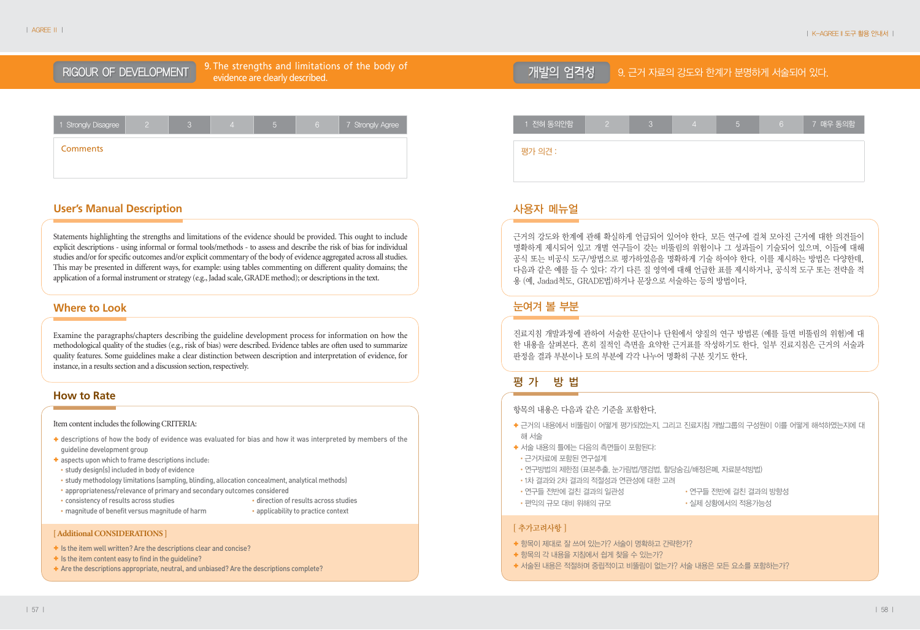## RIGOUR OF DEVELOPMENT

### 9. The strengths and limitations of the body of evidence are clearly described.

| 1 Strongly Disagree | 2 | 3 | 4 | 5 | 6 | 7 Strongly Agree |
|---|---|---|---|---|---|---|

Comments

### User's Manual Description

Statements highlighting the strengths and limitations of the evidence should be provided. This ought to include explicit descriptions - using informal or formal tools/methods - to assess and describe the risk of bias for individual studies and/or for specific outcomes and/or explicit commentary of the body of evidence aggregated across all studies. This may be presented in different ways, for example: using tables commenting on different quality domains; the application of a formal instrument or strategy (e.g., Jadad scale, GRADE method); or descriptions in the text.

### Where to Look

Examine the paragraphs/chapters describing the guideline development process for information on how the methodological quality of the studies (e.g., risk of bias) were described. Evidence tables are often used to summarize quality features. Some guidelines make a clear distinction between description and interpretation of evidence, for instance, in a results section and a discussion section, respectively.

### How to Rate

Item content includes the following CRITERIA:

- descriptions of how the body of evidence was evaluated for bias and how it was interpreted by members of the guideline development group
- aspects upon which to frame descriptions include:
  - study design(s) included in body of evidence
  - study methodology limitations (sampling, blinding, allocation concealment, analytical methods)
  - appropriateness/relevance of primary and secondary outcomes considered
  - consistency of results across studies
  - direction of results across studies
  - magnitude of benefit versus magnitude of harm
  - applicability to practice context

**[ Additional CONSIDERATIONS ]**

- Is the item well written? Are the descriptions clear and concise?
- Is the item content easy to find in the guideline?
- Are the descriptions appropriate, neutral, and unbiased? Are the descriptions complete?

## 개발의 엄격성

### 9. 근거 자료의 강도와 한계가 분명하게 서술되어 있다.

| 1 전혀 동의안함 | 2 | 3 | 4 | 5 | 6 | 7 매우 동의함 |
|---|---|---|---|---|---|---|

평가 의견 :

### 사용자 메뉴얼

근거의 강도와 한계에 관해 확실하게 언급되어 있어야 한다. 모든 연구에 걸쳐 모아진 근거에 대한 의견들이 명확하게 제시되어 있고 개별 연구들이 갖는 비뚤림의 위험이나 그 성과들이 기술되어 있으며, 이들에 대해 공식 또는 비공식 도구/방법으로 평가하였음을 명확하게 기술 하여야 한다. 이를 제시하는 방법은 다양한데, 다음과 같은 예를 들 수 있다: 각기 다른 질 영역에 대해 언급한 표를 제시하거나, 공식적 도구 또는 전략을 적용 (예, Jadad척도, GRADE법)하거나 문장으로 서술하는 등의 방법이다.

### 눈여겨 볼 부분

진료지침 개발과정에 관하여 서술한 문단이나 단원에서 양질의 연구 방법론 (예를 들면 비뚤림의 위험)에 대한 내용을 살펴본다. 흔히 질적인 측면을 요약한 근거표를 작성하기도 한다. 일부 진료지침은 근거의 서술과 판정을 결과 부분이나 토의 부분에 각각 나누어 명확히 구분 짓기도 한다.

### 평 가 방 법

항목의 내용은 다음과 같은 기준을 포함한다.

- 근거의 내용에서 비뚤림이 어떻게 평가되었는지, 그리고 진료지침 개발그룹의 구성원이 이를 어떻게 해석하였는지에 대해 서술
- 서술 내용의 틀에는 다음의 측면들이 포함된다:
  - 근거자료에 포함된 연구설계
  - 연구방법의 제한점 (표본추출, 눈가림법/맹검법, 할당숨김/배정은폐, 자료분석방법)
  - 1차 결과와 2차 결과의 적절성과 연관성에 대한 고려
  - 연구들 전반에 걸친 결과의 일관성
  - 연구들 전반에 걸친 결과의 방향성
  - 편익의 규모 대비 위해의 규모
  - 실제 상황에서의 적용가능성

**[ 추가고려사항 ]**

- 항목이 제대로 잘 쓰여 있는가? 서술이 명확하고 간략한가?
- 항목의 각 내용을 지침에서 쉽게 찾을 수 있는가?
- 서술된 내용은 적절하며 중립적이고 비뚤림이 없는가? 서술 내용은 모든 요소를 포함하는가?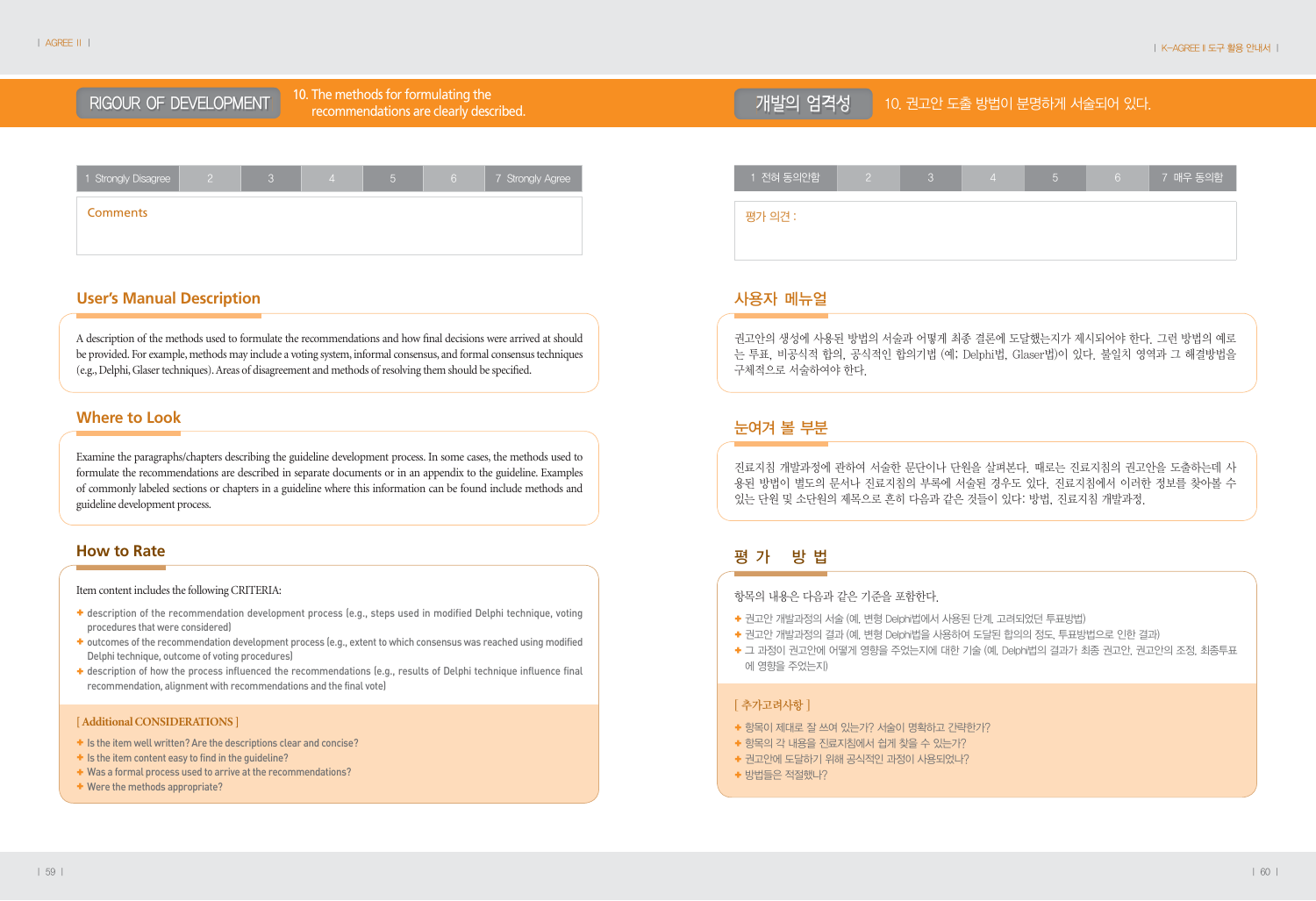## RIGOUR OF DEVELOPMENT

10. The methods for formulating the recommendations are clearly described.

| 1 Strongly Disagree | 2 | 3 | 4 | 5 | 6 | 7 Strongly Agree |
|---|---|---|---|---|---|---|

Comments

### User's Manual Description

A description of the methods used to formulate the recommendations and how final decisions were arrived at should be provided. For example, methods may include a voting system, informal consensus, and formal consensus techniques (e.g., Delphi, Glaser techniques). Areas of disagreement and methods of resolving them should be specified.

### Where to Look

Examine the paragraphs/chapters describing the guideline development process. In some cases, the methods used to formulate the recommendations are described in separate documents or in an appendix to the guideline. Examples of commonly labeled sections or chapters in a guideline where this information can be found include methods and guideline development process.

### How to Rate

Item content includes the following CRITERIA:

- description of the recommendation development process (e.g., steps used in modified Delphi technique, voting procedures that were considered)
- outcomes of the recommendation development process (e.g., extent to which consensus was reached using modified Delphi technique, outcome of voting procedures)
- description of how the process influenced the recommendations (e.g., results of Delphi technique influence final recommendation, alignment with recommendations and the final vote)

[ Additional CONSIDERATIONS ]

- Is the item well written? Are the descriptions clear and concise?
- Is the item content easy to find in the guideline?
- Was a formal process used to arrive at the recommendations?
- Were the methods appropriate?

## 개발의 엄격성

10. 권고안 도출 방법이 분명하게 서술되어 있다.

| 1 전혀 동의안함 | 2 | 3 | 4 | 5 | 6 | 7 매우 동의함 |
|---|---|---|---|---|---|---|

평가 의견 :

### 사용자 메뉴얼

권고안의 생성에 사용된 방법의 서술과 어떻게 최종 결론에 도달했는지가 제시되어야 한다. 그런 방법의 예로는 투표, 비공식적 합의, 공식적인 합의기법 (예: Delphi법, Glaser법)이 있다. 불일치 영역과 그 해결방법을 구체적으로 서술하여야 한다.

### 눈여겨 볼 부분

진료지침 개발과정에 관하여 서술한 문단이나 단원을 살펴본다. 때로는 진료지침의 권고안을 도출하는데 사용된 방법이 별도의 문서나 진료지침의 부록에 서술된 경우도 있다. 진료지침에서 이러한 정보를 찾아볼 수 있는 단원 및 소단원의 제목으로 흔히 다음과 같은 것들이 있다: 방법, 진료지침 개발과정.

### 평 가 방 법

항목의 내용은 다음과 같은 기준을 포함한다.

- 권고안 개발과정의 서술 (예, 변형 Delphi법에서 사용된 단계, 고려되었던 투표방법)
- 권고안 개발과정의 결과 (예, 변형 Delphi법을 사용하여 도달된 합의의 정도, 투표방법으로 인한 결과)
- 그 과정이 권고안에 어떻게 영향을 주었는지에 대한 기술 (예, Delphi법의 결과가 최종 권고안, 권고안의 조정, 최종투표에 영향을 주었는지)

[ 추가고려사항 ]

- 항목이 제대로 잘 쓰여 있는가? 서술이 명확하고 간략한가?
- 항목의 각 내용을 진료지침에서 쉽게 찾을 수 있는가?
- 권고안에 도달하기 위해 공식적인 과정이 사용되었나?
- 방법들은 적절했나?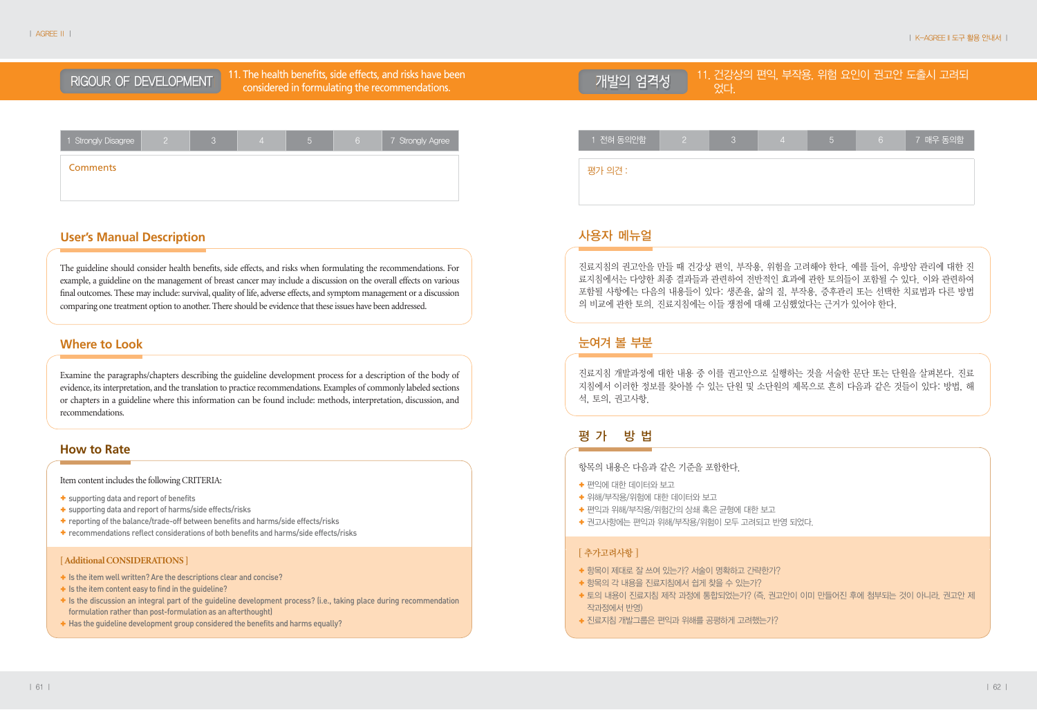## RIGOUR OF DEVELOPMENT

11. The health benefits, side effects, and risks have been considered in formulating the recommendations.

| 1 Strongly Disagree | 2 | 3 | 4 | 5 | 6 | 7 Strongly Agree |
|---|---|---|---|---|---|---|

Comments

### User's Manual Description

The guideline should consider health benefits, side effects, and risks when formulating the recommendations. For example, a guideline on the management of breast cancer may include a discussion on the overall effects on various final outcomes. These may include: survival, quality of life, adverse effects, and symptom management or a discussion comparing one treatment option to another. There should be evidence that these issues have been addressed.

### Where to Look

Examine the paragraphs/chapters describing the guideline development process for a description of the body of evidence, its interpretation, and the translation to practice recommendations. Examples of commonly labeled sections or chapters in a guideline where this information can be found include: methods, interpretation, discussion, and recommendations.

### How to Rate

Item content includes the following CRITERIA:

- supporting data and report of benefits
- supporting data and report of harms/side effects/risks
- reporting of the balance/trade-off between benefits and harms/side effects/risks
- recommendations reflect considerations of both benefits and harms/side effects/risks

[ Additional CONSIDERATIONS ]

- Is the item well written? Are the descriptions clear and concise?
- Is the item content easy to find in the guideline?
- Is the discussion an integral part of the guideline development process? (i.e., taking place during recommendation formulation rather than post-formulation as an afterthought)
- Has the guideline development group considered the benefits and harms equally?

## 개발의 엄격성

11. 건강상의 편익, 부작용, 위험 요인이 권고안 도출시 고려되었다.

| 1 전혀 동의안함 | 2 | 3 | 4 | 5 | 6 | 7 매우 동의함 |
|---|---|---|---|---|---|---|

평가 의견 :

### 사용자 메뉴얼

진료지침의 권고안을 만들 때 건강상 편익, 부작용, 위험을 고려해야 한다. 예를 들어, 유방암 관리에 대한 진료지침에서는 다양한 최종 결과들과 관련하여 전반적인 효과에 관한 토의들이 포함될 수 있다. 이와 관련하여 포함될 사항에는 다음의 내용들이 있다: 생존율, 삶의 질, 부작용, 증후관리 또는 선택한 치료법과 다른 방법의 비교에 관한 토의. 진료지침에는 이들 쟁점에 대해 고심했었다는 근거가 있어야 한다.

### 눈여겨 볼 부분

진료지침 개발과정에 대한 내용 중 이를 권고안으로 실행하는 것을 서술한 문단 또는 단원을 살펴본다. 진료지침에서 이러한 정보를 찾아볼 수 있는 단원 및 소단원의 제목으로 흔히 다음과 같은 것들이 있다: 방법, 해석, 토의, 권고사항.

### 평 가 방 법

항목의 내용은 다음과 같은 기준을 포함한다.

- 편익에 대한 데이터와 보고
- 위해/부작용/위험에 대한 데이터와 보고
- 편익과 위해/부작용/위험간의 상쇄 혹은 균형에 대한 보고
- 권고사항에는 편익과 위해/부작용/위험이 모두 고려되고 반영 되었다.

[ 추가고려사항 ]

- 항목이 제대로 잘 쓰여 있는가? 서술이 명확하고 간략한가?
- 항목의 각 내용을 진료지침에서 쉽게 찾을 수 있는가?
- 토의 내용이 진료지침 제작 과정에 통합되었는가? (즉, 권고안이 이미 만들어진 후에 첨부되는 것이 아니라, 권고안 제작과정에서 반영)
- 진료지침 개발그룹은 편익과 위해를 공평하게 고려했는가?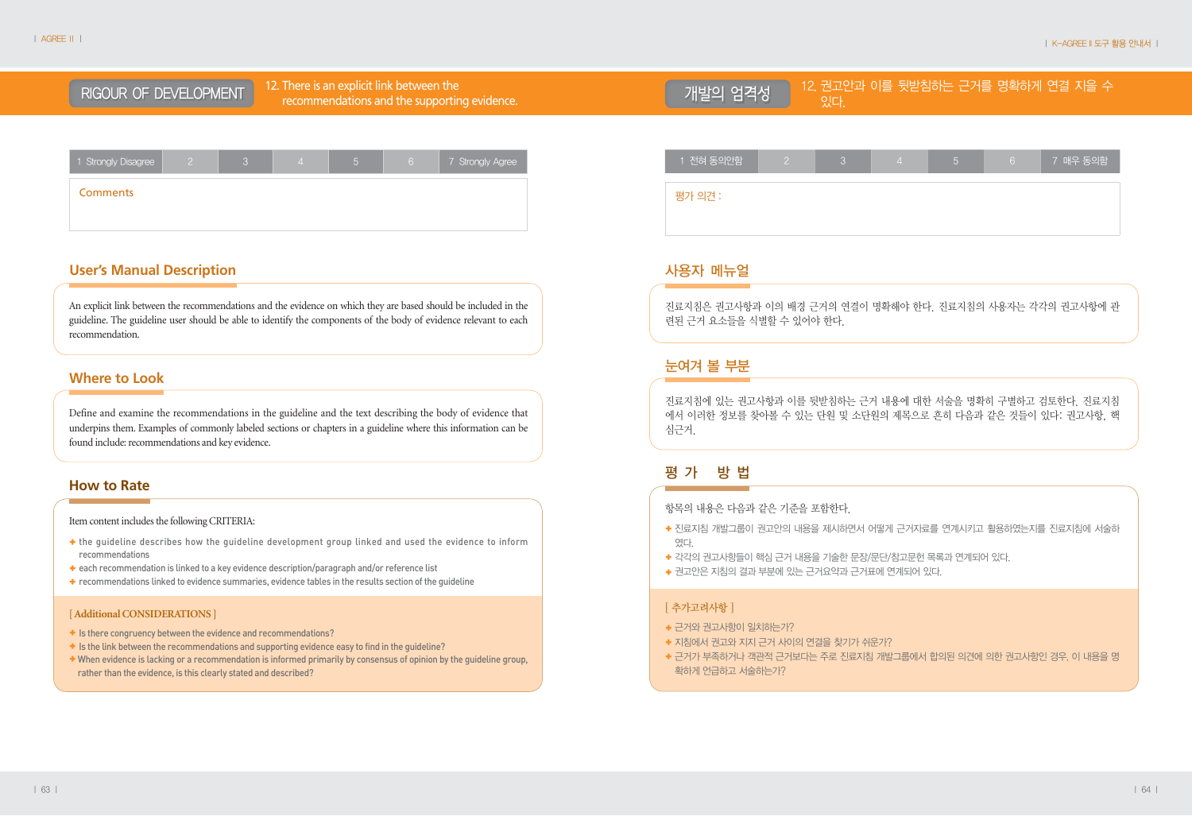## RIGOUR OF DEVELOPMENT

12. There is an explicit link between the recommendations and the supporting evidence.

| 1 Strongly Disagree | 2 | 3 | 4 | 5 | 6 | 7 Strongly Agree |
|---|---|---|---|---|---|---|

Comments

### User's Manual Description

An explicit link between the recommendations and the evidence on which they are based should be included in the guideline. The guideline user should be able to identify the components of the body of evidence relevant to each recommendation.

### Where to Look

Define and examine the recommendations in the guideline and the text describing the body of evidence that underpins them. Examples of commonly labeled sections or chapters in a guideline where this information can be found include: recommendations and key evidence.

### How to Rate

Item content includes the following CRITERIA:

- the guideline describes how the guideline development group linked and used the evidence to inform recommendations
- each recommendation is linked to a key evidence description/paragraph and/or reference list
- recommendations linked to evidence summaries, evidence tables in the results section of the guideline

[ Additional CONSIDERATIONS ]

- Is there congruency between the evidence and recommendations?
- Is the link between the recommendations and supporting evidence easy to find in the guideline?
- When evidence is lacking or a recommendation is informed primarily by consensus of opinion by the guideline group, rather than the evidence, is this clearly stated and described?

## 개발의 엄격성

12. 권고안과 이를 뒷받침하는 근거를 명확하게 연결 지을 수 있다.

| 1 전혀 동의안함 | 2 | 3 | 4 | 5 | 6 | 7 매우 동의함 |
|---|---|---|---|---|---|---|

평가 의견 :

### 사용자 메뉴얼

진료지침은 권고사항과 이의 배경 근거의 연결이 명확해야 한다. 진료지침의 사용자는 각각의 권고사항에 관련된 근거 요소들을 식별할 수 있어야 한다.

### 눈여겨 볼 부분

진료지침에 있는 권고사항과 이를 뒷받침하는 근거 내용에 대한 서술을 명확히 구별하고 검토한다. 진료지침에서 이러한 정보를 찾아볼 수 있는 단원 및 소단원의 제목으로 흔히 다음과 같은 것들이 있다: 권고사항, 핵심근거.

### 평가 방법

항목의 내용은 다음과 같은 기준을 포함한다.

- 진료지침 개발그룹이 권고안의 내용을 제시하면서 어떻게 근거자료를 연계시키고 활용하였는지를 진료지침에 서술하였다.
- 각각의 권고사항들이 핵심 근거 내용을 기술한 문장/문단/참고문헌 목록과 연계되어 있다.
- 권고안은 지침의 결과 부분에 있는 근거요약과 근거표에 연계되어 있다.

[ 추가고려사항 ]

- 근거와 권고사항이 일치하는가?
- 지침에서 권고와 지지 근거 사이의 연결을 찾기가 쉬운가?
- 근거가 부족하거나 객관적 근거보다는 주로 진료지침 개발그룹에서 합의된 의견에 의한 권고사항인 경우, 이 내용을 명확하게 언급하고 서술하는가?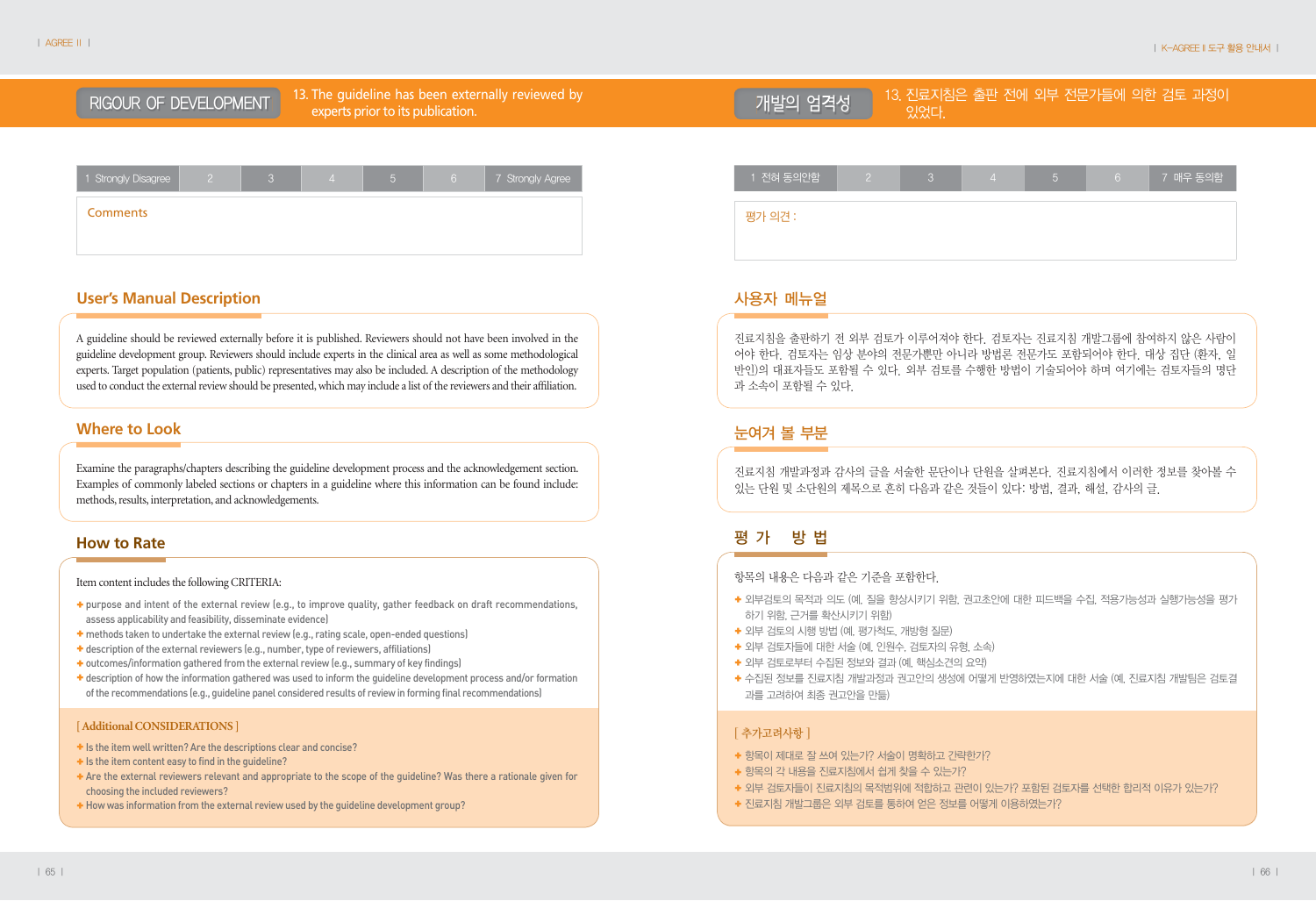## RIGOUR OF DEVELOPMENT

13. The guideline has been externally reviewed by experts prior to its publication.

| 1 Strongly Disagree | 2 | 3 | 4 | 5 | 6 | 7 Strongly Agree |
|---|---|---|---|---|---|---|

Comments

### User's Manual Description

A guideline should be reviewed externally before it is published. Reviewers should not have been involved in the guideline development group. Reviewers should include experts in the clinical area as well as some methodological experts. Target population (patients, public) representatives may also be included. A description of the methodology used to conduct the external review should be presented, which may include a list of the reviewers and their affiliation.

### Where to Look

Examine the paragraphs/chapters describing the guideline development process and the acknowledgement section. Examples of commonly labeled sections or chapters in a guideline where this information can be found include: methods, results, interpretation, and acknowledgements.

### How to Rate

Item content includes the following CRITERIA:

- purpose and intent of the external review (e.g., to improve quality, gather feedback on draft recommendations, assess applicability and feasibility, disseminate evidence)
- methods taken to undertake the external review (e.g., rating scale, open-ended questions)
- description of the external reviewers (e.g., number, type of reviewers, affiliations)
- outcomes/information gathered from the external review (e.g., summary of key findings)
- description of how the information gathered was used to inform the guideline development process and/or formation of the recommendations (e.g., guideline panel considered results of review in forming final recommendations)

**[ Additional CONSIDERATIONS ]**

- Is the item well written? Are the descriptions clear and concise?
- Is the item content easy to find in the guideline?
- Are the external reviewers relevant and appropriate to the scope of the guideline? Was there a rationale given for choosing the included reviewers?
- How was information from the external review used by the guideline development group?

## 개발의 엄격성

13. 진료지침은 출판 전에 외부 전문가들에 의한 검토 과정이 있었다.

| 1 전혀 동의안함 | 2 | 3 | 4 | 5 | 6 | 7 매우 동의함 |
|---|---|---|---|---|---|---|

평가 의견 :

### 사용자 메뉴얼

진료지침을 출판하기 전 외부 검토가 이루어져야 한다. 검토자는 진료지침 개발그룹에 참여하지 않은 사람이어야 한다. 검토자는 임상 분야의 전문가뿐만 아니라 방법론 전문가도 포함되어야 한다. 대상 집단 (환자, 일반인)의 대표자들도 포함될 수 있다. 외부 검토를 수행한 방법이 기술되어야 하며 여기에는 검토자들의 명단과 소속이 포함될 수 있다.

### 눈여겨 볼 부분

진료지침 개발과정과 감사의 글을 서술한 문단이나 단원을 살펴본다. 진료지침에서 이러한 정보를 찾아볼 수 있는 단원 및 소단원의 제목으로 흔히 다음과 같은 것들이 있다: 방법, 결과, 해설, 감사의 글.

### 평 가 방 법

항목의 내용은 다음과 같은 기준을 포함한다.

- 외부검토의 목적과 의도 (예, 질을 향상시키기 위함, 권고초안에 대한 피드백을 수집, 적용가능성과 실행가능성을 평가하기 위함, 근거를 확산시키기 위함)
- 외부 검토의 시행 방법 (예, 평가척도, 개방형 질문)
- 외부 검토자들에 대한 서술 (예, 인원수, 검토자의 유형, 소속)
- 외부 검토로부터 수집된 정보와 결과 (예, 핵심소견의 요약)
- 수집된 정보를 진료지침 개발과정과 권고안의 생성에 어떻게 반영하였는지에 대한 서술 (예, 진료지침 개발팀은 검토결과를 고려하여 최종 권고안을 만듦)

**[ 추가고려사항 ]**

- 항목이 제대로 잘 쓰여 있는가? 서술이 명확하고 간략한가?
- 항목의 각 내용을 진료지침에서 쉽게 찾을 수 있는가?
- 외부 검토자들이 진료지침의 목적범위에 적합하고 관련이 있는가? 포함된 검토자를 선택한 합리적 이유가 있는가?
- 진료지침 개발그룹은 외부 검토를 통하여 얻은 정보를 어떻게 이용하였는가?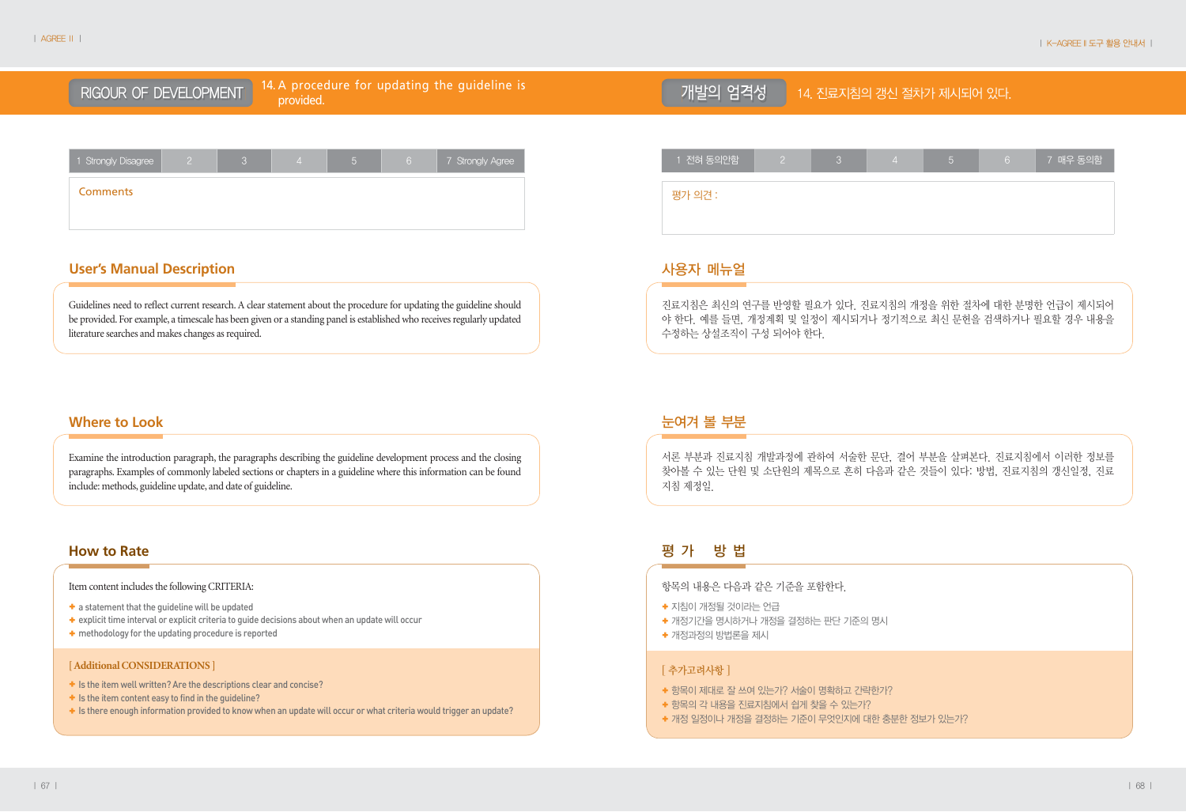## RIGOUR OF DEVELOPMENT

14. A procedure for updating the guideline is provided.

| 1 Strongly Disagree | 2 | 3 | 4 | 5 | 6 | 7 Strongly Agree |
|---|---|---|---|---|---|---|

Comments

### User's Manual Description

Guidelines need to reflect current research. A clear statement about the procedure for updating the guideline should be provided. For example, a timescale has been given or a standing panel is established who receives regularly updated literature searches and makes changes as required.

### Where to Look

Examine the introduction paragraph, the paragraphs describing the guideline development process and the closing paragraphs. Examples of commonly labeled sections or chapters in a guideline where this information can be found include: methods, guideline update, and date of guideline.

### How to Rate

Item content includes the following CRITERIA:

- a statement that the guideline will be updated
- explicit time interval or explicit criteria to guide decisions about when an update will occur
- methodology for the updating procedure is reported

[ Additional CONSIDERATIONS ]

- Is the item well written? Are the descriptions clear and concise?
- Is the item content easy to find in the guideline?
- Is there enough information provided to know when an update will occur or what criteria would trigger an update?

## 개발의 엄격성

14. 진료지침의 갱신 절차가 제시되어 있다.

| 1 전혀 동의안함 | 2 | 3 | 4 | 5 | 6 | 7 매우 동의함 |
|---|---|---|---|---|---|---|

평가 의견 :

### 사용자 메뉴얼

진료지침은 최신의 연구를 반영할 필요가 있다. 진료지침의 개정을 위한 절차에 대한 분명한 언급이 제시되어야 한다. 예를 들면, 개정계획 및 일정이 제시되거나 정기적으로 최신 문헌을 검색하거나 필요할 경우 내용을 수정하는 상설조직이 구성 되어야 한다.

### 눈여겨 볼 부분

서론 부분과 진료지침 개발과정에 관하여 서술한 문단, 결어 부분을 살펴본다. 진료지침에서 이러한 정보를 찾아볼 수 있는 단원 및 소단원의 제목으로 흔히 다음과 같은 것들이 있다: 방법, 진료지침의 갱신일정, 진료지침 제정일.

### 평 가 방 법

항목의 내용은 다음과 같은 기준을 포함한다.

- 지침이 개정될 것이라는 언급
- 개정기간을 명시하거나 개정을 결정하는 판단 기준의 명시
- 개정과정의 방법론을 제시

[ 추가고려사항 ]

- 항목이 제대로 잘 쓰여 있는가? 서술이 명확하고 간략한가?
- 항목의 각 내용을 진료지침에서 쉽게 찾을 수 있는가?
- 개정 일정이나 개정을 결정하는 기준이 무엇인지에 대한 충분한 정보가 있는가?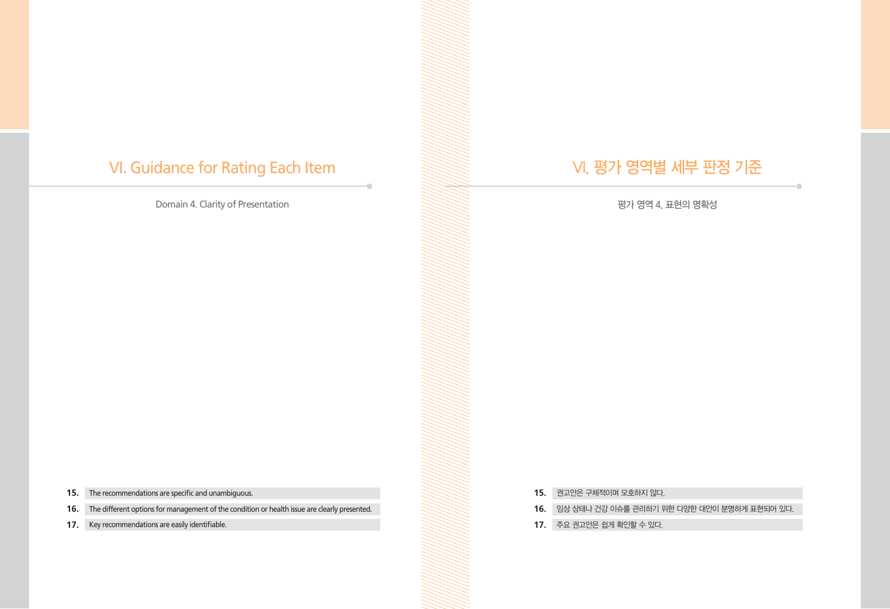# VI. Guidance for Rating Each Item

Domain 4. Clarity of Presentation

**15.** The recommendations are specific and unambiguous.

**16.** The different options for management of the condition or health issue are clearly presented.

**17.** Key recommendations are easily identifiable.

# VI. 평가 영역별 세부 판정 기준

평가 영역 4. 표현의 명확성

**15.** 권고안은 구체적이며 모호하지 않다.

**16.** 임상 상태나 건강 이슈를 관리하기 위한 다양한 대안이 분명하게 표현되어 있다.

**17.** 주요 권고안은 쉽게 확인할 수 있다.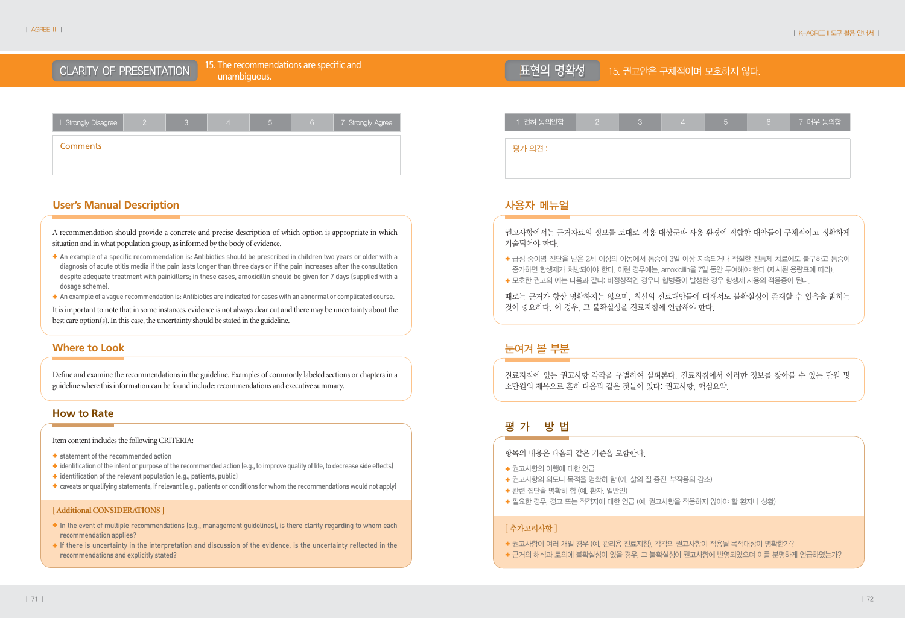## CLARITY OF PRESENTATION

15. The recommendations are specific and unambiguous.

| 1 Strongly Disagree | 2 | 3 | 4 | 5 | 6 | 7 Strongly Agree |
|---|---|---|---|---|---|---|

Comments

### User's Manual Description

A recommendation should provide a concrete and precise description of which option is appropriate in which situation and in what population group, as informed by the body of evidence.

- An example of a specific recommendation is: Antibiotics should be prescribed in children two years or older with a diagnosis of acute otitis media if the pain lasts longer than three days or if the pain increases after the consultation despite adequate treatment with painkillers; in these cases, amoxicillin should be given for 7 days (supplied with a dosage scheme).
- An example of a vague recommendation is: Antibiotics are indicated for cases with an abnormal or complicated course.

It is important to note that in some instances, evidence is not always clear cut and there may be uncertainty about the best care option(s). In this case, the uncertainty should be stated in the guideline.

### Where to Look

Define and examine the recommendations in the guideline. Examples of commonly labeled sections or chapters in a guideline where this information can be found include: recommendations and executive summary.

### How to Rate

Item content includes the following CRITERIA:

- statement of the recommended action
- identification of the intent or purpose of the recommended action (e.g., to improve quality of life, to decrease side effects)
- identification of the relevant population (e.g., patients, public)
- caveats or qualifying statements, if relevant (e.g., patients or conditions for whom the recommendations would not apply)

[ Additional CONSIDERATIONS ]

- In the event of multiple recommendations (e.g., management guidelines), is there clarity regarding to whom each recommendation applies?
- If there is uncertainty in the interpretation and discussion of the evidence, is the uncertainty reflected in the recommendations and explicitly stated?

## 표현의 명확성

15. 권고안은 구체적이며 모호하지 않다.

| 1 전혀 동의안함 | 2 | 3 | 4 | 5 | 6 | 7 매우 동의함 |
|---|---|---|---|---|---|---|

평가 의견 :

### 사용자 메뉴얼

권고사항에서는 근거자료의 정보를 토대로 적용 대상군과 사용 환경에 적합한 대안들이 구체적이고 정확하게 기술되어야 한다.

- 급성 중이염 진단을 받은 2세 이상의 아동에서 통증이 3일 이상 지속되거나 적절한 진통제 치료에도 불구하고 통증이 증가하면 항생제가 처방되어야 한다. 이런 경우에는, amoxicillin을 7일 동안 투여해야 한다 (제시된 용량표에 따라).
- 모호한 권고의 예는 다음과 같다: 비정상적인 경우나 합병증이 발생한 경우 항생제 사용의 적응증이 된다.

때로는 근거가 항상 명확하지는 않으며, 최선의 진료대안들에 대해서도 불확실성이 존재할 수 있음을 밝히는 것이 중요하다. 이 경우, 그 불확실성을 진료지침에 언급해야 한다.

### 눈여겨 볼 부분

진료지침에 있는 권고사항 각각을 구별하여 살펴본다. 진료지침에서 이러한 정보를 찾아볼 수 있는 단원 및 소단원의 제목으로 흔히 다음과 같은 것들이 있다: 권고사항, 핵심요약.

### 평 가 방 법

항목의 내용은 다음과 같은 기준을 포함한다.

- 권고사항의 이행에 대한 언급
- 권고사항의 의도나 목적을 명확히 함 (예, 삶의 질 증진, 부작용의 감소)
- 관련 집단을 명확히 함 (예, 환자, 일반인)
- 필요한 경우, 경고 또는 적격자에 대한 언급 (예, 권고사항을 적용하지 않아야 할 환자나 상황)

[ 추가고려사항 ]

- 권고사항이 여러 개일 경우 (예, 관리용 진료지침), 각각의 권고사항이 적용될 목적대상이 명확한가?
- 근거의 해석과 토의에 불확실성이 있을 경우, 그 불확실성이 권고사항에 반영되었으며 이를 분명하게 언급하였는가?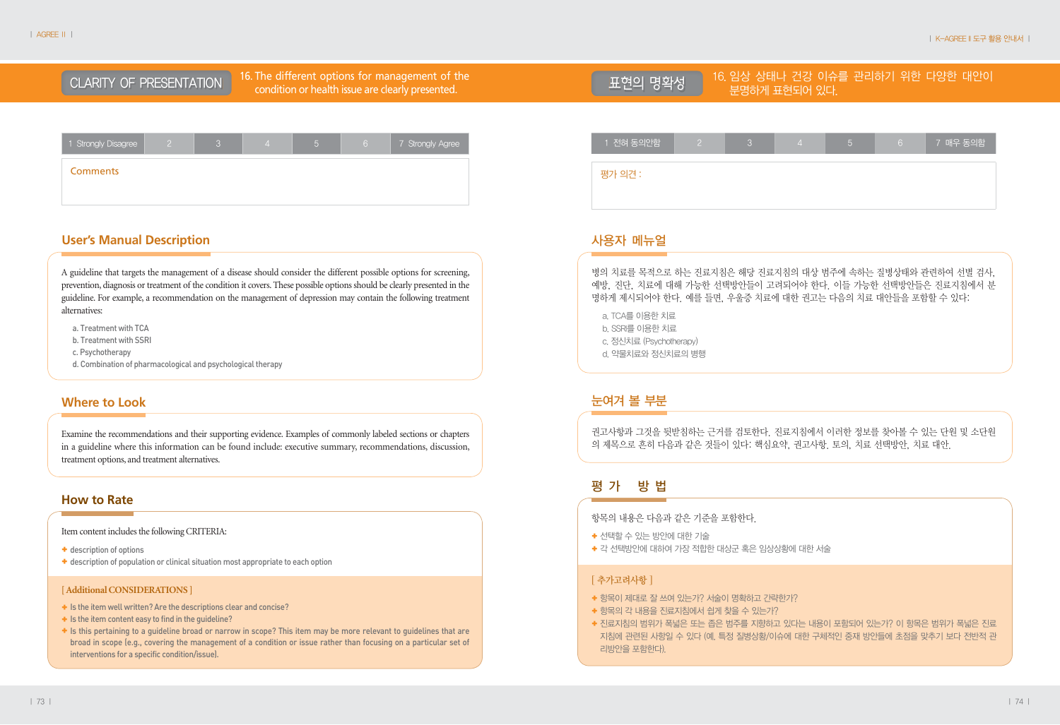## CLARITY OF PRESENTATION

16. The different options for management of the condition or health issue are clearly presented.

| 1 Strongly Disagree | 2 | 3 | 4 | 5 | 6 | 7 Strongly Agree |
|---|---|---|---|---|---|---|

Comments

### User's Manual Description

A guideline that targets the management of a disease should consider the different possible options for screening, prevention, diagnosis or treatment of the condition it covers. These possible options should be clearly presented in the guideline. For example, a recommendation on the management of depression may contain the following treatment alternatives:

a. Treatment with TCA
b. Treatment with SSRI
c. Psychotherapy
d. Combination of pharmacological and psychological therapy

### Where to Look

Examine the recommendations and their supporting evidence. Examples of commonly labeled sections or chapters in a guideline where this information can be found include: executive summary, recommendations, discussion, treatment options, and treatment alternatives.

### How to Rate

Item content includes the following CRITERIA:

- description of options
- description of population or clinical situation most appropriate to each option

[ Additional CONSIDERATIONS ]

- Is the item well written? Are the descriptions clear and concise?
- Is the item content easy to find in the guideline?
- Is this pertaining to a guideline broad or narrow in scope? This item may be more relevant to guidelines that are broad in scope (e.g., covering the management of a condition or issue rather than focusing on a particular set of interventions for a specific condition/issue).

## 표현의 명확성

16. 임상 상태나 건강 이슈를 관리하기 위한 다양한 대안이 분명하게 표현되어 있다.

| 1 전혀 동의안함 | 2 | 3 | 4 | 5 | 6 | 7 매우 동의함 |
|---|---|---|---|---|---|---|

평가 의견 :

### 사용자 메뉴얼

병의 치료를 목적으로 하는 진료지침은 해당 진료지침의 대상 범주에 속하는 질병상태와 관련하여 선별 검사, 예방, 진단, 치료에 대해 가능한 선택방안들이 고려되어야 한다. 이들 가능한 선택방안들은 진료지침에서 분명하게 제시되어야 한다. 예를 들면, 우울증 치료에 대한 권고는 다음의 치료 대안들을 포함할 수 있다:

a. TCA를 이용한 치료
b. SSRI를 이용한 치료
c. 정신치료 (Psychotherapy)
d. 약물치료와 정신치료의 병행

### 눈여겨 볼 부분

권고사항과 그것을 뒷받침하는 근거를 검토한다. 진료지침에서 이러한 정보를 찾아볼 수 있는 단원 및 소단원의 제목으로 흔히 다음과 같은 것들이 있다: 핵심요약, 권고사항, 토의, 치료 선택방안, 치료 대안.

### 평 가 방 법

항목의 내용은 다음과 같은 기준을 포함한다.

- 선택할 수 있는 방안에 대한 기술
- 각 선택방안에 대하여 가장 적합한 대상군 혹은 임상상황에 대한 서술

[ 추가고려사항 ]

- 항목이 제대로 잘 쓰여 있는가? 서술이 명확하고 간략한가?
- 항목의 각 내용을 진료지침에서 쉽게 찾을 수 있는가?
- 진료지침의 범위가 폭넓은 또는 좁은 범주를 지향하고 있다는 내용이 포함되어 있는가? 이 항목은 범위가 폭넓은 진료지침에 관련된 사항일 수 있다 (예, 특정 질병상황/이슈에 대한 구체적인 중재 방안들에 초점을 맞추기 보다 전반적 관리방안을 포함한다).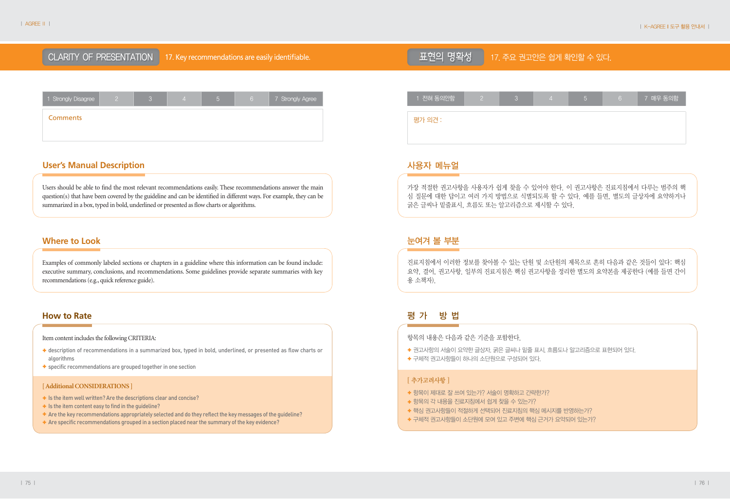## CLARITY OF PRESENTATION

17. Key recommendations are easily identifiable.

| 1 Strongly Disagree | 2 | 3 | 4 | 5 | 6 | 7 Strongly Agree |
|---|---|---|---|---|---|---|

Comments

### User's Manual Description

Users should be able to find the most relevant recommendations easily. These recommendations answer the main question(s) that have been covered by the guideline and can be identified in different ways. For example, they can be summarized in a box, typed in bold, underlined or presented as flow charts or algorithms.

### Where to Look

Examples of commonly labeled sections or chapters in a guideline where this information can be found include: executive summary, conclusions, and recommendations. Some guidelines provide separate summaries with key recommendations (e.g., quick reference guide).

### How to Rate

Item content includes the following CRITERIA:

- description of recommendations in a summarized box, typed in bold, underlined, or presented as flow charts or algorithms
- specific recommendations are grouped together in one section

[ Additional CONSIDERATIONS ]

- Is the item well written? Are the descriptions clear and concise?
- Is the item content easy to find in the guideline?
- Are the key recommendations appropriately selected and do they reflect the key messages of the guideline?
- Are specific recommendations grouped in a section placed near the summary of the key evidence?

## 표현의 명확성

17. 주요 권고안은 쉽게 확인할 수 있다.

| 1 전혀 동의안함 | 2 | 3 | 4 | 5 | 6 | 7 매우 동의함 |
|---|---|---|---|---|---|---|

평가 의견 :

### 사용자 메뉴얼

가장 적절한 권고사항을 사용자가 쉽게 찾을 수 있어야 한다. 이 권고사항은 진료지침에서 다루는 범주의 핵심 질문에 대한 답이고 여러 가지 방법으로 식별되도록 할 수 있다. 예를 들면, 별도의 글상자에 요약하거나 굵은 글씨나 밑줄표시, 흐름도 또는 알고리즘으로 제시할 수 있다.

### 눈여겨 볼 부분

진료지침에서 이러한 정보를 찾아볼 수 있는 단원 및 소단원의 제목으로 흔히 다음과 같은 것들이 있다: 핵심 요약, 결어, 권고사항. 일부의 진료지침은 핵심 권고사항을 정리한 별도의 요약본을 제공한다 (예를 들면 간이용 소책자).

### 평 가 방 법

항목의 내용은 다음과 같은 기준을 포함한다.

- 권고사항의 서술이 요약한 글상자, 굵은 글씨나 밑줄 표시, 흐름도나 알고리즘으로 표현되어 있다.
- 구체적 권고사항들이 하나의 소단원으로 구성되어 있다.

[ 추가고려사항 ]

- 항목이 제대로 잘 쓰여 있는가? 서술이 명확하고 간략한가?
- 항목의 각 내용을 진료지침에서 쉽게 찾을 수 있는가?
- 핵심 권고사항들이 적절하게 선택되어 진료지침의 핵심 메시지를 반영하는가?
- 구체적 권고사항들이 소단원에 모여 있고 주변에 핵심 근거가 요약되어 있는가?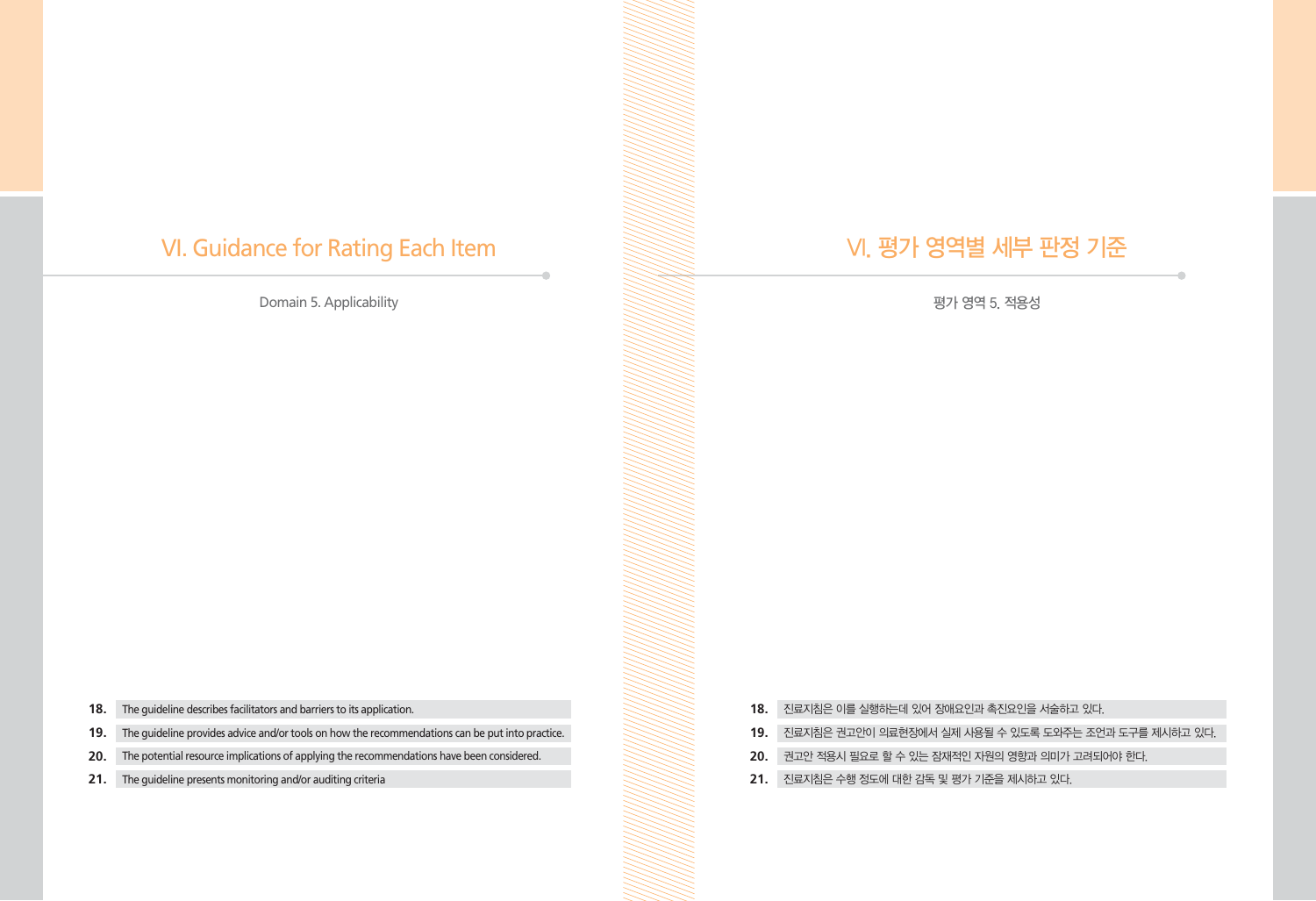# VI. Guidance for Rating Each Item

Domain 5. Applicability

**18.** The guideline describes facilitators and barriers to its application.

**19.** The guideline provides advice and/or tools on how the recommendations can be put into practice.

**20.** The potential resource implications of applying the recommendations have been considered.

**21.** The guideline presents monitoring and/or auditing criteria

# VI. 평가 영역별 세부 판정 기준

평가 영역 5. 적용성

**18.** 진료지침은 이를 실행하는데 있어 장애요인과 촉진요인을 서술하고 있다.

**19.** 진료지침은 권고안이 의료현장에서 실제 사용될 수 있도록 도와주는 조언과 도구를 제시하고 있다.

**20.** 권고안 적용시 필요로 할 수 있는 잠재적인 자원의 영향과 의미가 고려되어야 한다.

**21.** 진료지침은 수행 정도에 대한 감독 및 평가 기준을 제시하고 있다.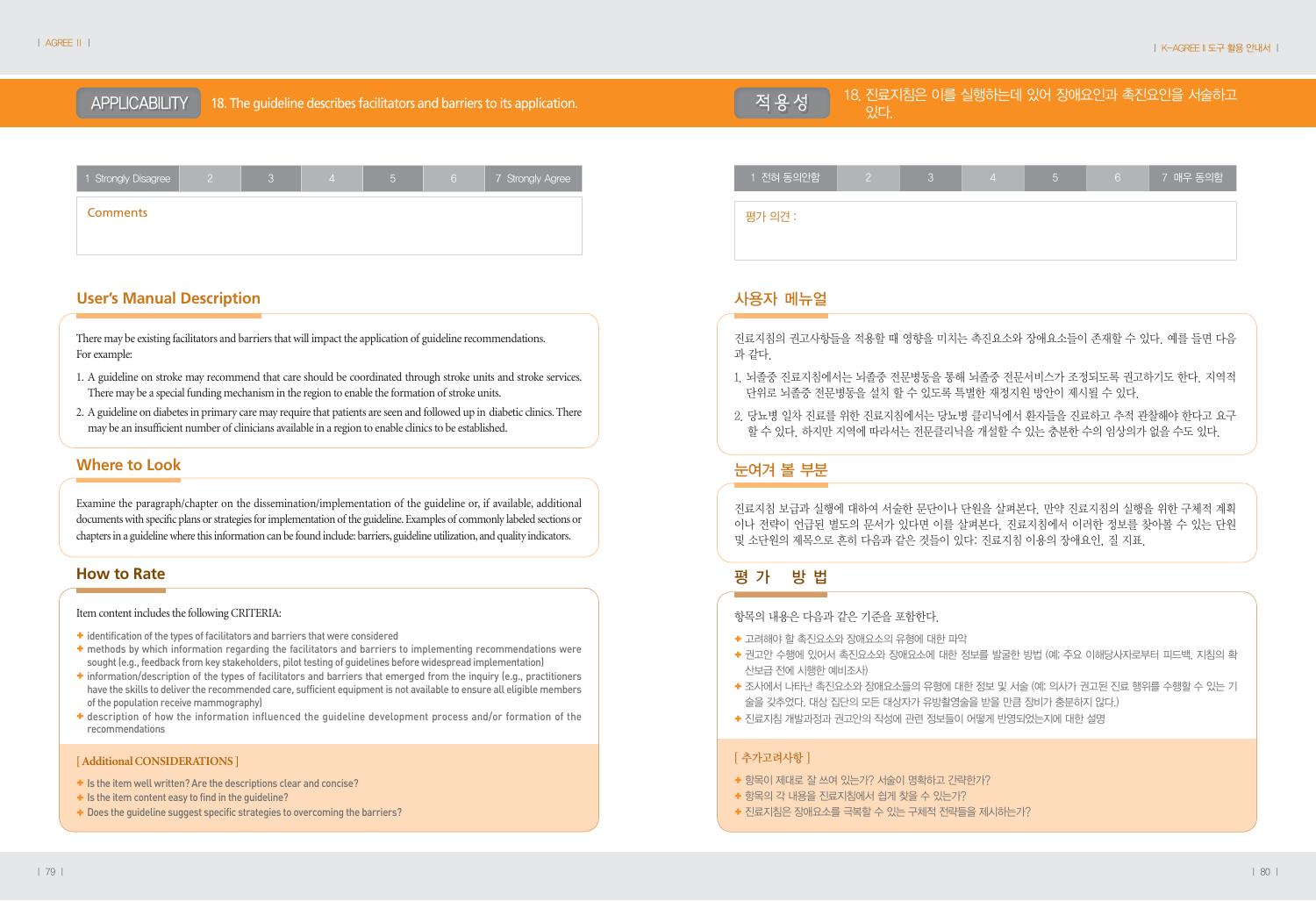## APPLICABILITY 18. The guideline describes facilitators and barriers to its application.

| 1 Strongly Disagree | 2 | 3 | 4 | 5 | 6 | 7 Strongly Agree |
|---|---|---|---|---|---|---|

Comments

### User's Manual Description

There may be existing facilitators and barriers that will impact the application of guideline recommendations. For example:

1. A guideline on stroke may recommend that care should be coordinated through stroke units and stroke services. There may be a special funding mechanism in the region to enable the formation of stroke units.
2. A guideline on diabetes in primary care may require that patients are seen and followed up in diabetic clinics. There may be an insufficient number of clinicians available in a region to enable clinics to be established.

### Where to Look

Examine the paragraph/chapter on the dissemination/implementation of the guideline or, if available, additional documents with specific plans or strategies for implementation of the guideline. Examples of commonly labeled sections or chapters in a guideline where this information can be found include: barriers, guideline utilization, and quality indicators.

### How to Rate

Item content includes the following CRITERIA:

- identification of the types of facilitators and barriers that were considered
- methods by which information regarding the facilitators and barriers to implementing recommendations were sought (e.g., feedback from key stakeholders, pilot testing of guidelines before widespread implementation)
- information/description of the types of facilitators and barriers that emerged from the inquiry (e.g., practitioners have the skills to deliver the recommended care, sufficient equipment is not available to ensure all eligible members of the population receive mammography)
- description of how the information influenced the guideline development process and/or formation of the recommendations

[ Additional CONSIDERATIONS ]

- Is the item well written? Are the descriptions clear and concise?
- Is the item content easy to find in the guideline?
- Does the guideline suggest specific strategies to overcoming the barriers?

## 적 용 성 18. 진료지침은 이를 실행하는데 있어 장애요인과 촉진요인을 서술하고 있다.

| 1 전혀 동의안함 | 2 | 3 | 4 | 5 | 6 | 7 매우 동의함 |
|---|---|---|---|---|---|---|

평가 의견 :

### 사용자 메뉴얼

진료지침의 권고사항들을 적용할 때 영향을 미치는 촉진요소와 장애요소들이 존재할 수 있다. 예를 들면 다음과 같다.

1. 뇌졸중 진료지침에서는 뇌졸중 전문병동을 통해 뇌졸중 전문서비스가 조정되도록 권고하기도 한다. 지역적 단위로 뇌졸중 전문병동을 설치 할 수 있도록 특별한 재정지원 방안이 제시될 수 있다.
2. 당뇨병 일차 진료를 위한 진료지침에서는 당뇨병 클리닉에서 환자들을 진료하고 추적 관찰해야 한다고 요구할 수 있다. 하지만 지역에 따라서는 전문클리닉을 개설할 수 있는 충분한 수의 임상의가 없을 수도 있다.

### 눈여겨 볼 부분

진료지침 보급과 실행에 대하여 서술한 문단이나 단원을 살펴본다. 만약 진료지침의 실행을 위한 구체적 계획이나 전략이 언급된 별도의 문서가 있다면 이를 살펴본다. 진료지침에서 이러한 정보를 찾아볼 수 있는 단원 및 소단원의 제목으로 흔히 다음과 같은 것들이 있다: 진료지침 이용의 장애요인, 질 지표.

### 평 가 방 법

항목의 내용은 다음과 같은 기준을 포함한다.

- 고려해야 할 촉진요소와 장애요소의 유형에 대한 파악
- 권고안 수행에 있어서 촉진요소와 장애요소에 대한 정보를 발굴한 방법 (예: 주요 이해당사자로부터 피드백, 지침의 확산보급 전에 시행한 예비조사)
- 조사에서 나타난 촉진요소와 장애요소들의 유형에 대한 정보 및 서술 (예: 의사가 권고된 진료 행위를 수행할 수 있는 기술을 갖추었다. 대상 집단의 모든 대상자가 유방촬영술을 받을 만큼 장비가 충분하지 않다.)
- 진료지침 개발과정과 권고안의 작성에 관련 정보들이 어떻게 반영되었는지에 대한 설명

[ 추가고려사항 ]

- 항목이 제대로 잘 쓰여 있는가? 서술이 명확하고 간략한가?
- 항목의 각 내용을 진료지침에서 쉽게 찾을 수 있는가?
- 진료지침은 장애요소를 극복할 수 있는 구체적 전략들을 제시하는가?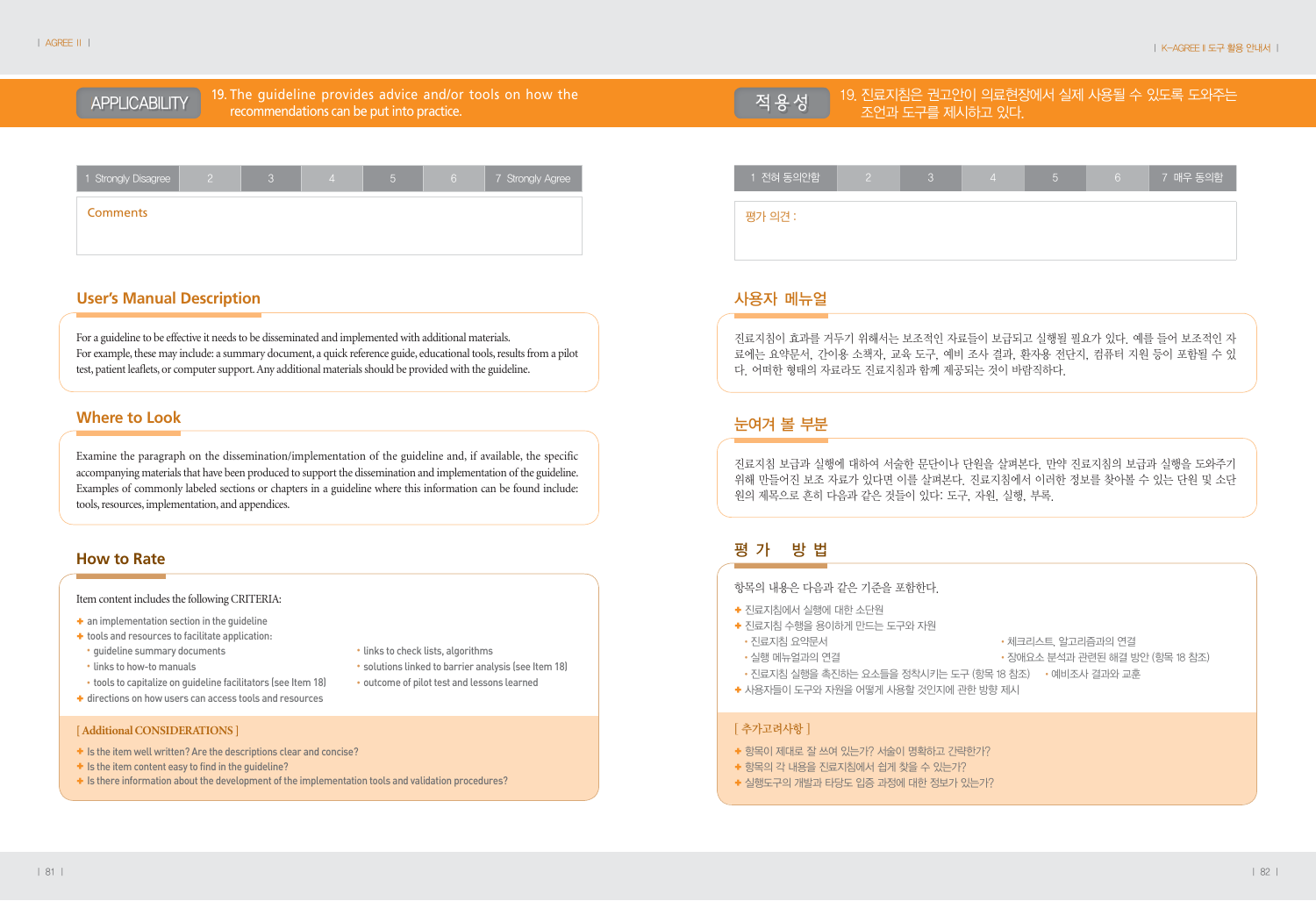## APPLICABILITY

19. The guideline provides advice and/or tools on how the recommendations can be put into practice.

| 1 Strongly Disagree | 2 | 3 | 4 | 5 | 6 | 7 Strongly Agree |
|---|---|---|---|---|---|---|

Comments

### User's Manual Description

For a guideline to be effective it needs to be disseminated and implemented with additional materials. For example, these may include: a summary document, a quick reference guide, educational tools, results from a pilot test, patient leaflets, or computer support. Any additional materials should be provided with the guideline.

### Where to Look

Examine the paragraph on the dissemination/implementation of the guideline and, if available, the specific accompanying materials that have been produced to support the dissemination and implementation of the guideline. Examples of commonly labeled sections or chapters in a guideline where this information can be found include: tools, resources, implementation, and appendices.

### How to Rate

Item content includes the following CRITERIA:

- an implementation section in the guideline
- tools and resources to facilitate application:
  - guideline summary documents
  - links to how-to manuals
  - tools to capitalize on guideline facilitators (see Item 18)
  - links to check lists, algorithms
  - solutions linked to barrier analysis (see Item 18)
  - outcome of pilot test and lessons learned
- directions on how users can access tools and resources

[ Additional CONSIDERATIONS ]

- Is the item well written? Are the descriptions clear and concise?
- Is the item content easy to find in the guideline?
- Is there information about the development of the implementation tools and validation procedures?

## 적 용 성

19. 진료지침은 권고안이 의료현장에서 실제 사용될 수 있도록 도와주는 조언과 도구를 제시하고 있다.

| 1 전혀 동의안함 | 2 | 3 | 4 | 5 | 6 | 7 매우 동의함 |
|---|---|---|---|---|---|---|

평가 의견 :

### 사용자 메뉴얼

진료지침이 효과를 거두기 위해서는 보조적인 자료들이 보급되고 실행될 필요가 있다. 예를 들어 보조적인 자료에는 요약문서, 간이용 소책자, 교육 도구, 예비 조사 결과, 환자용 전단지, 컴퓨터 지원 등이 포함될 수 있다. 어떠한 형태의 자료라도 진료지침과 함께 제공되는 것이 바람직하다.

### 눈여겨 볼 부분

진료지침 보급과 실행에 대하여 서술한 문단이나 단원을 살펴본다. 만약 진료지침의 보급과 실행을 도와주기 위해 만들어진 보조 자료가 있다면 이를 살펴본다. 진료지침에서 이러한 정보를 찾아볼 수 있는 단원 및 소단원의 제목으로 흔히 다음과 같은 것들이 있다: 도구, 자원, 실행, 부록.

### 평 가 방 법

항목의 내용은 다음과 같은 기준을 포함한다.

- 진료지침에서 실행에 대한 소단원
- 진료지침 수행을 용이하게 만드는 도구와 자원
  - 진료지침 요약문서
  - 실행 메뉴얼과의 연결
  - 진료지침 실행을 촉진하는 요소들을 정착시키는 도구 (항목 18 참조)
  - 체크리스트, 알고리즘과의 연결
  - 장애요소 분석과 관련된 해결 방안 (항목 18 참조)
  - 예비조사 결과와 교훈
- 사용자들이 도구와 자원을 어떻게 사용할 것인지에 관한 방향 제시

[ 추가고려사항 ]

- 항목이 제대로 잘 쓰여 있는가? 서술이 명확하고 간략한가?
- 항목의 각 내용을 진료지침에서 쉽게 찾을 수 있는가?
- 실행도구의 개발과 타당도 입증 과정에 대한 정보가 있는가?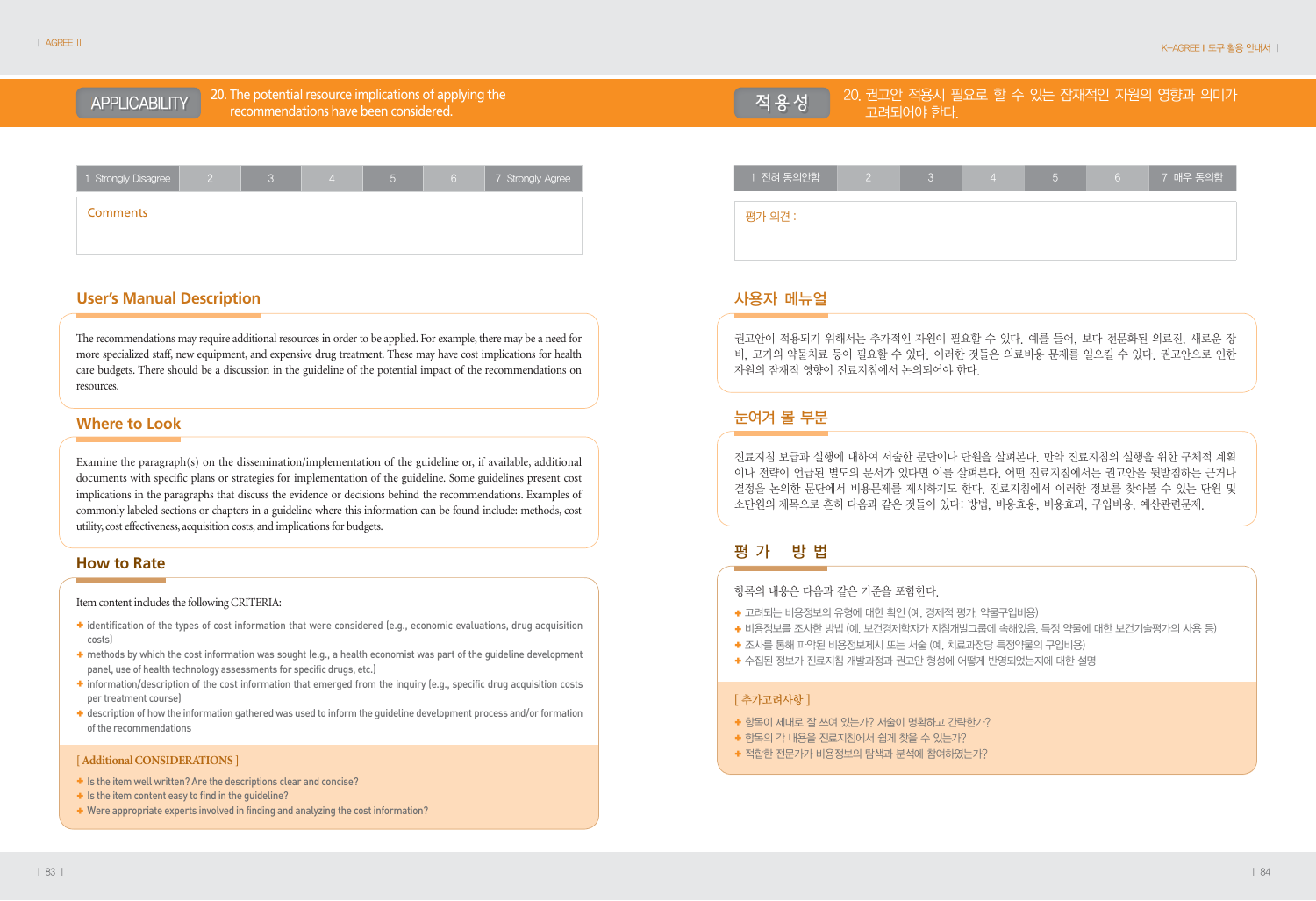## APPLICABILITY

20. The potential resource implications of applying the recommendations have been considered.

| 1 Strongly Disagree | 2 | 3 | 4 | 5 | 6 | 7 Strongly Agree |
|---|---|---|---|---|---|---|

Comments

### User's Manual Description

The recommendations may require additional resources in order to be applied. For example, there may be a need for more specialized staff, new equipment, and expensive drug treatment. These may have cost implications for health care budgets. There should be a discussion in the guideline of the potential impact of the recommendations on resources.

### Where to Look

Examine the paragraph(s) on the dissemination/implementation of the guideline or, if available, additional documents with specific plans or strategies for implementation of the guideline. Some guidelines present cost implications in the paragraphs that discuss the evidence or decisions behind the recommendations. Examples of commonly labeled sections or chapters in a guideline where this information can be found include: methods, cost utility, cost effectiveness, acquisition costs, and implications for budgets.

### How to Rate

Item content includes the following CRITERIA:

- identification of the types of cost information that were considered (e.g., economic evaluations, drug acquisition costs)
- methods by which the cost information was sought (e.g., a health economist was part of the guideline development panel, use of health technology assessments for specific drugs, etc.)
- information/description of the cost information that emerged from the inquiry (e.g., specific drug acquisition costs per treatment course)
- description of how the information gathered was used to inform the guideline development process and/or formation of the recommendations

[ Additional CONSIDERATIONS ]

- Is the item well written? Are the descriptions clear and concise?
- Is the item content easy to find in the guideline?
- Were appropriate experts involved in finding and analyzing the cost information?

## 적 용 성

20. 권고안 적용시 필요로 할 수 있는 잠재적인 자원의 영향과 의미가 고려되어야 한다.

| 1 전혀 동의안함 | 2 | 3 | 4 | 5 | 6 | 7 매우 동의함 |
|---|---|---|---|---|---|---|

평가 의견 :

### 사용자 메뉴얼

권고안이 적용되기 위해서는 추가적인 자원이 필요할 수 있다. 예를 들어, 보다 전문화된 의료진, 새로운 장비, 고가의 약물치료 등이 필요할 수 있다. 이러한 것들은 의료비용 문제를 일으킬 수 있다. 권고안으로 인한 자원의 잠재적 영향이 진료지침에서 논의되어야 한다.

### 눈여겨 볼 부분

진료지침 보급과 실행에 대하여 서술한 문단이나 단원을 살펴본다. 만약 진료지침의 실행을 위한 구체적 계획이나 전략이 언급된 별도의 문서가 있다면 이를 살펴본다. 어떤 진료지침에서는 권고안을 뒷받침하는 근거나 결정을 논의한 문단에서 비용문제를 제시하기도 한다. 진료지침에서 이러한 정보를 찾아볼 수 있는 단원 및 소단원의 제목으로 흔히 다음과 같은 것들이 있다: 방법, 비용효용, 비용효과, 구입비용, 예산관련문제.

### 평 가 방 법

항목의 내용은 다음과 같은 기준을 포함한다.

- 고려되는 비용정보의 유형에 대한 확인 (예, 경제적 평가, 약물구입비용)
- 비용정보를 조사한 방법 (예, 보건경제학자가 지침개발그룹에 속해있음, 특정 약물에 대한 보건기술평가의 사용 등)
- 조사를 통해 파악된 비용정보제시 또는 서술 (예, 치료과정당 특정약물의 구입비용)
- 수집된 정보가 진료지침 개발과정과 권고안 형성에 어떻게 반영되었는지에 대한 설명

[ 추가고려사항 ]

- 항목이 제대로 잘 쓰여 있는가? 서술이 명확하고 간략한가?
- 항목의 각 내용을 진료지침에서 쉽게 찾을 수 있는가?
- 적합한 전문가가 비용정보의 탐색과 분석에 참여하였는가?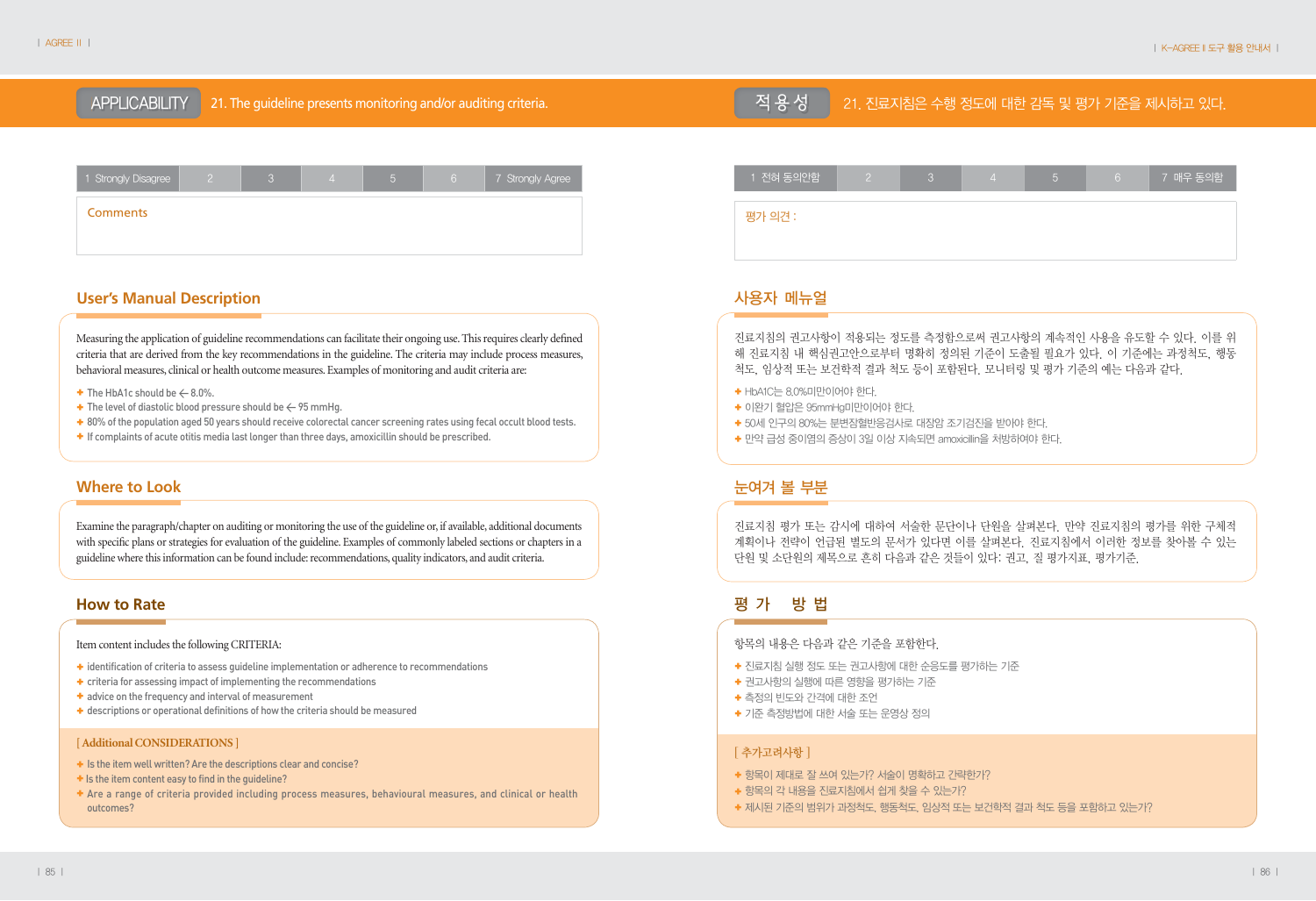## APPLICABILITY 21. The guideline presents monitoring and/or auditing criteria.

| 1 Strongly Disagree | 2 | 3 | 4 | 5 | 6 | 7 Strongly Agree |
|---|---|---|---|---|---|---|

Comments

### User's Manual Description

Measuring the application of guideline recommendations can facilitate their ongoing use. This requires clearly defined criteria that are derived from the key recommendations in the guideline. The criteria may include process measures, behavioral measures, clinical or health outcome measures. Examples of monitoring and audit criteria are:

- The HbA1c should be < 8.0%.
- The level of diastolic blood pressure should be < 95 mmHg.
- 80% of the population aged 50 years should receive colorectal cancer screening rates using fecal occult blood tests.
- If complaints of acute otitis media last longer than three days, amoxicillin should be prescribed.

### Where to Look

Examine the paragraph/chapter on auditing or monitoring the use of the guideline or, if available, additional documents with specific plans or strategies for evaluation of the guideline. Examples of commonly labeled sections or chapters in a guideline where this information can be found include: recommendations, quality indicators, and audit criteria.

### How to Rate

Item content includes the following CRITERIA:

- identification of criteria to assess guideline implementation or adherence to recommendations
- criteria for assessing impact of implementing the recommendations
- advice on the frequency and interval of measurement
- descriptions or operational definitions of how the criteria should be measured

[ Additional CONSIDERATIONS ]

- Is the item well written? Are the descriptions clear and concise?
- Is the item content easy to find in the guideline?
- Are a range of criteria provided including process measures, behavioural measures, and clinical or health outcomes?

## 적 용 성 21. 진료지침은 수행 정도에 대한 감독 및 평가 기준을 제시하고 있다.

| 1 전혀 동의안함 | 2 | 3 | 4 | 5 | 6 | 7 매우 동의함 |
|---|---|---|---|---|---|---|

평가 의견 :

### 사용자 메뉴얼

진료지침의 권고사항이 적용되는 정도를 측정함으로써 권고사항의 계속적인 사용을 유도할 수 있다. 이를 위해 진료지침 내 핵심권고안으로부터 명확히 정의된 기준이 도출될 필요가 있다. 이 기준에는 과정척도, 행동척도, 임상적 또는 보건학적 결과 척도 등이 포함된다. 모니터링 및 평가 기준의 예는 다음과 같다.

- HbA1C는 8.0%미만이어야 한다.
- 이완기 혈압은 95mmHg미만이어야 한다.
- 50세 인구의 80%는 분변잠혈반응검사로 대장암 조기검진을 받아야 한다.
- 만약 급성 중이염의 증상이 3일 이상 지속되면 amoxicillin을 처방하여야 한다.

### 눈여겨 볼 부분

진료지침 평가 또는 감시에 대하여 서술한 문단이나 단원을 살펴본다. 만약 진료지침의 평가를 위한 구체적 계획이나 전략이 언급된 별도의 문서가 있다면 이를 살펴본다. 진료지침에서 이러한 정보를 찾아볼 수 있는 단원 및 소단원의 제목으로 흔히 다음과 같은 것들이 있다: 권고, 질 평가지표, 평가기준.

### 평 가 방 법

항목의 내용은 다음과 같은 기준을 포함한다.

- 진료지침 실행 정도 또는 권고사항에 대한 순응도를 평가하는 기준
- 권고사항의 실행에 따른 영향을 평가하는 기준
- 측정의 빈도와 간격에 대한 조언
- 기준 측정방법에 대한 서술 또는 운영상 정의

[ 추가고려사항 ]

- 항목이 제대로 잘 쓰여 있는가? 서술이 명확하고 간략한가?
- 항목의 각 내용을 진료지침에서 쉽게 찾을 수 있는가?
- 제시된 기준의 범위가 과정척도, 행동척도, 임상적 또는 보건학적 결과 척도 등을 포함하고 있는가?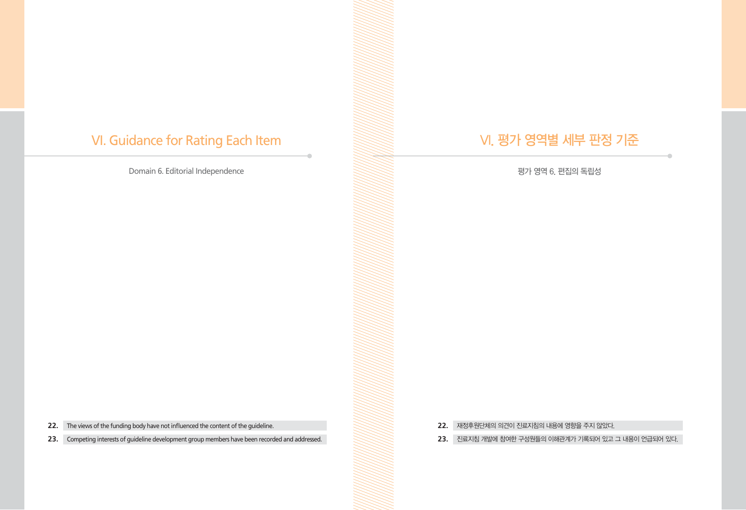# VI. Guidance for Rating Each Item

Domain 6. Editorial Independence

**22.** The views of the funding body have not influenced the content of the guideline.

**23.** Competing interests of guideline development group members have been recorded and addressed.

# VI. 평가 영역별 세부 판정 기준

평가 영역 6. 편집의 독립성

**22.** 재정후원단체의 의견이 진료지침의 내용에 영향을 주지 않았다.

**23.** 진료지침 개발에 참여한 구성원들의 이해관계가 기록되어 있고 그 내용이 언급되어 있다.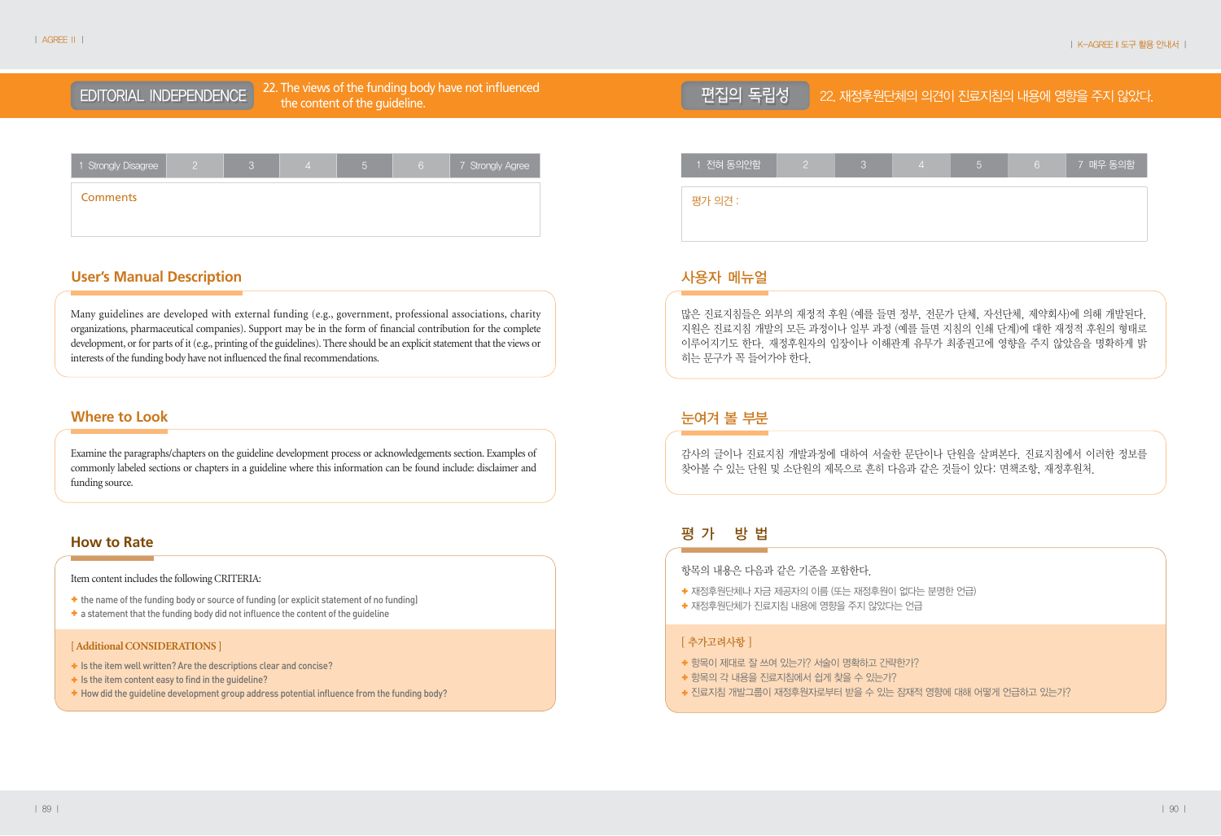## EDITORIAL INDEPENDENCE

22. The views of the funding body have not influenced the content of the guideline.

| 1 Strongly Disagree | 2 | 3 | 4 | 5 | 6 | 7 Strongly Agree |
|---|---|---|---|---|---|---|

Comments

### User's Manual Description

Many guidelines are developed with external funding (e.g., government, professional associations, charity organizations, pharmaceutical companies). Support may be in the form of financial contribution for the complete development, or for parts of it (e.g., printing of the guidelines). There should be an explicit statement that the views or interests of the funding body have not influenced the final recommendations.

### Where to Look

Examine the paragraphs/chapters on the guideline development process or acknowledgements section. Examples of commonly labeled sections or chapters in a guideline where this information can be found include: disclaimer and funding source.

### How to Rate

Item content includes the following CRITERIA:

- the name of the funding body or source of funding (or explicit statement of no funding)
- a statement that the funding body did not influence the content of the guideline

[ Additional CONSIDERATIONS ]

- Is the item well written? Are the descriptions clear and concise?
- Is the item content easy to find in the guideline?
- How did the guideline development group address potential influence from the funding body?

## 편집의 독립성

22. 재정후원단체의 의견이 진료지침의 내용에 영향을 주지 않았다.

| 1 전혀 동의안함 | 2 | 3 | 4 | 5 | 6 | 7 매우 동의함 |
|---|---|---|---|---|---|---|

평가 의견 :

### 사용자 메뉴얼

많은 진료지침들은 외부의 재정적 후원 (예를 들면 정부, 전문가 단체, 자선단체, 제약회사)에 의해 개발된다. 지원은 진료지침 개발의 모든 과정이나 일부 과정 (예를 들면 지침의 인쇄 단계)에 대한 재정적 후원의 형태로 이루어지기도 한다. 재정후원자의 입장이나 이해관계 유무가 최종권고에 영향을 주지 않았음을 명확하게 밝히는 문구가 꼭 들어가야 한다.

### 눈여겨 볼 부분

감사의 글이나 진료지침 개발과정에 대하여 서술한 문단이나 단원을 살펴본다. 진료지침에서 이러한 정보를 찾아볼 수 있는 단원 및 소단원의 제목으로 흔히 다음과 같은 것들이 있다: 면책조항, 재정후원처.

### 평 가 방 법

항목의 내용은 다음과 같은 기준을 포함한다.

- 재정후원단체나 자금 제공자의 이름 (또는 재정후원이 없다는 분명한 언급)
- 재정후원단체가 진료지침 내용에 영향을 주지 않았다는 언급

[ 추가고려사항 ]

- 항목이 제대로 잘 쓰여 있는가? 서술이 명확하고 간략한가?
- 항목의 각 내용을 진료지침에서 쉽게 찾을 수 있는가?
- 진료지침 개발그룹이 재정후원자로부터 받을 수 있는 잠재적 영향에 대해 어떻게 언급하고 있는가?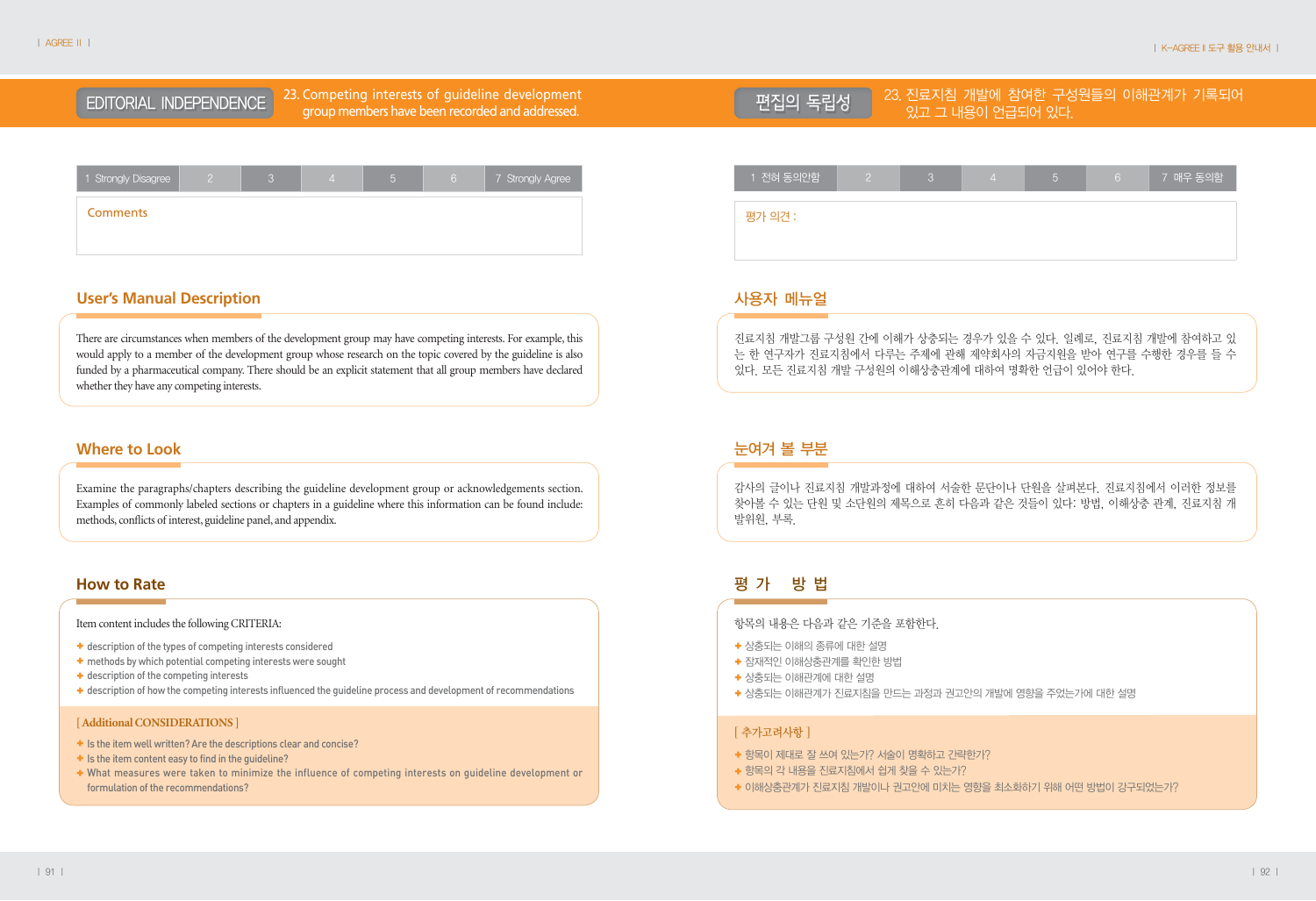## EDITORIAL INDEPENDENCE

### 23. Competing interests of guideline development group members have been recorded and addressed.

| 1 Strongly Disagree | 2 | 3 | 4 | 5 | 6 | 7 Strongly Agree |
|---|---|---|---|---|---|---|

Comments

### User's Manual Description

There are circumstances when members of the development group may have competing interests. For example, this would apply to a member of the development group whose research on the topic covered by the guideline is also funded by a pharmaceutical company. There should be an explicit statement that all group members have declared whether they have any competing interests.

### Where to Look

Examine the paragraphs/chapters describing the guideline development group or acknowledgements section. Examples of commonly labeled sections or chapters in a guideline where this information can be found include: methods, conflicts of interest, guideline panel, and appendix.

### How to Rate

Item content includes the following CRITERIA:

- description of the types of competing interests considered
- methods by which potential competing interests were sought
- description of the competing interests
- description of how the competing interests influenced the guideline process and development of recommendations

[ Additional CONSIDERATIONS ]

- Is the item well written? Are the descriptions clear and concise?
- Is the item content easy to find in the guideline?
- What measures were taken to minimize the influence of competing interests on guideline development or formulation of the recommendations?

## 편집의 독립성

### 23. 진료지침 개발에 참여한 구성원들의 이해관계가 기록되어 있고 그 내용이 언급되어 있다.

| 1 전혀 동의안함 | 2 | 3 | 4 | 5 | 6 | 7 매우 동의함 |
|---|---|---|---|---|---|---|

평가 의견 :

### 사용자 메뉴얼

진료지침 개발그룹 구성원 간에 이해가 상충되는 경우가 있을 수 있다. 일례로, 진료지침 개발에 참여하고 있는 한 연구자가 진료지침에서 다루는 주제에 관해 제약회사의 자금지원을 받아 연구를 수행한 경우를 들 수 있다. 모든 진료지침 개발 구성원의 이해상충관계에 대하여 명확한 언급이 있어야 한다.

### 눈여겨 볼 부분

감사의 글이나 진료지침 개발과정에 대하여 서술한 문단이나 단원을 살펴본다. 진료지침에서 이러한 정보를 찾아볼 수 있는 단원 및 소단원의 제목으로 흔히 다음과 같은 것들이 있다: 방법, 이해상충 관계, 진료지침 개발위원, 부록.

### 평 가 방 법

항목의 내용은 다음과 같은 기준을 포함한다.

- 상충되는 이해의 종류에 대한 설명
- 잠재적인 이해상충관계를 확인한 방법
- 상충되는 이해관계에 대한 설명
- 상충되는 이해관계가 진료지침을 만드는 과정과 권고안의 개발에 영향을 주었는가에 대한 설명

[ 추가고려사항 ]

- 항목이 제대로 잘 쓰여 있는가? 서술이 명확하고 간략한가?
- 항목의 각 내용을 진료지침에서 쉽게 찾을 수 있는가?
- 이해상충관계가 진료지침 개발이나 권고안에 미치는 영향을 최소화하기 위해 어떤 방법이 강구되었는가?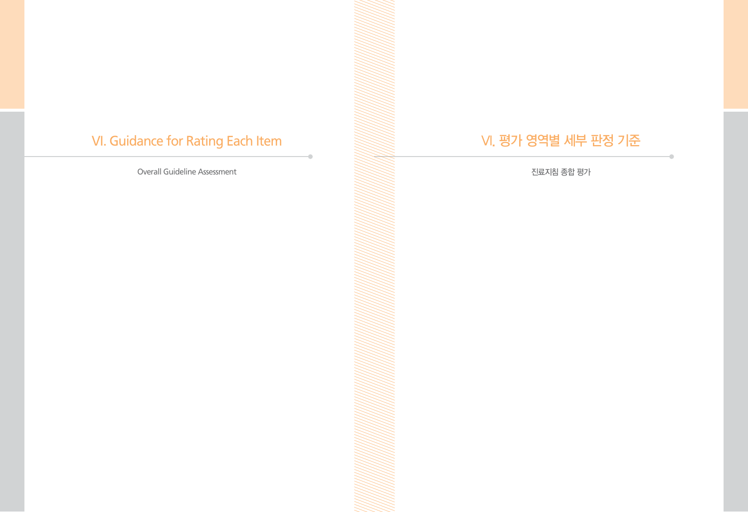# VI. Guidance for Rating Each Item

Overall Guideline Assessment

# VI. 평가 영역별 세부 판정 기준

진료지침 종합 평가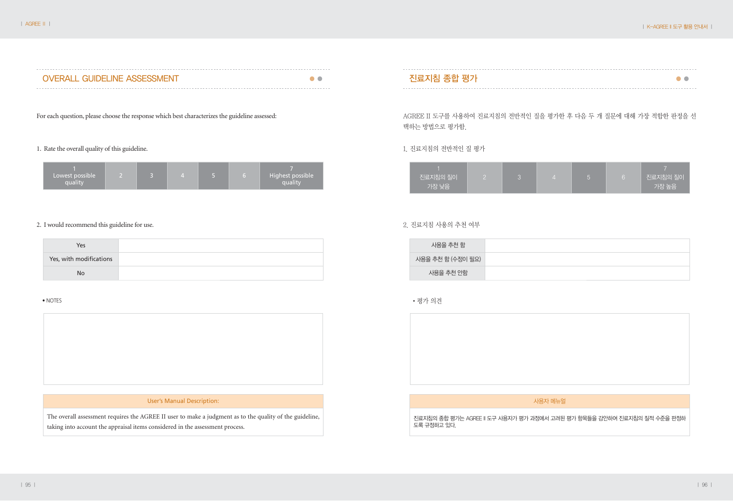## OVERALL GUIDELINE ASSESSMENT

For each question, please choose the response which best characterizes the guideline assessed:

1. Rate the overall quality of this guideline.

| 1 Lowest possible quality | 2 | 3 | 4 | 5 | 6 | 7 Highest possible quality |
|---|---|---|---|---|---|---|

2. I would recommend this guideline for use.

| | |
|---|---|
| Yes | |
| Yes, with modifications | |
| No | |

• NOTES

| |
|---|
| |

| User's Manual Description: |
|---|
| The overall assessment requires the AGREE II user to make a judgment as to the quality of the guideline, taking into account the appraisal items considered in the assessment process. |

## 진료지침 종합 평가

AGREE II 도구를 사용하여 진료지침의 전반적인 질을 평가한 후 다음 두 개 질문에 대해 가장 적합한 판정을 선택하는 방법으로 평가함.

1. 진료지침의 전반적인 질 평가

| 1 진료지침의 질이 가장 낮음 | 2 | 3 | 4 | 5 | 6 | 7 진료지침의 질이 가장 높음 |
|---|---|---|---|---|---|---|

2. 진료지침 사용의 추천 여부

| | |
|---|---|
| 사용을 추천 함 | |
| 사용을 추천 함 (수정이 필요) | |
| 사용을 추천 안함 | |

• 평가 의견

| |
|---|
| |

| 사용자 메뉴얼 |
|---|
| 진료지침의 종합 평가는 AGREE II 도구 사용자가 평가 과정에서 고려된 평가 항목들을 감안하여 진료지침의 질적 수준을 판정하도록 규정하고 있다. |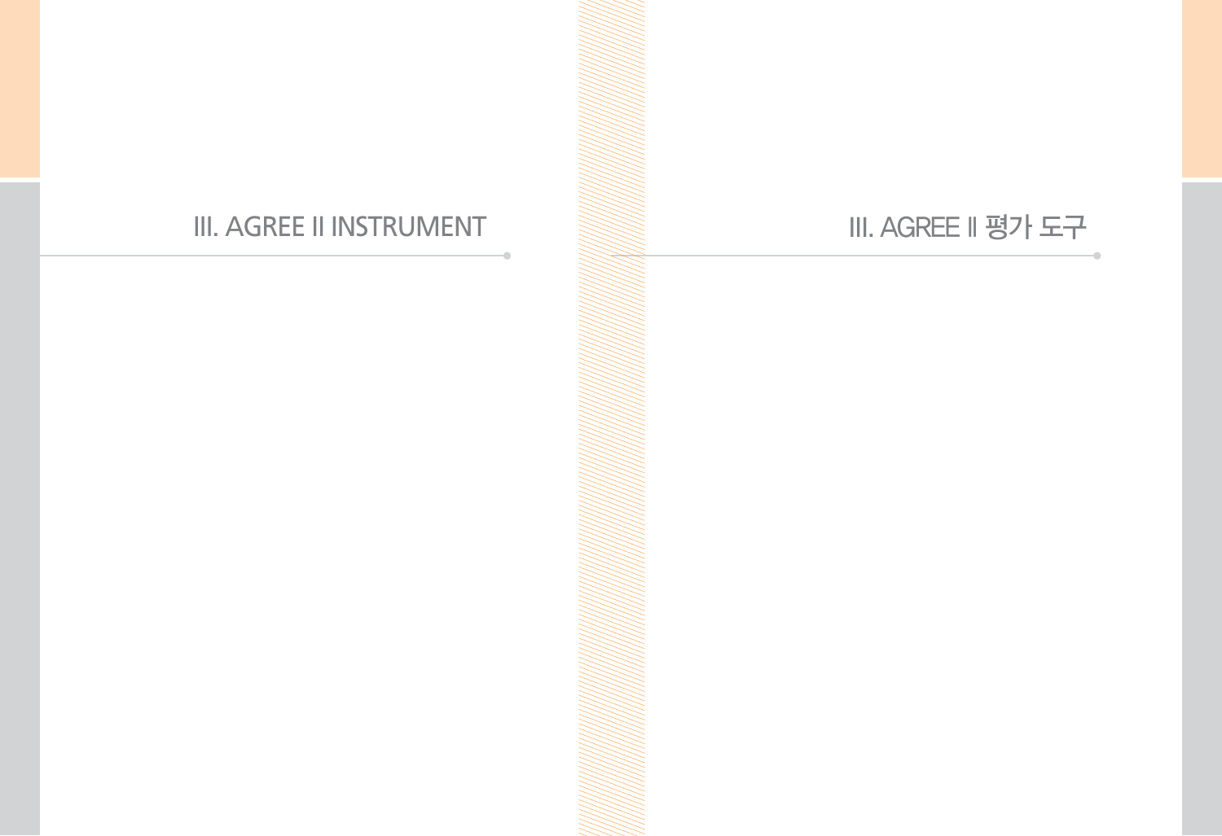# III. AGREE II INSTRUMENT

# III. AGREE II 평가 도구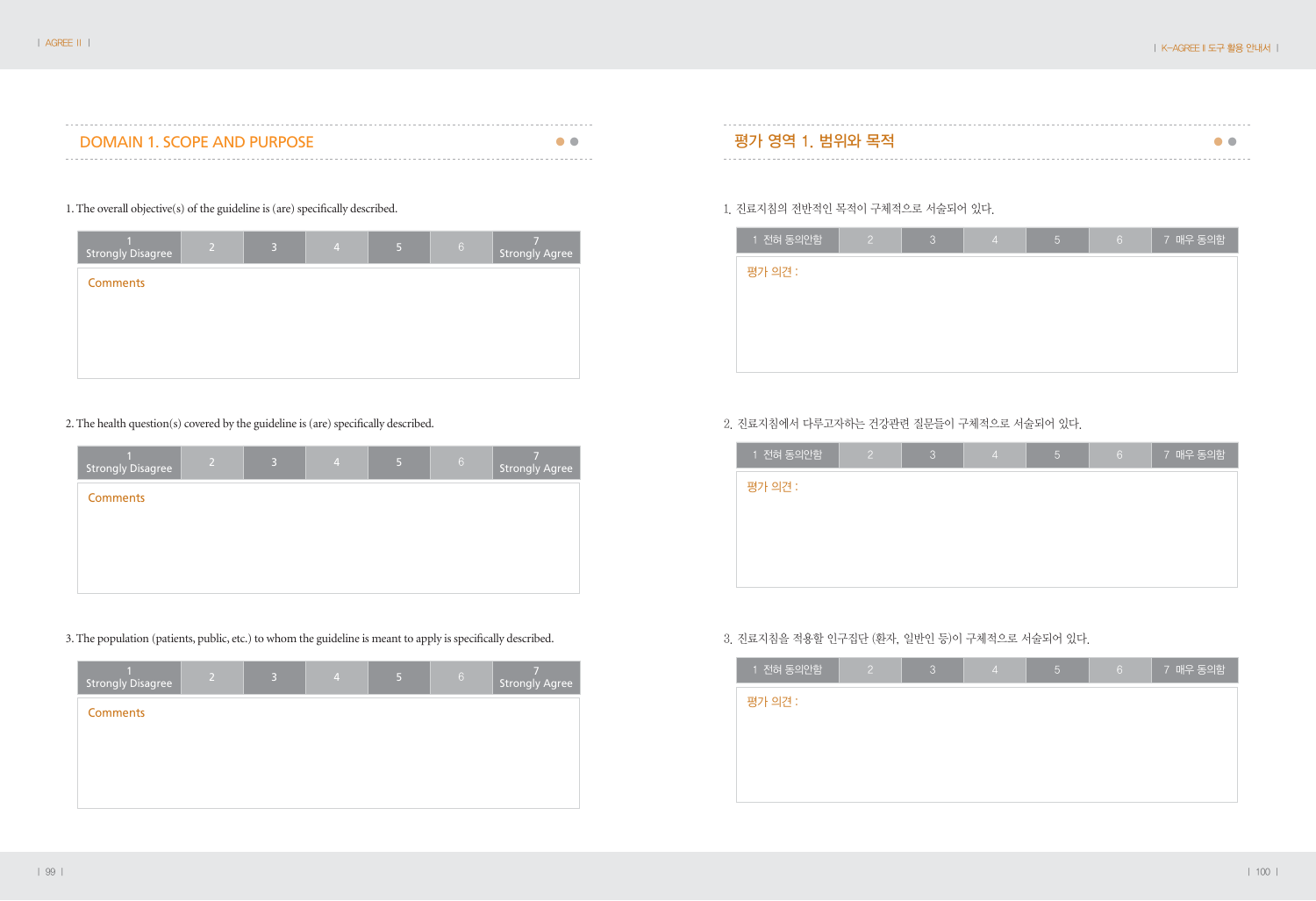## DOMAIN 1. SCOPE AND PURPOSE

1. The overall objective(s) of the guideline is (are) specifically described.

| 1 Strongly Disagree | 2 | 3 | 4 | 5 | 6 | 7 Strongly Agree |
|---|---|---|---|---|---|---|

Comments

2. The health question(s) covered by the guideline is (are) specifically described.

| 1 Strongly Disagree | 2 | 3 | 4 | 5 | 6 | 7 Strongly Agree |
|---|---|---|---|---|---|---|

Comments

3. The population (patients, public, etc.) to whom the guideline is meant to apply is specifically described.

| 1 Strongly Disagree | 2 | 3 | 4 | 5 | 6 | 7 Strongly Agree |
|---|---|---|---|---|---|---|

Comments

## 평가 영역 1. 범위와 목적

1. 진료지침의 전반적인 목적이 구체적으로 서술되어 있다.

| 1 전혀 동의안함 | 2 | 3 | 4 | 5 | 6 | 7 매우 동의함 |
|---|---|---|---|---|---|---|

평가 의견 :

2. 진료지침에서 다루고자하는 건강관련 질문들이 구체적으로 서술되어 있다.

| 1 전혀 동의안함 | 2 | 3 | 4 | 5 | 6 | 7 매우 동의함 |
|---|---|---|---|---|---|---|

평가 의견 :

3. 진료지침을 적용할 인구집단 (환자, 일반인 등)이 구체적으로 서술되어 있다.

| 1 전혀 동의안함 | 2 | 3 | 4 | 5 | 6 | 7 매우 동의함 |
|---|---|---|---|---|---|---|

평가 의견 :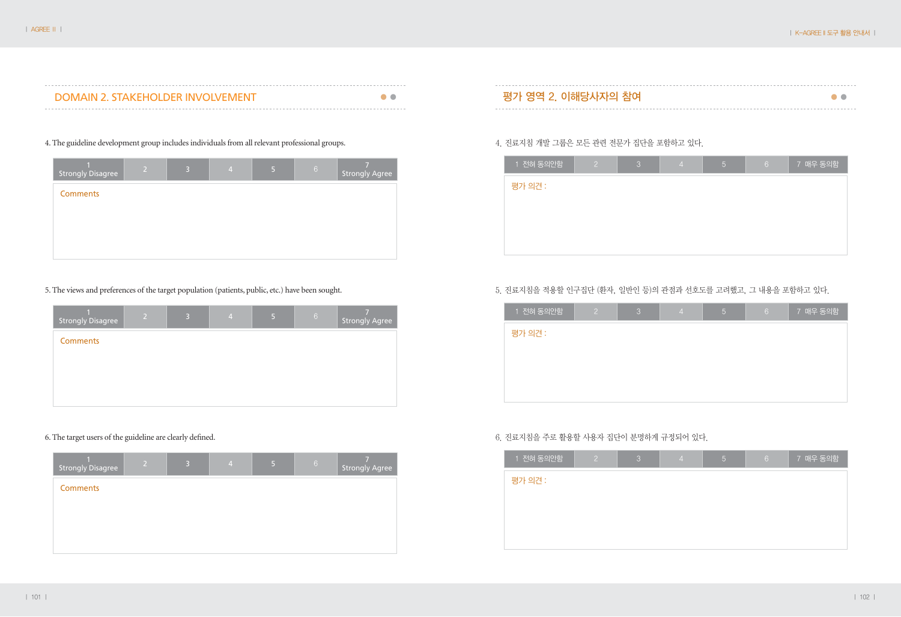## DOMAIN 2. STAKEHOLDER INVOLVEMENT

4. The guideline development group includes individuals from all relevant professional groups.

| 1 Strongly Disagree | 2 | 3 | 4 | 5 | 6 | 7 Strongly Agree |
|---|---|---|---|---|---|---|

Comments

5. The views and preferences of the target population (patients, public, etc.) have been sought.

| 1 Strongly Disagree | 2 | 3 | 4 | 5 | 6 | 7 Strongly Agree |
|---|---|---|---|---|---|---|

Comments

6. The target users of the guideline are clearly defined.

| 1 Strongly Disagree | 2 | 3 | 4 | 5 | 6 | 7 Strongly Agree |
|---|---|---|---|---|---|---|

Comments

## 평가 영역 2. 이해당사자의 참여

4. 진료지침 개발 그룹은 모든 관련 전문가 집단을 포함하고 있다.

| 1 전혀 동의안함 | 2 | 3 | 4 | 5 | 6 | 7 매우 동의함 |
|---|---|---|---|---|---|---|

평가 의견 :

5. 진료지침을 적용할 인구집단 (환자, 일반인 등)의 관점과 선호도를 고려했고, 그 내용을 포함하고 있다.

| 1 전혀 동의안함 | 2 | 3 | 4 | 5 | 6 | 7 매우 동의함 |
|---|---|---|---|---|---|---|

평가 의견 :

6. 진료지침을 주로 활용할 사용자 집단이 분명하게 규정되어 있다.

| 1 전혀 동의안함 | 2 | 3 | 4 | 5 | 6 | 7 매우 동의함 |
|---|---|---|---|---|---|---|

평가 의견 :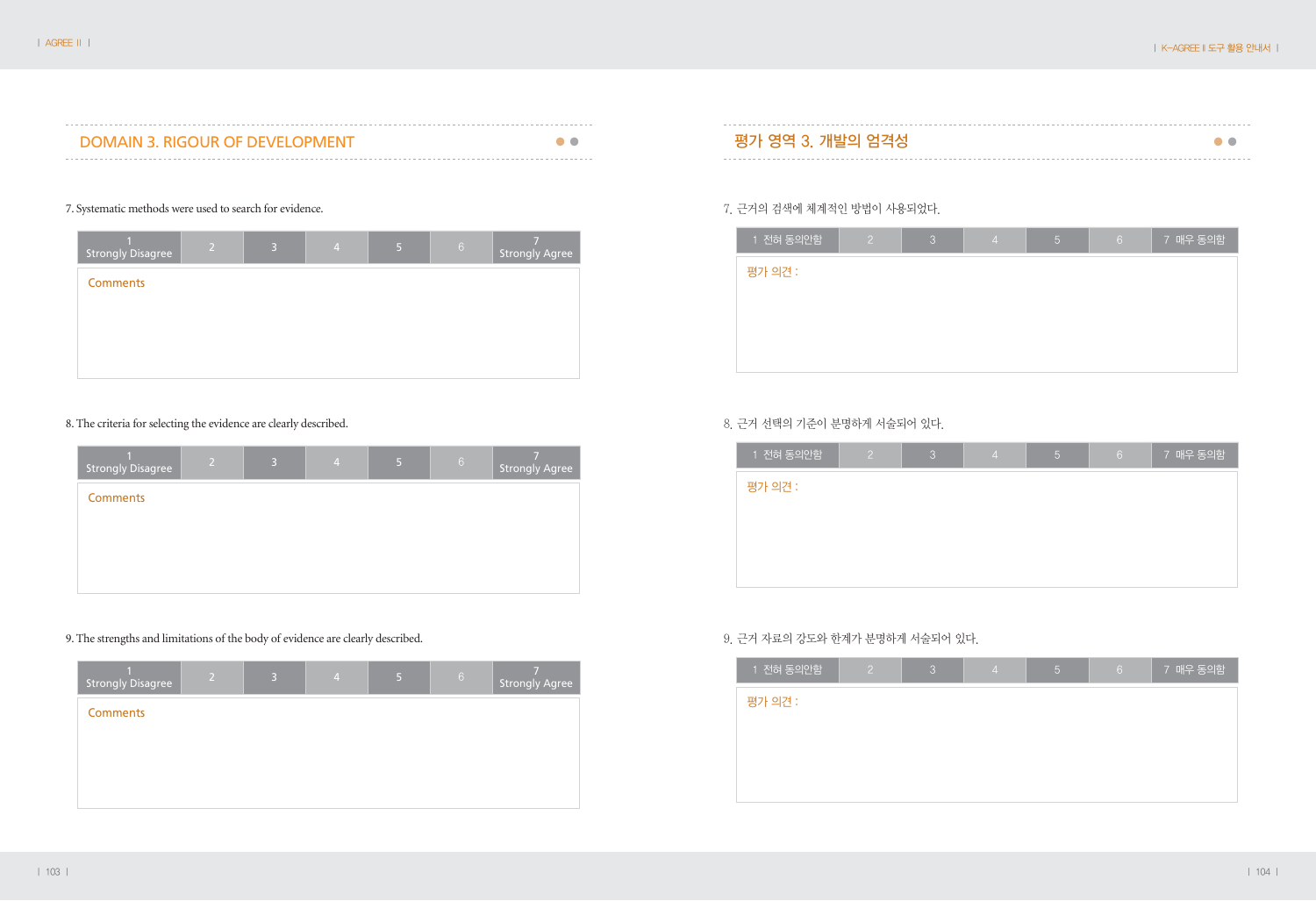## DOMAIN 3. RIGOUR OF DEVELOPMENT

7. Systematic methods were used to search for evidence.

| 1 Strongly Disagree | 2 | 3 | 4 | 5 | 6 | 7 Strongly Agree |
|---|---|---|---|---|---|---|

Comments

8. The criteria for selecting the evidence are clearly described.

| 1 Strongly Disagree | 2 | 3 | 4 | 5 | 6 | 7 Strongly Agree |
|---|---|---|---|---|---|---|

Comments

9. The strengths and limitations of the body of evidence are clearly described.

| 1 Strongly Disagree | 2 | 3 | 4 | 5 | 6 | 7 Strongly Agree |
|---|---|---|---|---|---|---|

Comments

## 평가 영역 3. 개발의 엄격성

7. 근거의 검색에 체계적인 방법이 사용되었다.

| 1 전혀 동의안함 | 2 | 3 | 4 | 5 | 6 | 7 매우 동의함 |
|---|---|---|---|---|---|---|

평가 의견 :

8. 근거 선택의 기준이 분명하게 서술되어 있다.

| 1 전혀 동의안함 | 2 | 3 | 4 | 5 | 6 | 7 매우 동의함 |
|---|---|---|---|---|---|---|

평가 의견 :

9. 근거 자료의 강도와 한계가 분명하게 서술되어 있다.

| 1 전혀 동의안함 | 2 | 3 | 4 | 5 | 6 | 7 매우 동의함 |
|---|---|---|---|---|---|---|

평가 의견 :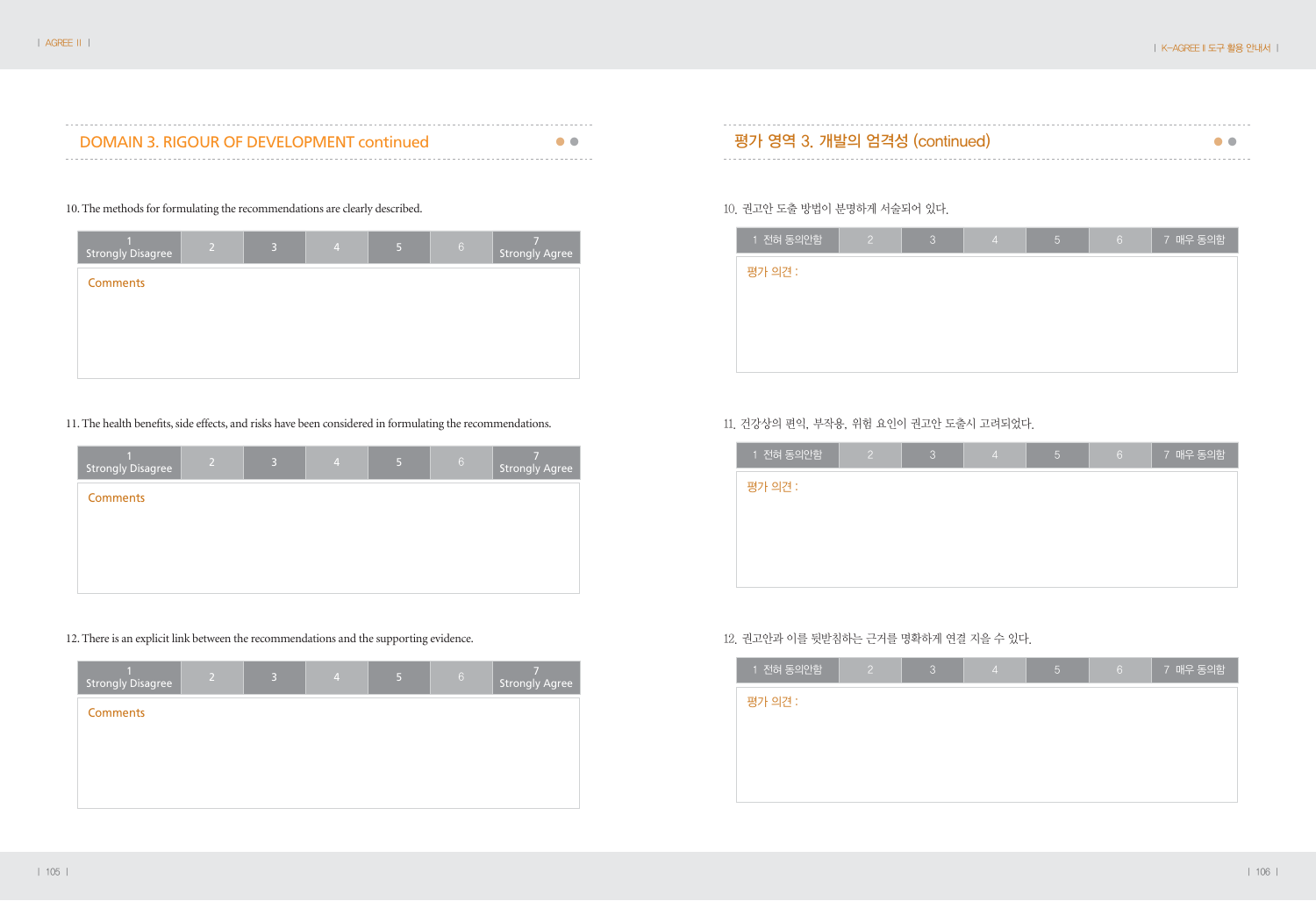## DOMAIN 3. RIGOUR OF DEVELOPMENT continued

10. The methods for formulating the recommendations are clearly described.

| 1 Strongly Disagree | 2 | 3 | 4 | 5 | 6 | 7 Strongly Agree |
|---|---|---|---|---|---|---|

Comments

11. The health benefits, side effects, and risks have been considered in formulating the recommendations.

| 1 Strongly Disagree | 2 | 3 | 4 | 5 | 6 | 7 Strongly Agree |
|---|---|---|---|---|---|---|

Comments

12. There is an explicit link between the recommendations and the supporting evidence.

| 1 Strongly Disagree | 2 | 3 | 4 | 5 | 6 | 7 Strongly Agree |
|---|---|---|---|---|---|---|

Comments

## 평가 영역 3. 개발의 엄격성 (continued)

10. 권고안 도출 방법이 분명하게 서술되어 있다.

| 1 전혀 동의안함 | 2 | 3 | 4 | 5 | 6 | 7 매우 동의함 |
|---|---|---|---|---|---|---|

평가 의견 :

11. 건강상의 편익, 부작용, 위험 요인이 권고안 도출시 고려되었다.

| 1 전혀 동의안함 | 2 | 3 | 4 | 5 | 6 | 7 매우 동의함 |
|---|---|---|---|---|---|---|

평가 의견 :

12. 권고안과 이를 뒷받침하는 근거를 명확하게 연결 지을 수 있다.

| 1 전혀 동의안함 | 2 | 3 | 4 | 5 | 6 | 7 매우 동의함 |
|---|---|---|---|---|---|---|

평가 의견 :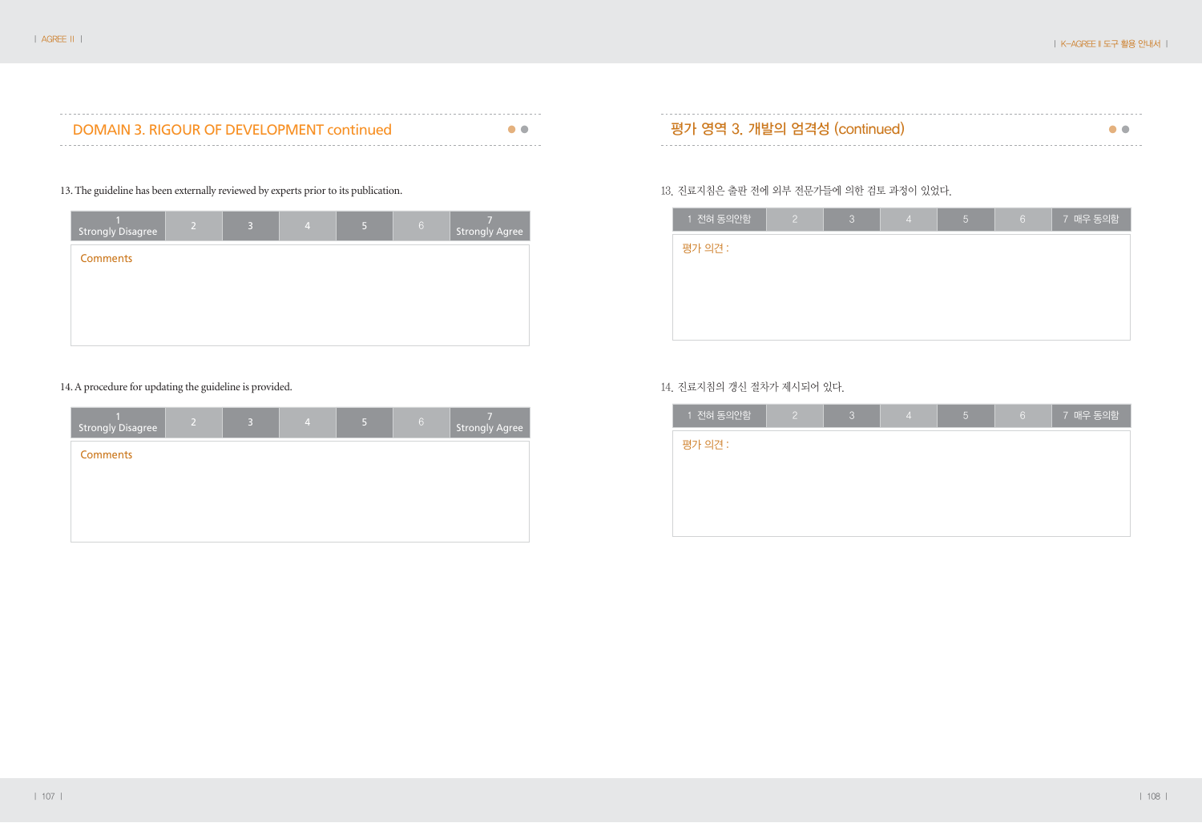## DOMAIN 3. RIGOUR OF DEVELOPMENT continued

13. The guideline has been externally reviewed by experts prior to its publication.

| 1 Strongly Disagree | 2 | 3 | 4 | 5 | 6 | 7 Strongly Agree |
|---|---|---|---|---|---|---|

Comments

14. A procedure for updating the guideline is provided.

| 1 Strongly Disagree | 2 | 3 | 4 | 5 | 6 | 7 Strongly Agree |
|---|---|---|---|---|---|---|

Comments

## 평가 영역 3. 개발의 엄격성 (continued)

13. 진료지침은 출판 전에 외부 전문가들에 의한 검토 과정이 있었다.

| 1 전혀 동의안함 | 2 | 3 | 4 | 5 | 6 | 7 매우 동의함 |
|---|---|---|---|---|---|---|

평가 의견 :

14. 진료지침의 갱신 절차가 제시되어 있다.

| 1 전혀 동의안함 | 2 | 3 | 4 | 5 | 6 | 7 매우 동의함 |
|---|---|---|---|---|---|---|

평가 의견 :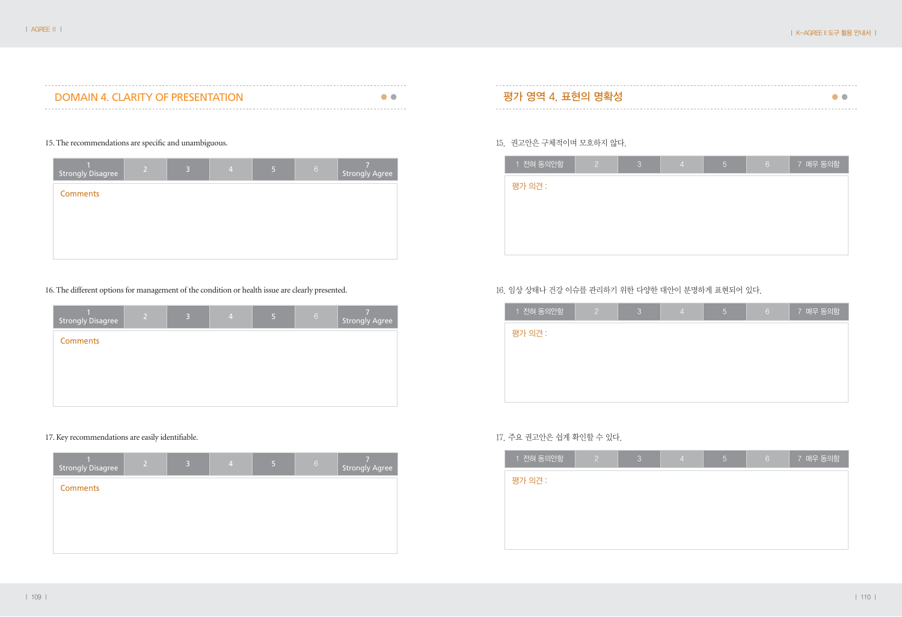## DOMAIN 4. CLARITY OF PRESENTATION

15. The recommendations are specific and unambiguous.

| 1 Strongly Disagree | 2 | 3 | 4 | 5 | 6 | 7 Strongly Agree |
|---|---|---|---|---|---|---|

Comments

16. The different options for management of the condition or health issue are clearly presented.

| 1 Strongly Disagree | 2 | 3 | 4 | 5 | 6 | 7 Strongly Agree |
|---|---|---|---|---|---|---|

Comments

17. Key recommendations are easily identifiable.

| 1 Strongly Disagree | 2 | 3 | 4 | 5 | 6 | 7 Strongly Agree |
|---|---|---|---|---|---|---|

Comments

## 평가 영역 4. 표현의 명확성

15. 권고안은 구체적이며 모호하지 않다.

| 1 전혀 동의안함 | 2 | 3 | 4 | 5 | 6 | 7 매우 동의함 |
|---|---|---|---|---|---|---|

평가 의견 :

16. 임상 상태나 건강 이슈를 관리하기 위한 다양한 대안이 분명하게 표현되어 있다.

| 1 전혀 동의안함 | 2 | 3 | 4 | 5 | 6 | 7 매우 동의함 |
|---|---|---|---|---|---|---|

평가 의견 :

17. 주요 권고안은 쉽게 확인할 수 있다.

| 1 전혀 동의안함 | 2 | 3 | 4 | 5 | 6 | 7 매우 동의함 |
|---|---|---|---|---|---|---|

평가 의견 :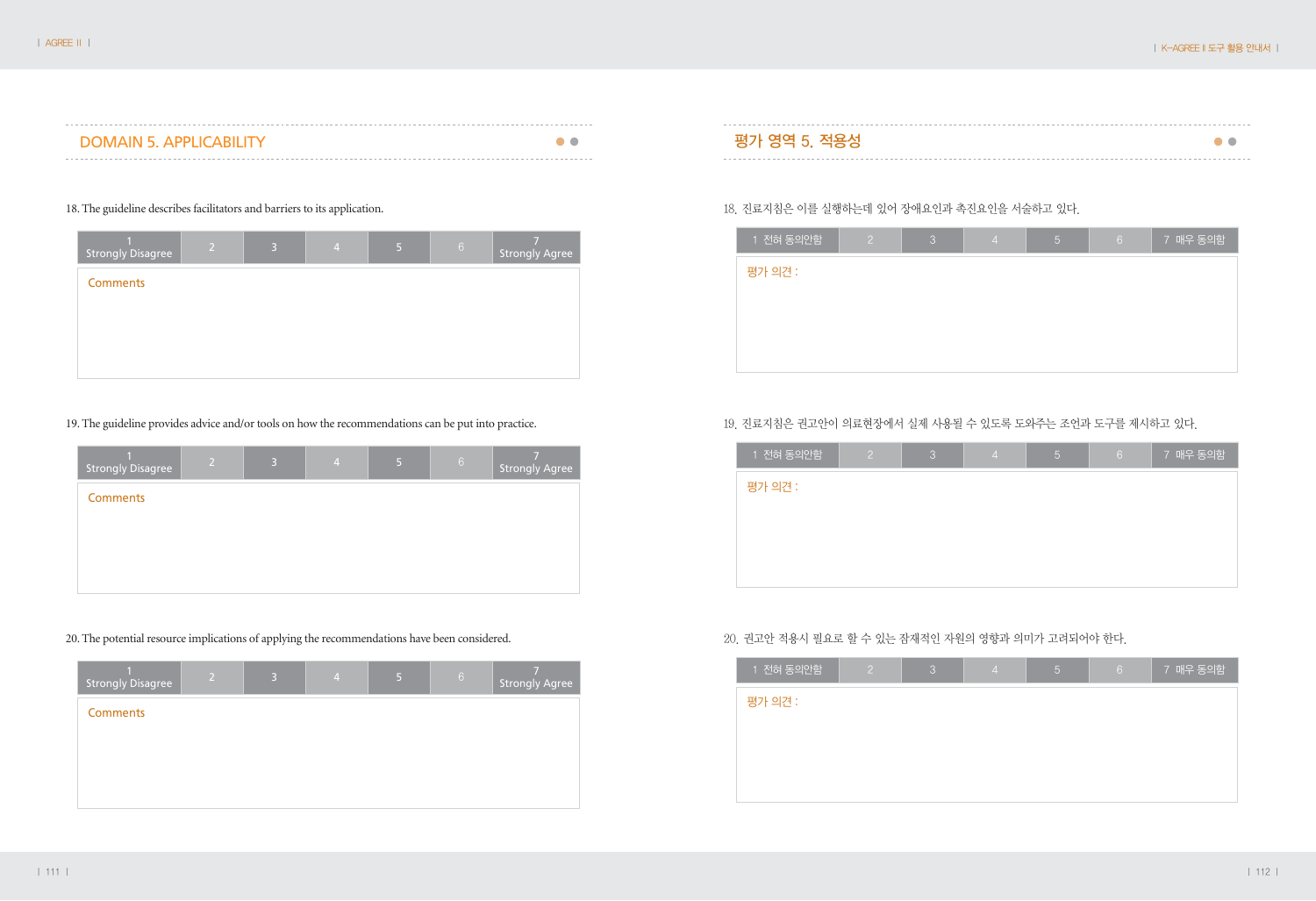## DOMAIN 5. APPLICABILITY

18. The guideline describes facilitators and barriers to its application.

| 1 Strongly Disagree | 2 | 3 | 4 | 5 | 6 | 7 Strongly Agree |
|---|---|---|---|---|---|---|

Comments

19. The guideline provides advice and/or tools on how the recommendations can be put into practice.

| 1 Strongly Disagree | 2 | 3 | 4 | 5 | 6 | 7 Strongly Agree |
|---|---|---|---|---|---|---|

Comments

20. The potential resource implications of applying the recommendations have been considered.

| 1 Strongly Disagree | 2 | 3 | 4 | 5 | 6 | 7 Strongly Agree |
|---|---|---|---|---|---|---|

Comments

## 평가 영역 5. 적용성

18. 진료지침은 이를 실행하는데 있어 장애요인과 촉진요인을 서술하고 있다.

| 1 전혀 동의안함 | 2 | 3 | 4 | 5 | 6 | 7 매우 동의함 |
|---|---|---|---|---|---|---|

평가 의견 :

19. 진료지침은 권고안이 의료현장에서 실제 사용될 수 있도록 도와주는 조언과 도구를 제시하고 있다.

| 1 전혀 동의안함 | 2 | 3 | 4 | 5 | 6 | 7 매우 동의함 |
|---|---|---|---|---|---|---|

평가 의견 :

20. 권고안 적용시 필요로 할 수 있는 잠재적인 자원의 영향과 의미가 고려되어야 한다.

| 1 전혀 동의안함 | 2 | 3 | 4 | 5 | 6 | 7 매우 동의함 |
|---|---|---|---|---|---|---|

평가 의견 :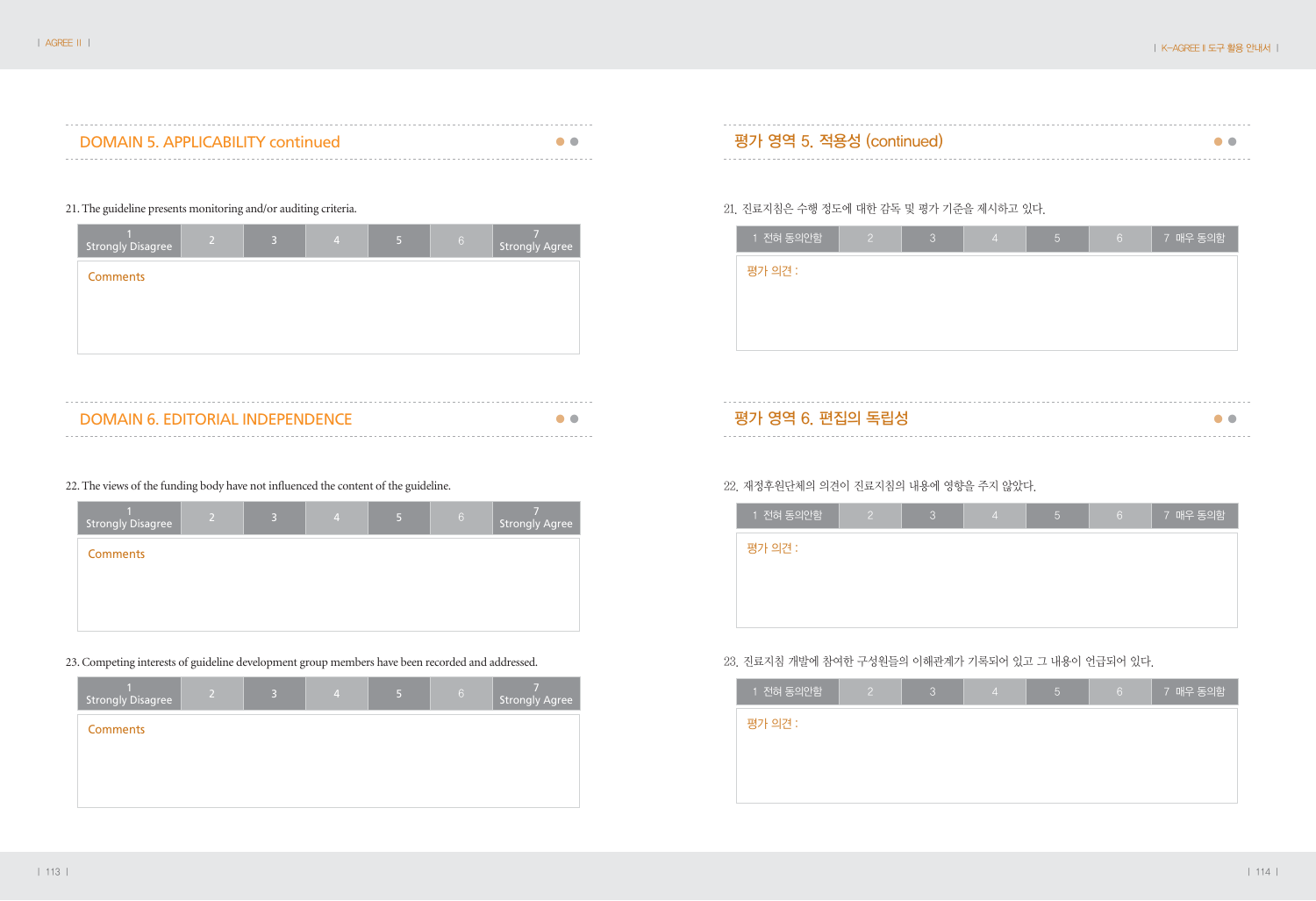## DOMAIN 5. APPLICABILITY continued

21. The guideline presents monitoring and/or auditing criteria.

| 1 Strongly Disagree | 2 | 3 | 4 | 5 | 6 | 7 Strongly Agree |
|---|---|---|---|---|---|---|

Comments

## DOMAIN 6. EDITORIAL INDEPENDENCE

22. The views of the funding body have not influenced the content of the guideline.

| 1 Strongly Disagree | 2 | 3 | 4 | 5 | 6 | 7 Strongly Agree |
|---|---|---|---|---|---|---|

Comments

23. Competing interests of guideline development group members have been recorded and addressed.

| 1 Strongly Disagree | 2 | 3 | 4 | 5 | 6 | 7 Strongly Agree |
|---|---|---|---|---|---|---|

Comments

## 평가 영역 5. 적용성 (continued)

21. 진료지침은 수행 정도에 대한 감독 및 평가 기준을 제시하고 있다.

| 1 전혀 동의안함 | 2 | 3 | 4 | 5 | 6 | 7 매우 동의함 |
|---|---|---|---|---|---|---|

평가 의견 :

## 평가 영역 6. 편집의 독립성

22. 재정후원단체의 의견이 진료지침의 내용에 영향을 주지 않았다.

| 1 전혀 동의안함 | 2 | 3 | 4 | 5 | 6 | 7 매우 동의함 |
|---|---|---|---|---|---|---|

평가 의견 :

23. 진료지침 개발에 참여한 구성원들의 이해관계가 기록되어 있고 그 내용이 언급되어 있다.

| 1 전혀 동의안함 | 2 | 3 | 4 | 5 | 6 | 7 매우 동의함 |
|---|---|---|---|---|---|---|

평가 의견 :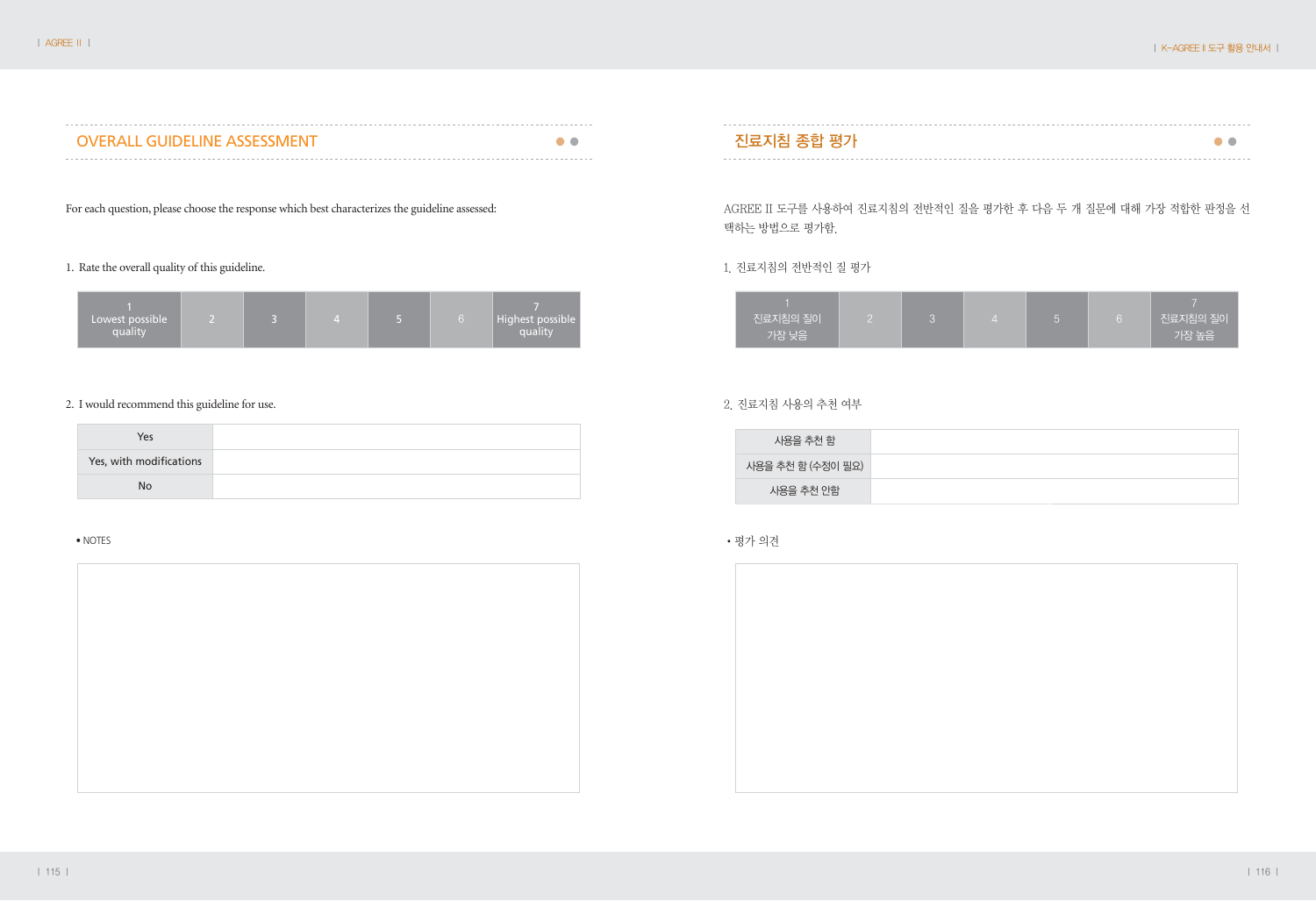## OVERALL GUIDELINE ASSESSMENT

For each question, please choose the response which best characterizes the guideline assessed:

1. Rate the overall quality of this guideline.

| 1 Lowest possible quality | 2 | 3 | 4 | 5 | 6 | 7 Highest possible quality |
|---|---|---|---|---|---|---|

2. I would recommend this guideline for use.

| | |
|---|---|
| Yes | |
| Yes, with modifications | |
| No | |

• NOTES

## 진료지침 종합 평가

AGREE II 도구를 사용하여 진료지침의 전반적인 질을 평가한 후 다음 두 개 질문에 대해 가장 적합한 판정을 선택하는 방법으로 평가함.

1. 진료지침의 전반적인 질 평가

| 1 진료지침의 질이 가장 낮음 | 2 | 3 | 4 | 5 | 6 | 7 진료지침의 질이 가장 높음 |
|---|---|---|---|---|---|---|

2. 진료지침 사용의 추천 여부

| | |
|---|---|
| 사용을 추천 함 | |
| 사용을 추천 함 (수정이 필요) | |
| 사용을 추천 안함 | |

• 평가 의견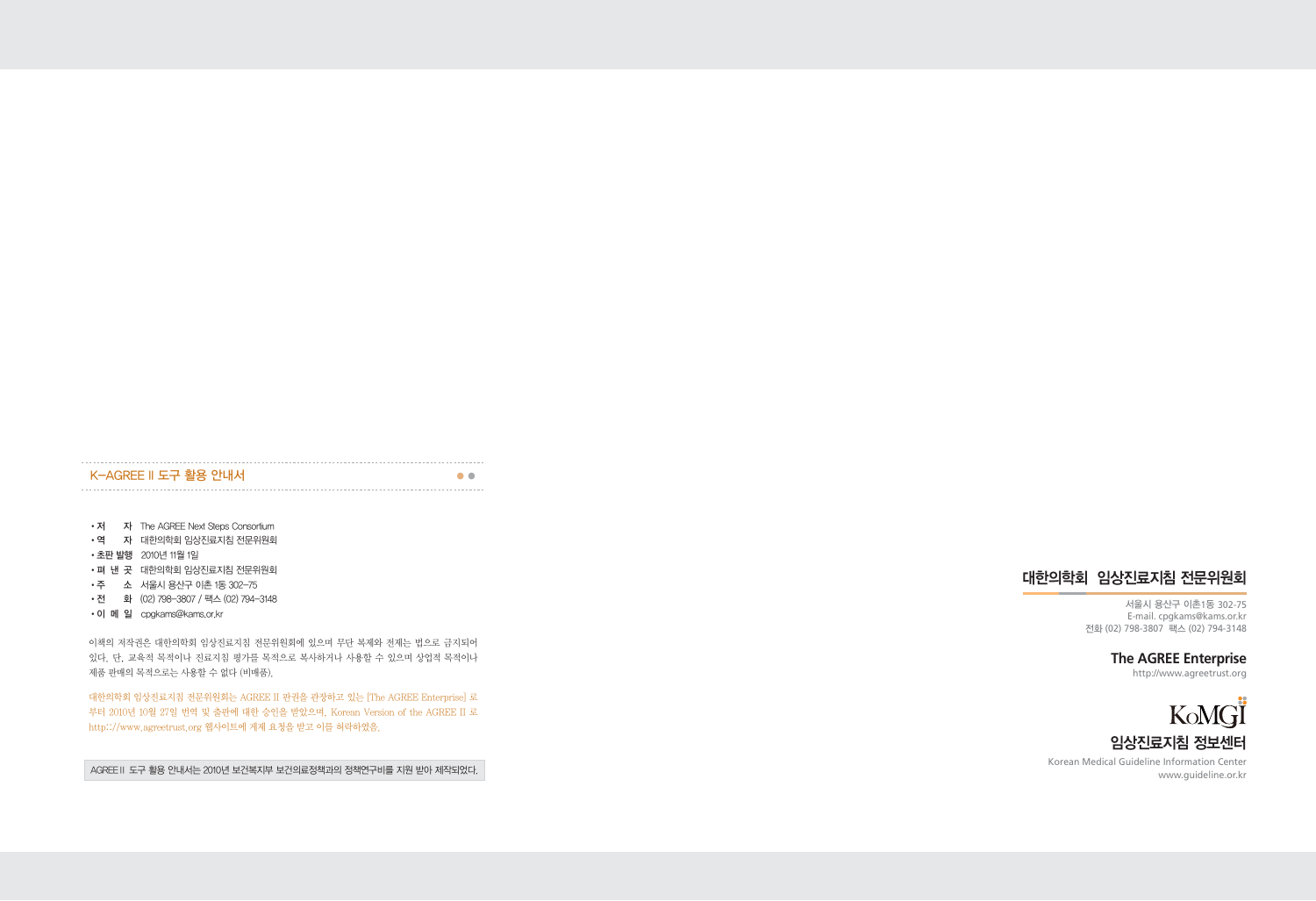## K-AGREE II 도구 활용 안내서

- **저 자** The AGREE Next Steps Consortium
- **역 자** 대한의학회 임상진료지침 전문위원회
- **초판 발행** 2010년 11월 1일
- **펴 낸 곳** 대한의학회 임상진료지침 전문위원회
- **주 소** 서울시 용산구 이촌 1동 302-75
- **전 화** (02) 798-3807 / 팩스 (02) 794-3148
- **이 메 일** cpgkams@kams.or.kr

이책의 저작권은 대한의학회 임상진료지침 전문위원회에 있으며 무단 복제와 전재는 법으로 금지되어 있다. 단, 교육적 목적이나 진료지침 평가를 목적으로 복사하거나 사용할 수 있으며 상업적 목적이나 제품 판매의 목적으로는 사용할 수 없다 (비매품).

대한의학회 임상진료지침 전문위원회는 AGREE II 판권을 관장하고 있는 [The AGREE Enterprise] 로부터 2010년 10월 27일 번역 및 출판에 대한 승인을 받았으며, Korean Version of the AGREE II 로 http:://www.agreetrust.org 웹사이트에 게제 요청을 받고 이를 허락하였음.

AGREE II 도구 활용 안내서는 2010년 보건복지부 보건의료정책과의 정책연구비를 지원 받아 제작되었다.

**대한의학회 임상진료지침 전문위원회**

서울시 용산구 이촌1동 302-75
E-mail. cpgkams@kams.or.kr
전화 (02) 798-3807 팩스 (02) 794-3148

**The AGREE Enterprise**

http://www.agreetrust.org

KoMGI

**임상진료지침 정보센터**

Korean Medical Guideline Information Center
www.guideline.or.kr